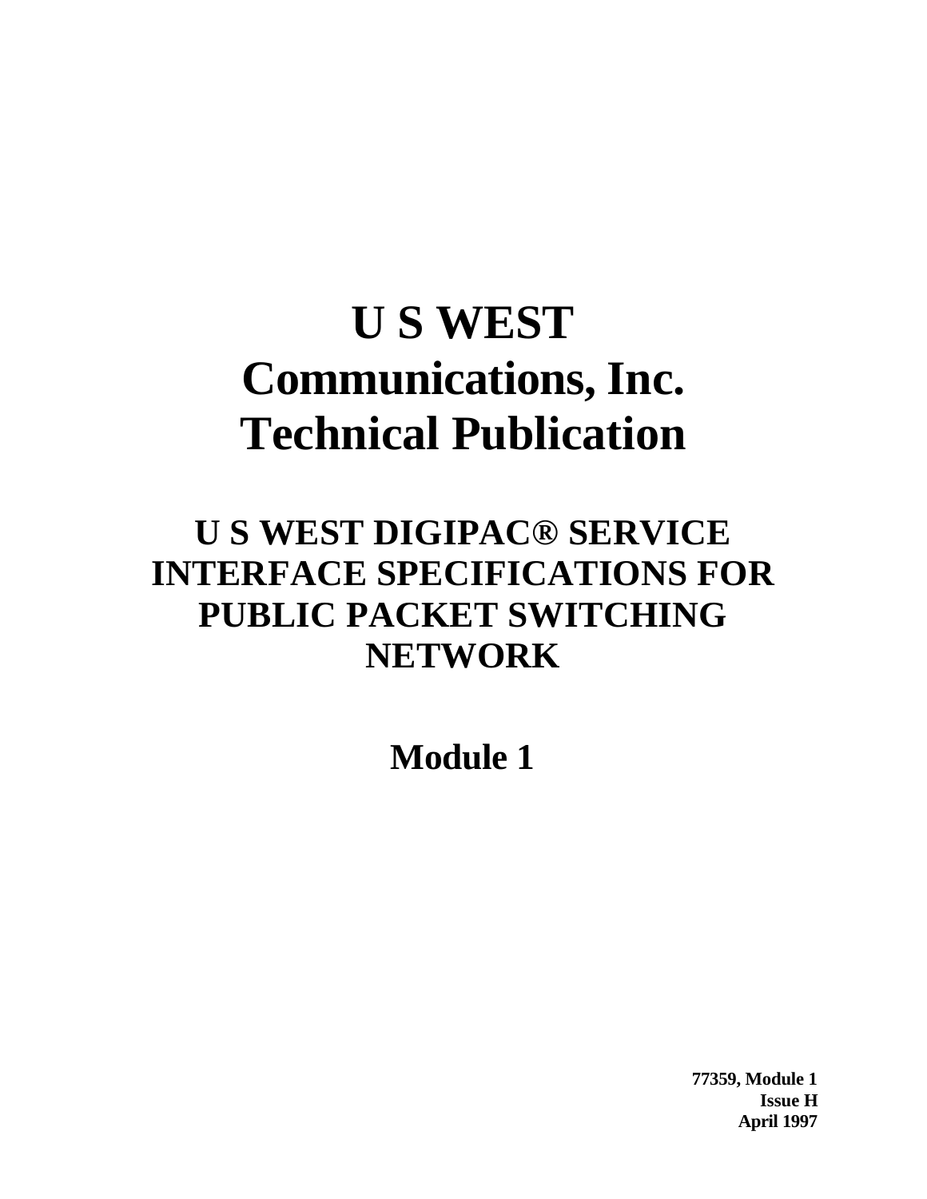# U S WEST Communications, Inc. Technical Publication

## U S WEST DIGIPAC® SERVICE INTERFACE SPECIFICATIONS FOR PUBLIC PACKET SWITCHING NETWORK

## Module 1

**77359, Module 1**
**Issue H**
**April 1997**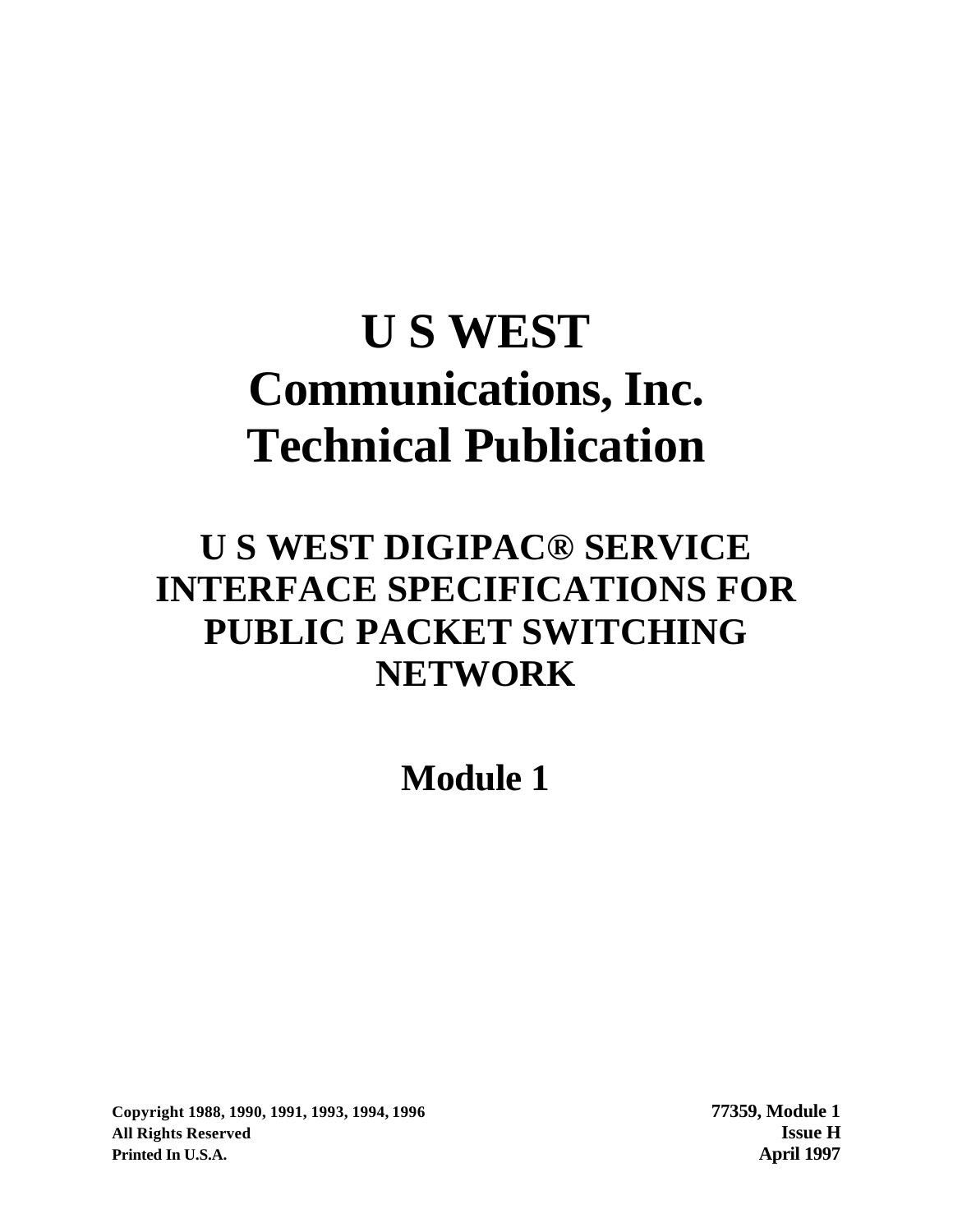# U S WEST Communications, Inc. Technical Publication

## U S WEST DIGIPAC® SERVICE INTERFACE SPECIFICATIONS FOR PUBLIC PACKET SWITCHING NETWORK

## Module 1

**Copyright 1988, 1990, 1991, 1993, 1994, 1996**
**All Rights Reserved**
**Printed In U.S.A.**

**77359, Module 1**
**Issue H**
**April 1997**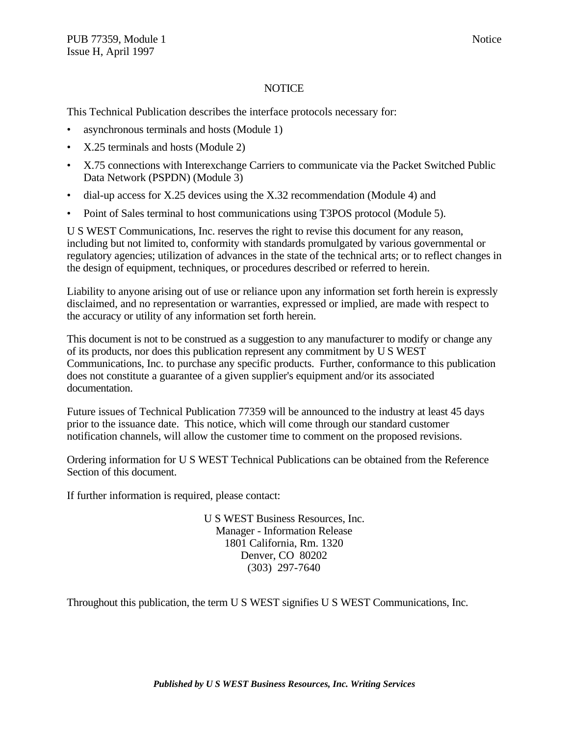# NOTICE

This Technical Publication describes the interface protocols necessary for:

- asynchronous terminals and hosts (Module 1)
- X.25 terminals and hosts (Module 2)
- X.75 connections with Interexchange Carriers to communicate via the Packet Switched Public Data Network (PSPDN) (Module 3)
- dial-up access for X.25 devices using the X.32 recommendation (Module 4) and
- Point of Sales terminal to host communications using T3POS protocol (Module 5).

U S WEST Communications, Inc. reserves the right to revise this document for any reason, including but not limited to, conformity with standards promulgated by various governmental or regulatory agencies; utilization of advances in the state of the technical arts; or to reflect changes in the design of equipment, techniques, or procedures described or referred to herein.

Liability to anyone arising out of use or reliance upon any information set forth herein is expressly disclaimed, and no representation or warranties, expressed or implied, are made with respect to the accuracy or utility of any information set forth herein.

This document is not to be construed as a suggestion to any manufacturer to modify or change any of its products, nor does this publication represent any commitment by U S WEST Communications, Inc. to purchase any specific products. Further, conformance to this publication does not constitute a guarantee of a given supplier's equipment and/or its associated documentation.

Future issues of Technical Publication 77359 will be announced to the industry at least 45 days prior to the issuance date. This notice, which will come through our standard customer notification channels, will allow the customer time to comment on the proposed revisions.

Ordering information for U S WEST Technical Publications can be obtained from the Reference Section of this document.

If further information is required, please contact:

U S WEST Business Resources, Inc.
Manager - Information Release
1801 California, Rm. 1320
Denver, CO 80202
(303) 297-7640

Throughout this publication, the term U S WEST signifies U S WEST Communications, Inc.

***Published by U S WEST Business Resources, Inc. Writing Services***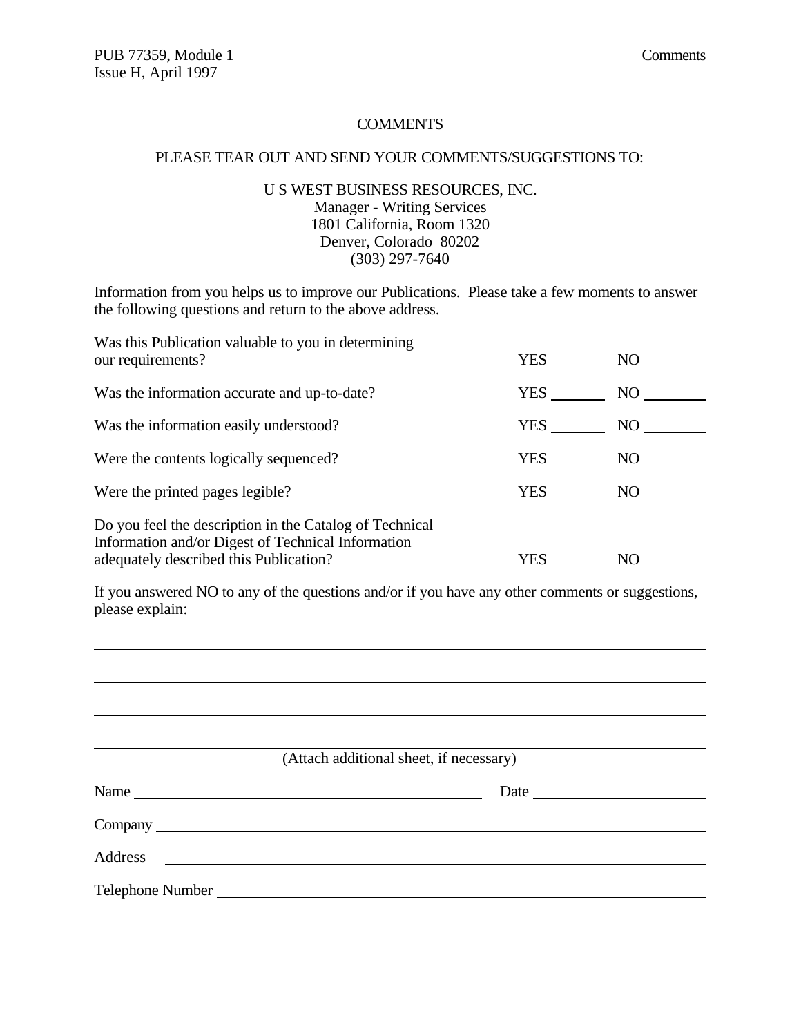# COMMENTS

PLEASE TEAR OUT AND SEND YOUR COMMENTS/SUGGESTIONS TO:

U S WEST BUSINESS RESOURCES, INC.
Manager - Writing Services
1801 California, Room 1320
Denver, Colorado 80202
(303) 297-7640

Information from you helps us to improve our Publications. Please take a few moments to answer the following questions and return to the above address.

| | | |
|---|---|---|
| Was this Publication valuable to you in determining our requirements? | YES \_\_\_\_\_\_\_ | NO \_\_\_\_\_\_\_ |
| Was the information accurate and up-to-date? | YES \_\_\_\_\_\_\_ | NO \_\_\_\_\_\_\_ |
| Was the information easily understood? | YES \_\_\_\_\_\_\_ | NO \_\_\_\_\_\_\_ |
| Were the contents logically sequenced? | YES \_\_\_\_\_\_\_ | NO \_\_\_\_\_\_\_ |
| Were the printed pages legible? | YES \_\_\_\_\_\_\_ | NO \_\_\_\_\_\_\_ |
| Do you feel the description in the Catalog of Technical Information and/or Digest of Technical Information adequately described this Publication? | YES \_\_\_\_\_\_\_ | NO \_\_\_\_\_\_\_ |

If you answered NO to any of the questions and/or if you have any other comments or suggestions, please explain:

\_\_\_\_\_\_\_\_\_\_\_\_\_\_\_\_\_\_\_\_\_\_\_\_\_\_\_\_\_\_\_\_\_\_\_\_\_\_\_\_\_\_\_\_\_\_\_\_\_\_\_\_\_\_\_\_\_\_\_\_

\_\_\_\_\_\_\_\_\_\_\_\_\_\_\_\_\_\_\_\_\_\_\_\_\_\_\_\_\_\_\_\_\_\_\_\_\_\_\_\_\_\_\_\_\_\_\_\_\_\_\_\_\_\_\_\_\_\_\_\_

\_\_\_\_\_\_\_\_\_\_\_\_\_\_\_\_\_\_\_\_\_\_\_\_\_\_\_\_\_\_\_\_\_\_\_\_\_\_\_\_\_\_\_\_\_\_\_\_\_\_\_\_\_\_\_\_\_\_\_\_

\_\_\_\_\_\_\_\_\_\_\_\_\_\_\_\_\_\_\_\_\_\_\_\_\_\_\_\_\_\_\_\_\_\_\_\_\_\_\_\_\_\_\_\_\_\_\_\_\_\_\_\_\_\_\_\_\_\_\_\_

(Attach additional sheet, if necessary)

Name \_\_\_\_\_\_\_\_\_\_\_\_\_\_\_\_\_\_\_\_\_\_\_\_\_\_\_\_\_\_\_\_\_\_\_\_ Date \_\_\_\_\_\_\_\_\_\_\_\_\_\_\_\_\_\_

Company \_\_\_\_\_\_\_\_\_\_\_\_\_\_\_\_\_\_\_\_\_\_\_\_\_\_\_\_\_\_\_\_\_\_\_\_\_\_\_\_\_\_\_\_\_\_\_\_\_\_\_\_\_\_

Address \_\_\_\_\_\_\_\_\_\_\_\_\_\_\_\_\_\_\_\_\_\_\_\_\_\_\_\_\_\_\_\_\_\_\_\_\_\_\_\_\_\_\_\_\_\_\_\_\_\_\_\_\_\_\_

Telephone Number \_\_\_\_\_\_\_\_\_\_\_\_\_\_\_\_\_\_\_\_\_\_\_\_\_\_\_\_\_\_\_\_\_\_\_\_\_\_\_\_\_\_\_\_\_\_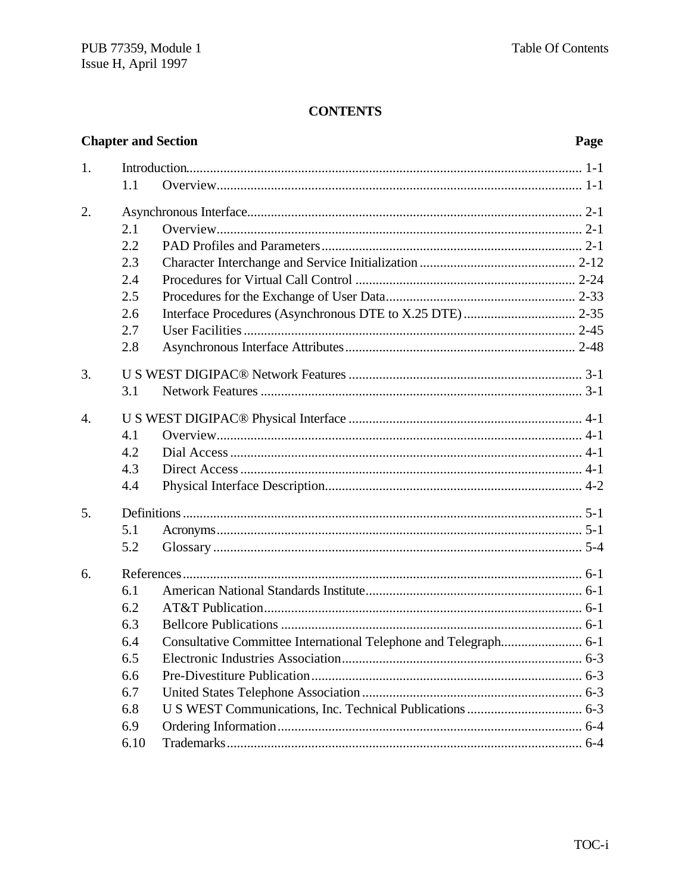# CONTENTS

| Chapter and Section | | | Page |
|---|---|---|---|
| 1. | Introduction | | 1-1 |
| | 1.1 | Overview | 1-1 |
| 2. | Asynchronous Interface | | 2-1 |
| | 2.1 | Overview | 2-1 |
| | 2.2 | PAD Profiles and Parameters | 2-1 |
| | 2.3 | Character Interchange and Service Initialization | 2-12 |
| | 2.4 | Procedures for Virtual Call Control | 2-24 |
| | 2.5 | Procedures for the Exchange of User Data | 2-33 |
| | 2.6 | Interface Procedures (Asynchronous DTE to X.25 DTE) | 2-35 |
| | 2.7 | User Facilities | 2-45 |
| | 2.8 | Asynchronous Interface Attributes | 2-48 |
| 3. | U S WEST DIGIPAC® Network Features | | 3-1 |
| | 3.1 | Network Features | 3-1 |
| 4. | U S WEST DIGIPAC® Physical Interface | | 4-1 |
| | 4.1 | Overview | 4-1 |
| | 4.2 | Dial Access | 4-1 |
| | 4.3 | Direct Access | 4-1 |
| | 4.4 | Physical Interface Description | 4-2 |
| 5. | Definitions | | 5-1 |
| | 5.1 | Acronyms | 5-1 |
| | 5.2 | Glossary | 5-4 |
| 6. | References | | 6-1 |
| | 6.1 | American National Standards Institute | 6-1 |
| | 6.2 | AT&T Publication | 6-1 |
| | 6.3 | Bellcore Publications | 6-1 |
| | 6.4 | Consultative Committee International Telephone and Telegraph | 6-1 |
| | 6.5 | Electronic Industries Association | 6-3 |
| | 6.6 | Pre-Divestiture Publication | 6-3 |
| | 6.7 | United States Telephone Association | 6-3 |
| | 6.8 | U S WEST Communications, Inc. Technical Publications | 6-3 |
| | 6.9 | Ordering Information | 6-4 |
| | 6.10 | Trademarks | 6-4 |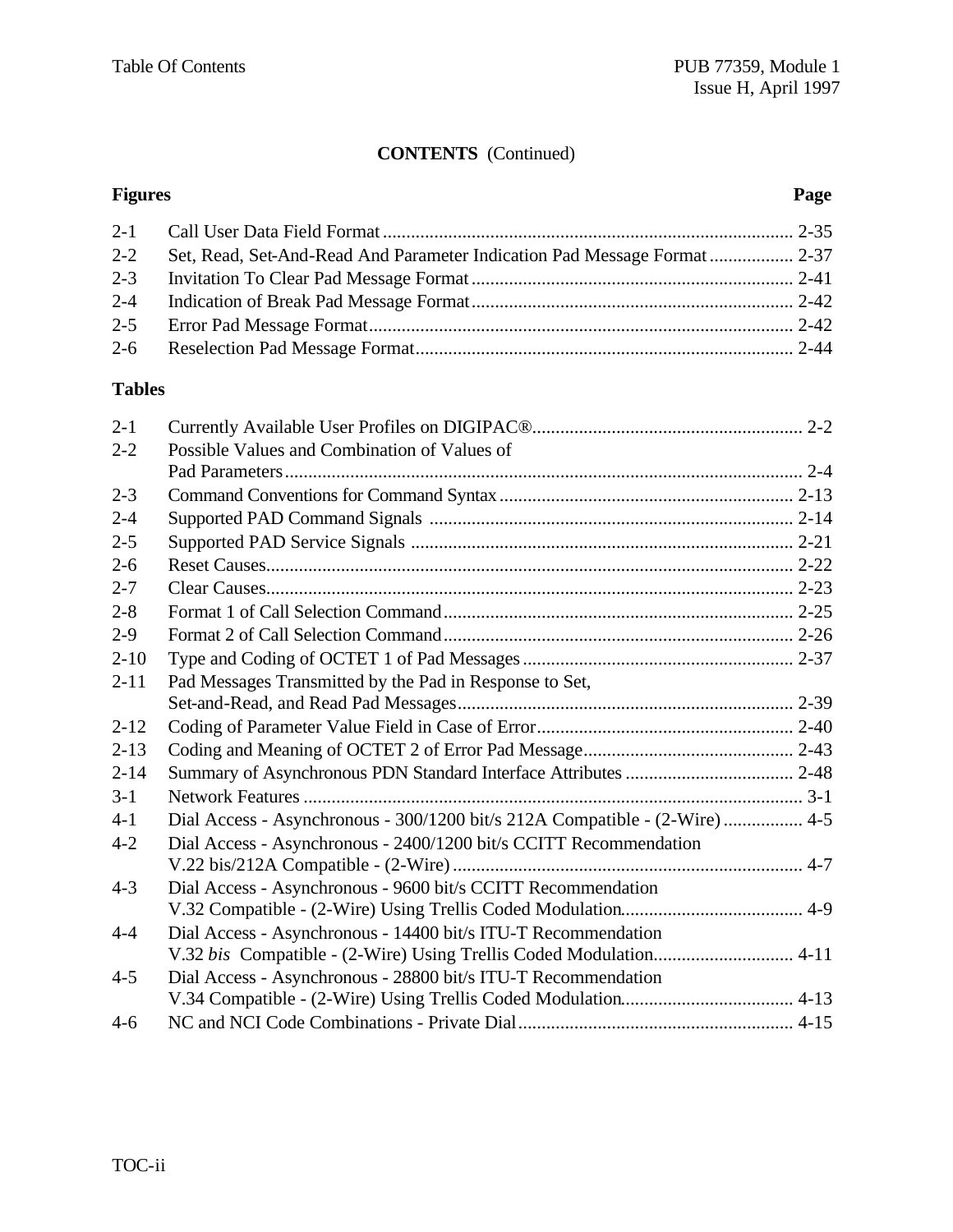**CONTENTS** (Continued)

| **Figures** | | **Page** |
|---|---|---|
| 2-1 | Call User Data Field Format | 2-35 |
| 2-2 | Set, Read, Set-And-Read And Parameter Indication Pad Message Format | 2-37 |
| 2-3 | Invitation To Clear Pad Message Format | 2-41 |
| 2-4 | Indication of Break Pad Message Format | 2-42 |
| 2-5 | Error Pad Message Format | 2-42 |
| 2-6 | Reselection Pad Message Format | 2-44 |

| **Tables** | | |
|---|---|---|
| 2-1 | Currently Available User Profiles on DIGIPAC® | 2-2 |
| 2-2 | Possible Values and Combination of Values of Pad Parameters | 2-4 |
| 2-3 | Command Conventions for Command Syntax | 2-13 |
| 2-4 | Supported PAD Command Signals | 2-14 |
| 2-5 | Supported PAD Service Signals | 2-21 |
| 2-6 | Reset Causes | 2-22 |
| 2-7 | Clear Causes | 2-23 |
| 2-8 | Format 1 of Call Selection Command | 2-25 |
| 2-9 | Format 2 of Call Selection Command | 2-26 |
| 2-10 | Type and Coding of OCTET 1 of Pad Messages | 2-37 |
| 2-11 | Pad Messages Transmitted by the Pad in Response to Set, Set-and-Read, and Read Pad Messages | 2-39 |
| 2-12 | Coding of Parameter Value Field in Case of Error | 2-40 |
| 2-13 | Coding and Meaning of OCTET 2 of Error Pad Message | 2-43 |
| 2-14 | Summary of Asynchronous PDN Standard Interface Attributes | 2-48 |
| 3-1 | Network Features | 3-1 |
| 4-1 | Dial Access - Asynchronous - 300/1200 bit/s 212A Compatible - (2-Wire) | 4-5 |
| 4-2 | Dial Access - Asynchronous - 2400/1200 bit/s CCITT Recommendation V.22 bis/212A Compatible - (2-Wire) | 4-7 |
| 4-3 | Dial Access - Asynchronous - 9600 bit/s CCITT Recommendation V.32 Compatible - (2-Wire) Using Trellis Coded Modulation | 4-9 |
| 4-4 | Dial Access - Asynchronous - 14400 bit/s ITU-T Recommendation V.32 *bis* Compatible - (2-Wire) Using Trellis Coded Modulation | 4-11 |
| 4-5 | Dial Access - Asynchronous - 28800 bit/s ITU-T Recommendation V.34 Compatible - (2-Wire) Using Trellis Coded Modulation | 4-13 |
| 4-6 | NC and NCI Code Combinations - Private Dial | 4-15 |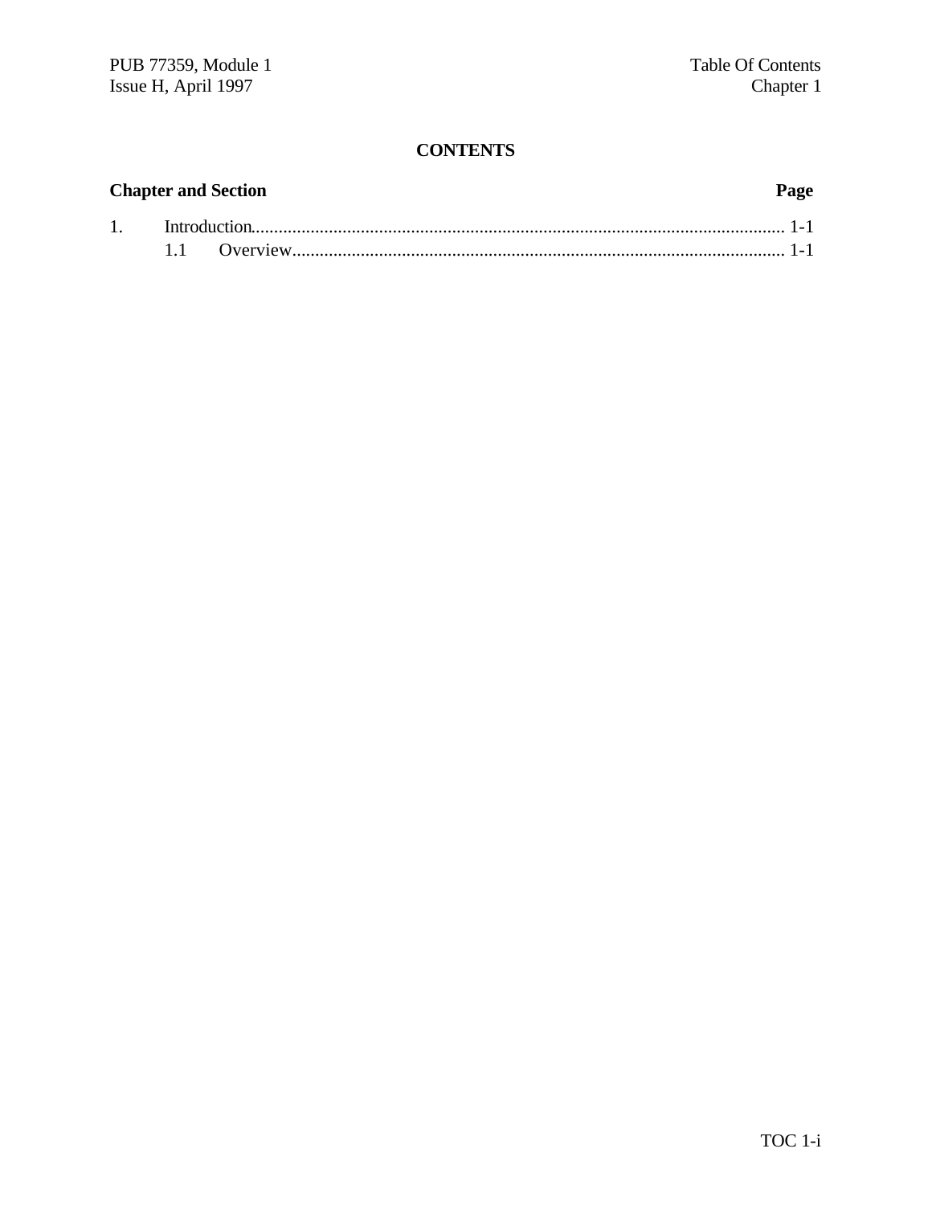## CONTENTS

| Chapter and Section | Page |
|---|---|
| 1. Introduction | 1-1 |
|     1.1 Overview | 1-1 |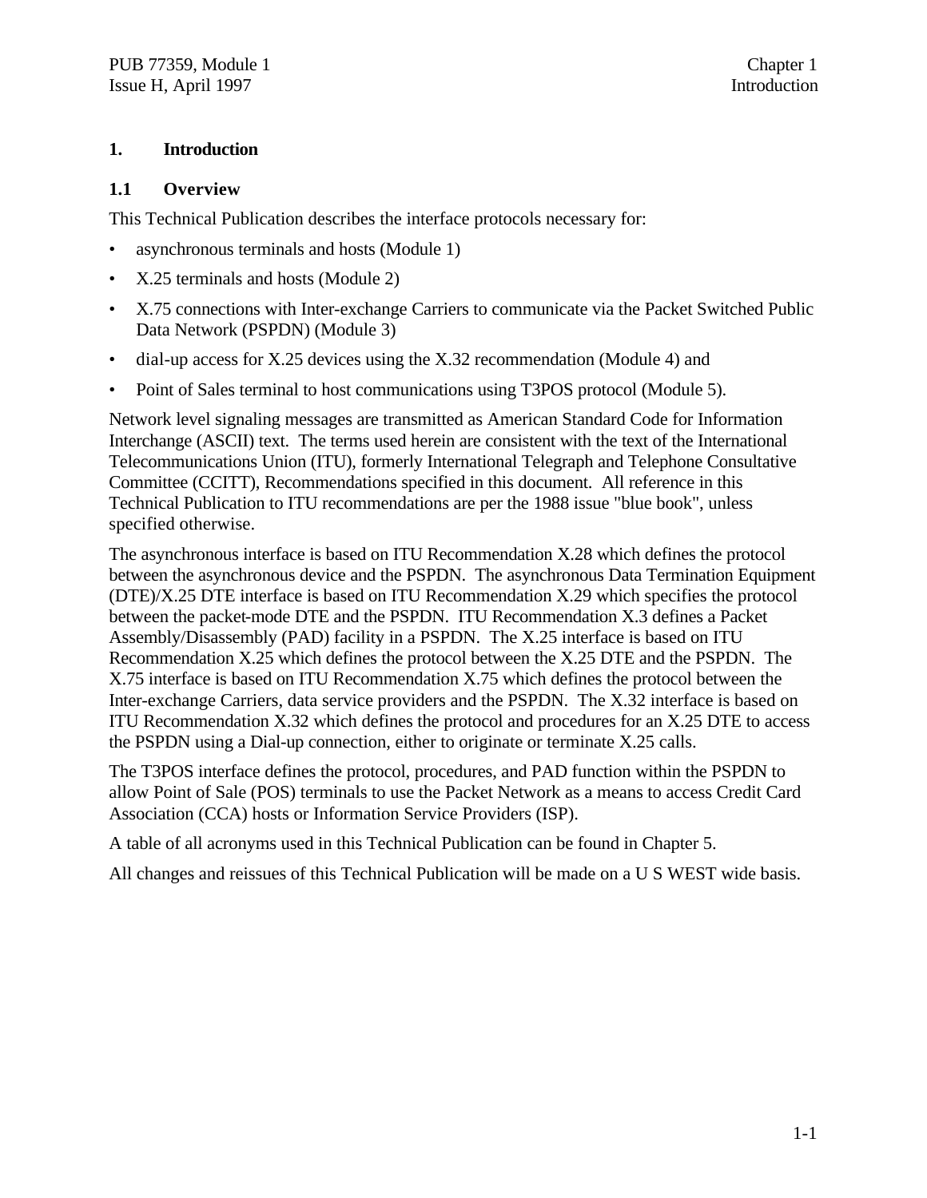# 1. Introduction

## 1.1 Overview

This Technical Publication describes the interface protocols necessary for:

- asynchronous terminals and hosts (Module 1)
- X.25 terminals and hosts (Module 2)
- X.75 connections with Inter-exchange Carriers to communicate via the Packet Switched Public Data Network (PSPDN) (Module 3)
- dial-up access for X.25 devices using the X.32 recommendation (Module 4) and
- Point of Sales terminal to host communications using T3POS protocol (Module 5).

Network level signaling messages are transmitted as American Standard Code for Information Interchange (ASCII) text. The terms used herein are consistent with the text of the International Telecommunications Union (ITU), formerly International Telegraph and Telephone Consultative Committee (CCITT), Recommendations specified in this document. All reference in this Technical Publication to ITU recommendations are per the 1988 issue "blue book", unless specified otherwise.

The asynchronous interface is based on ITU Recommendation X.28 which defines the protocol between the asynchronous device and the PSPDN. The asynchronous Data Termination Equipment (DTE)/X.25 DTE interface is based on ITU Recommendation X.29 which specifies the protocol between the packet-mode DTE and the PSPDN. ITU Recommendation X.3 defines a Packet Assembly/Disassembly (PAD) facility in a PSPDN. The X.25 interface is based on ITU Recommendation X.25 which defines the protocol between the X.25 DTE and the PSPDN. The X.75 interface is based on ITU Recommendation X.75 which defines the protocol between the Inter-exchange Carriers, data service providers and the PSPDN. The X.32 interface is based on ITU Recommendation X.32 which defines the protocol and procedures for an X.25 DTE to access the PSPDN using a Dial-up connection, either to originate or terminate X.25 calls.

The T3POS interface defines the protocol, procedures, and PAD function within the PSPDN to allow Point of Sale (POS) terminals to use the Packet Network as a means to access Credit Card Association (CCA) hosts or Information Service Providers (ISP).

A table of all acronyms used in this Technical Publication can be found in Chapter 5.

All changes and reissues of this Technical Publication will be made on a U S WEST wide basis.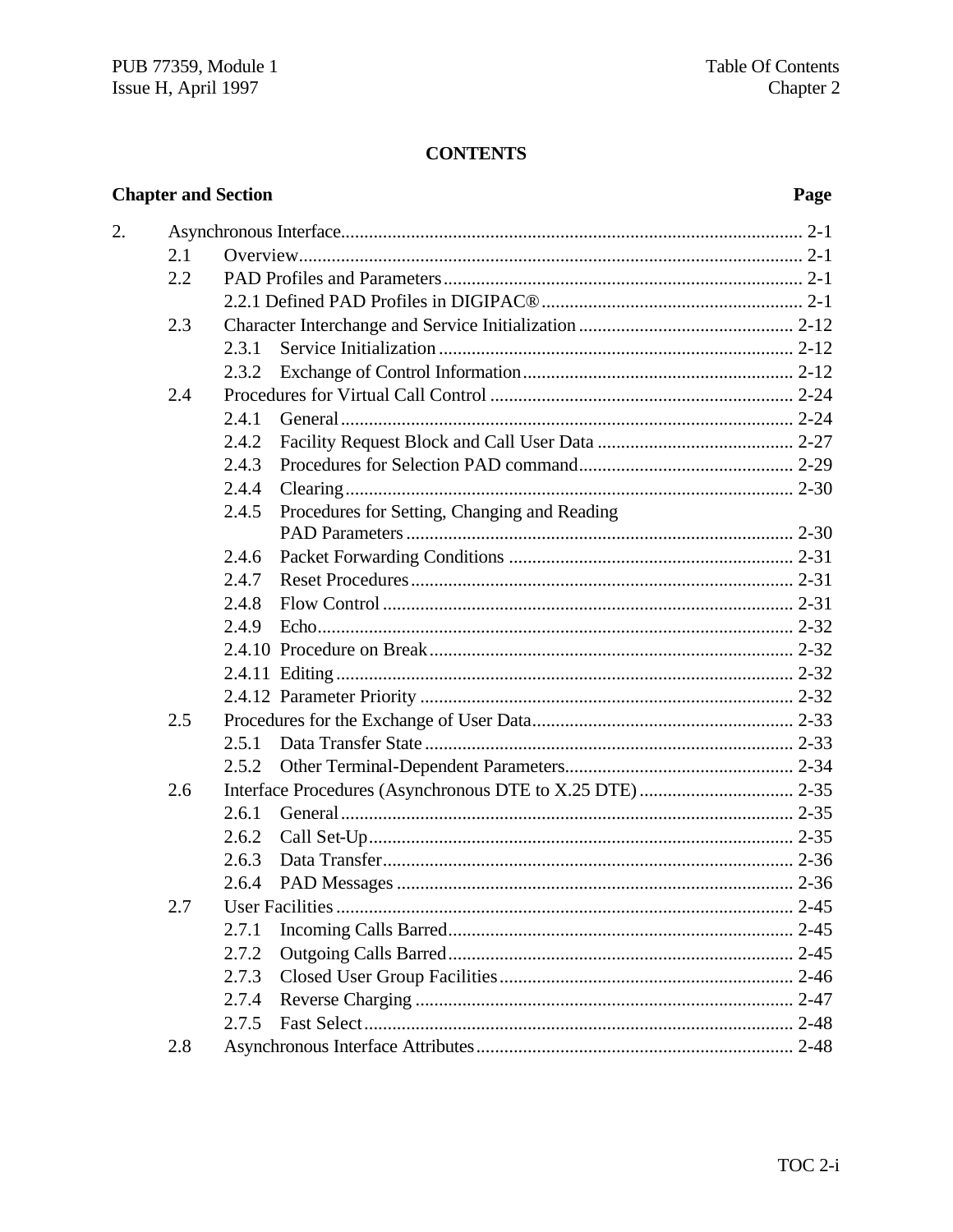# CONTENTS

| Chapter and Section | | | Page |
|---|---|---|---|
| 2. | Asynchronous Interface | | 2-1 |
| | 2.1 | Overview | 2-1 |
| | 2.2 | PAD Profiles and Parameters | 2-1 |
| | | 2.2.1 Defined PAD Profiles in DIGIPAC® | 2-1 |
| | 2.3 | Character Interchange and Service Initialization | 2-12 |
| | | 2.3.1 Service Initialization | 2-12 |
| | | 2.3.2 Exchange of Control Information | 2-12 |
| | 2.4 | Procedures for Virtual Call Control | 2-24 |
| | | 2.4.1 General | 2-24 |
| | | 2.4.2 Facility Request Block and Call User Data | 2-27 |
| | | 2.4.3 Procedures for Selection PAD command | 2-29 |
| | | 2.4.4 Clearing | 2-30 |
| | | 2.4.5 Procedures for Setting, Changing and Reading PAD Parameters | 2-30 |
| | | 2.4.6 Packet Forwarding Conditions | 2-31 |
| | | 2.4.7 Reset Procedures | 2-31 |
| | | 2.4.8 Flow Control | 2-31 |
| | | 2.4.9 Echo | 2-32 |
| | | 2.4.10 Procedure on Break | 2-32 |
| | | 2.4.11 Editing | 2-32 |
| | | 2.4.12 Parameter Priority | 2-32 |
| | 2.5 | Procedures for the Exchange of User Data | 2-33 |
| | | 2.5.1 Data Transfer State | 2-33 |
| | | 2.5.2 Other Terminal-Dependent Parameters | 2-34 |
| | 2.6 | Interface Procedures (Asynchronous DTE to X.25 DTE) | 2-35 |
| | | 2.6.1 General | 2-35 |
| | | 2.6.2 Call Set-Up | 2-35 |
| | | 2.6.3 Data Transfer | 2-36 |
| | | 2.6.4 PAD Messages | 2-36 |
| | 2.7 | User Facilities | 2-45 |
| | | 2.7.1 Incoming Calls Barred | 2-45 |
| | | 2.7.2 Outgoing Calls Barred | 2-45 |
| | | 2.7.3 Closed User Group Facilities | 2-46 |
| | | 2.7.4 Reverse Charging | 2-47 |
| | | 2.7.5 Fast Select | 2-48 |
| | 2.8 | Asynchronous Interface Attributes | 2-48 |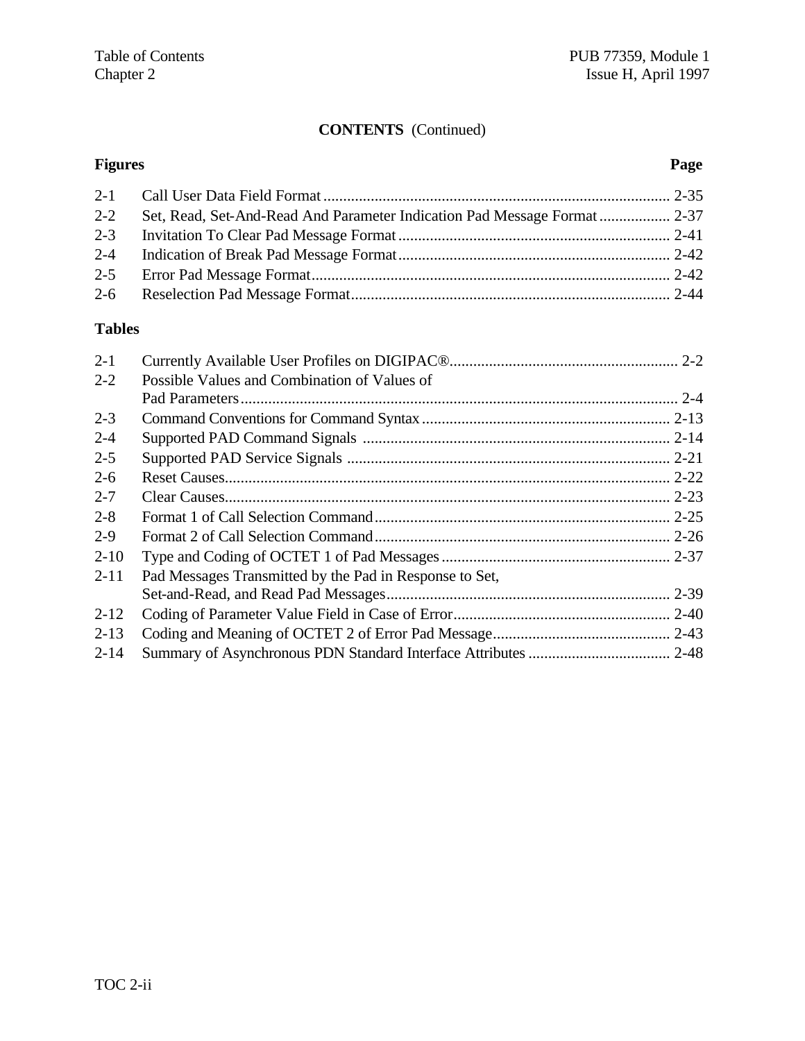## CONTENTS (Continued)

| Figures | | Page |
|---|---|---|
| 2-1 | Call User Data Field Format | 2-35 |
| 2-2 | Set, Read, Set-And-Read And Parameter Indication Pad Message Format | 2-37 |
| 2-3 | Invitation To Clear Pad Message Format | 2-41 |
| 2-4 | Indication of Break Pad Message Format | 2-42 |
| 2-5 | Error Pad Message Format | 2-42 |
| 2-6 | Reselection Pad Message Format | 2-44 |

| Tables | | Page |
|---|---|---|
| 2-1 | Currently Available User Profiles on DIGIPAC® | 2-2 |
| 2-2 | Possible Values and Combination of Values of Pad Parameters | 2-4 |
| 2-3 | Command Conventions for Command Syntax | 2-13 |
| 2-4 | Supported PAD Command Signals | 2-14 |
| 2-5 | Supported PAD Service Signals | 2-21 |
| 2-6 | Reset Causes | 2-22 |
| 2-7 | Clear Causes | 2-23 |
| 2-8 | Format 1 of Call Selection Command | 2-25 |
| 2-9 | Format 2 of Call Selection Command | 2-26 |
| 2-10 | Type and Coding of OCTET 1 of Pad Messages | 2-37 |
| 2-11 | Pad Messages Transmitted by the Pad in Response to Set, Set-and-Read, and Read Pad Messages | 2-39 |
| 2-12 | Coding of Parameter Value Field in Case of Error | 2-40 |
| 2-13 | Coding and Meaning of OCTET 2 of Error Pad Message | 2-43 |
| 2-14 | Summary of Asynchronous PDN Standard Interface Attributes | 2-48 |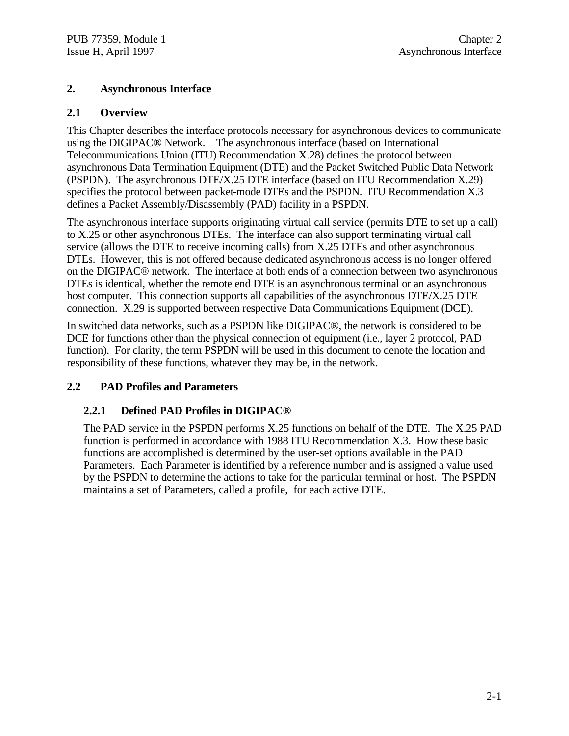# 2. Asynchronous Interface

## 2.1 Overview

This Chapter describes the interface protocols necessary for asynchronous devices to communicate using the DIGIPAC® Network. The asynchronous interface (based on International Telecommunications Union (ITU) Recommendation X.28) defines the protocol between asynchronous Data Termination Equipment (DTE) and the Packet Switched Public Data Network (PSPDN). The asynchronous DTE/X.25 DTE interface (based on ITU Recommendation X.29) specifies the protocol between packet-mode DTEs and the PSPDN. ITU Recommendation X.3 defines a Packet Assembly/Disassembly (PAD) facility in a PSPDN.

The asynchronous interface supports originating virtual call service (permits DTE to set up a call) to X.25 or other asynchronous DTEs. The interface can also support terminating virtual call service (allows the DTE to receive incoming calls) from X.25 DTEs and other asynchronous DTEs. However, this is not offered because dedicated asynchronous access is no longer offered on the DIGIPAC® network. The interface at both ends of a connection between two asynchronous DTEs is identical, whether the remote end DTE is an asynchronous terminal or an asynchronous host computer. This connection supports all capabilities of the asynchronous DTE/X.25 DTE connection. X.29 is supported between respective Data Communications Equipment (DCE).

In switched data networks, such as a PSPDN like DIGIPAC®, the network is considered to be DCE for functions other than the physical connection of equipment (i.e., layer 2 protocol, PAD function). For clarity, the term PSPDN will be used in this document to denote the location and responsibility of these functions, whatever they may be, in the network.

## 2.2 PAD Profiles and Parameters

### 2.2.1 Defined PAD Profiles in DIGIPAC®

The PAD service in the PSPDN performs X.25 functions on behalf of the DTE. The X.25 PAD function is performed in accordance with 1988 ITU Recommendation X.3. How these basic functions are accomplished is determined by the user-set options available in the PAD Parameters. Each Parameter is identified by a reference number and is assigned a value used by the PSPDN to determine the actions to take for the particular terminal or host. The PSPDN maintains a set of Parameters, called a profile, for each active DTE.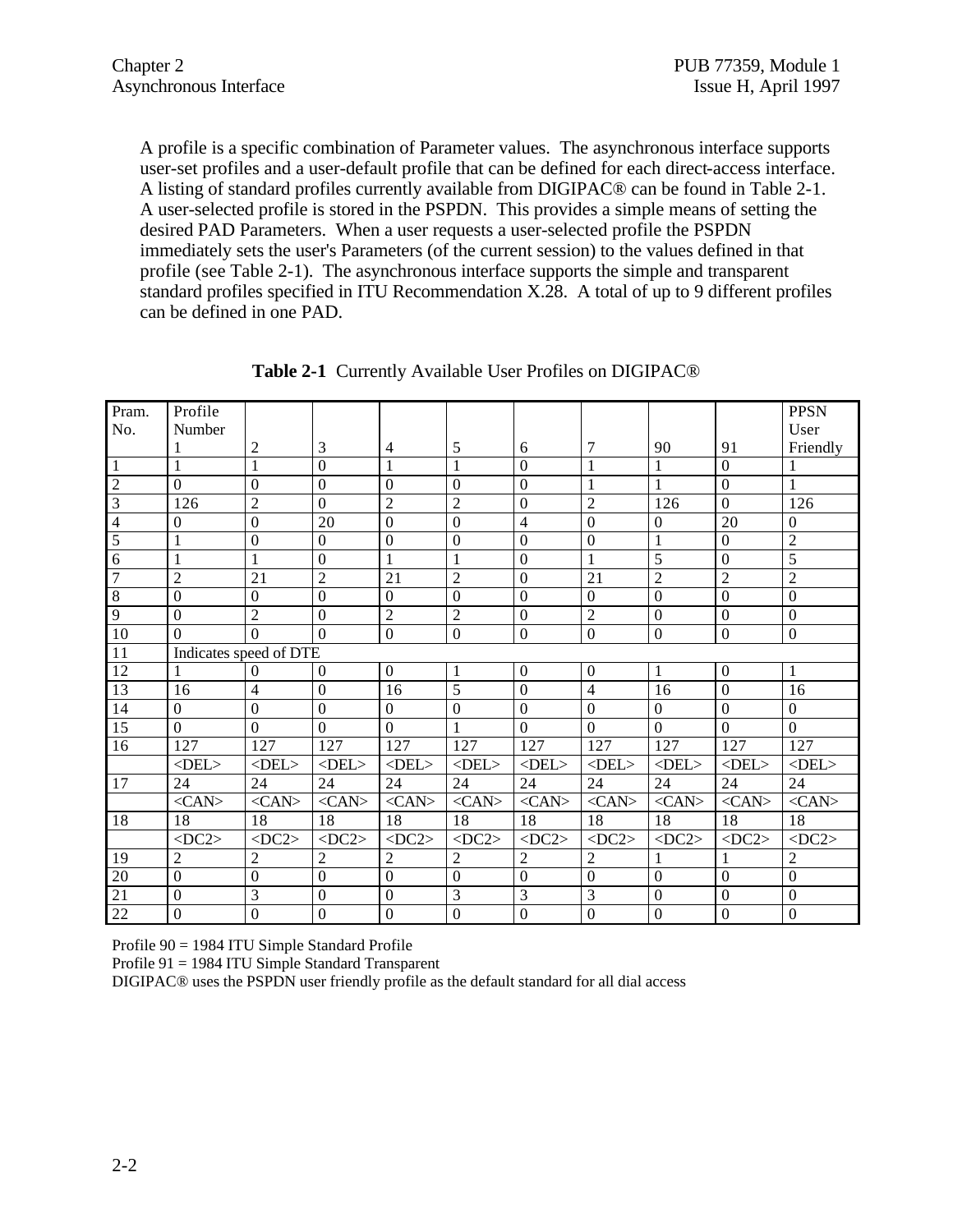A profile is a specific combination of Parameter values. The asynchronous interface supports user-set profiles and a user-default profile that can be defined for each direct-access interface. A listing of standard profiles currently available from DIGIPAC® can be found in Table 2-1. A user-selected profile is stored in the PSPDN. This provides a simple means of setting the desired PAD Parameters. When a user requests a user-selected profile the PSPDN immediately sets the user's Parameters (of the current session) to the values defined in that profile (see Table 2-1). The asynchronous interface supports the simple and transparent standard profiles specified in ITU Recommendation X.28. A total of up to 9 different profiles can be defined in one PAD.

**Table 2-1** Currently Available User Profiles on DIGIPAC®

| Pram. No. | Profile Number 1 | 2 | 3 | 4 | 5 | 6 | 7 | 90 | 91 | PPSN User Friendly |
|---|---|---|---|---|---|---|---|---|---|---|
| 1 | 1 | 1 | 0 | 1 | 1 | 0 | 1 | 1 | 0 | 1 |
| 2 | 0 | 0 | 0 | 0 | 0 | 0 | 1 | 1 | 0 | 1 |
| 3 | 126 | 2 | 0 | 2 | 2 | 0 | 2 | 126 | 0 | 126 |
| 4 | 0 | 0 | 20 | 0 | 0 | 4 | 0 | 0 | 20 | 0 |
| 5 | 1 | 0 | 0 | 0 | 0 | 0 | 0 | 1 | 0 | 2 |
| 6 | 1 | 1 | 0 | 1 | 1 | 0 | 1 | 5 | 0 | 5 |
| 7 | 2 | 21 | 2 | 21 | 2 | 0 | 21 | 2 | 2 | 2 |
| 8 | 0 | 0 | 0 | 0 | 0 | 0 | 0 | 0 | 0 | 0 |
| 9 | 0 | 2 | 0 | 2 | 2 | 0 | 2 | 0 | 0 | 0 |
| 10 | 0 | 0 | 0 | 0 | 0 | 0 | 0 | 0 | 0 | 0 |
| 11 | Indicates speed of DTE | | | | | | | | | |
| 12 | 1 | 0 | 0 | 0 | 1 | 0 | 0 | 1 | 0 | 1 |
| 13 | 16 | 4 | 0 | 16 | 5 | 0 | 4 | 16 | 0 | 16 |
| 14 | 0 | 0 | 0 | 0 | 0 | 0 | 0 | 0 | 0 | 0 |
| 15 | 0 | 0 | 0 | 0 | 1 | 0 | 0 | 0 | 0 | 0 |
| 16 | 127 <DEL> | 127 <DEL> | 127 <DEL> | 127 <DEL> | 127 <DEL> | 127 <DEL> | 127 <DEL> | 127 <DEL> | 127 <DEL> | 127 <DEL> |
| 17 | 24 <CAN> | 24 <CAN> | 24 <CAN> | 24 <CAN> | 24 <CAN> | 24 <CAN> | 24 <CAN> | 24 <CAN> | 24 <CAN> | 24 <CAN> |
| 18 | 18 <DC2> | 18 <DC2> | 18 <DC2> | 18 <DC2> | 18 <DC2> | 18 <DC2> | 18 <DC2> | 18 <DC2> | 18 <DC2> | 18 <DC2> |
| 19 | 2 | 2 | 2 | 2 | 2 | 2 | 2 | 1 | 1 | 2 |
| 20 | 0 | 0 | 0 | 0 | 0 | 0 | 0 | 0 | 0 | 0 |
| 21 | 0 | 3 | 0 | 0 | 3 | 3 | 3 | 0 | 0 | 0 |
| 22 | 0 | 0 | 0 | 0 | 0 | 0 | 0 | 0 | 0 | 0 |

Profile 90 = 1984 ITU Simple Standard Profile
Profile 91 = 1984 ITU Simple Standard Transparent
DIGIPAC® uses the PSPDN user friendly profile as the default standard for all dial access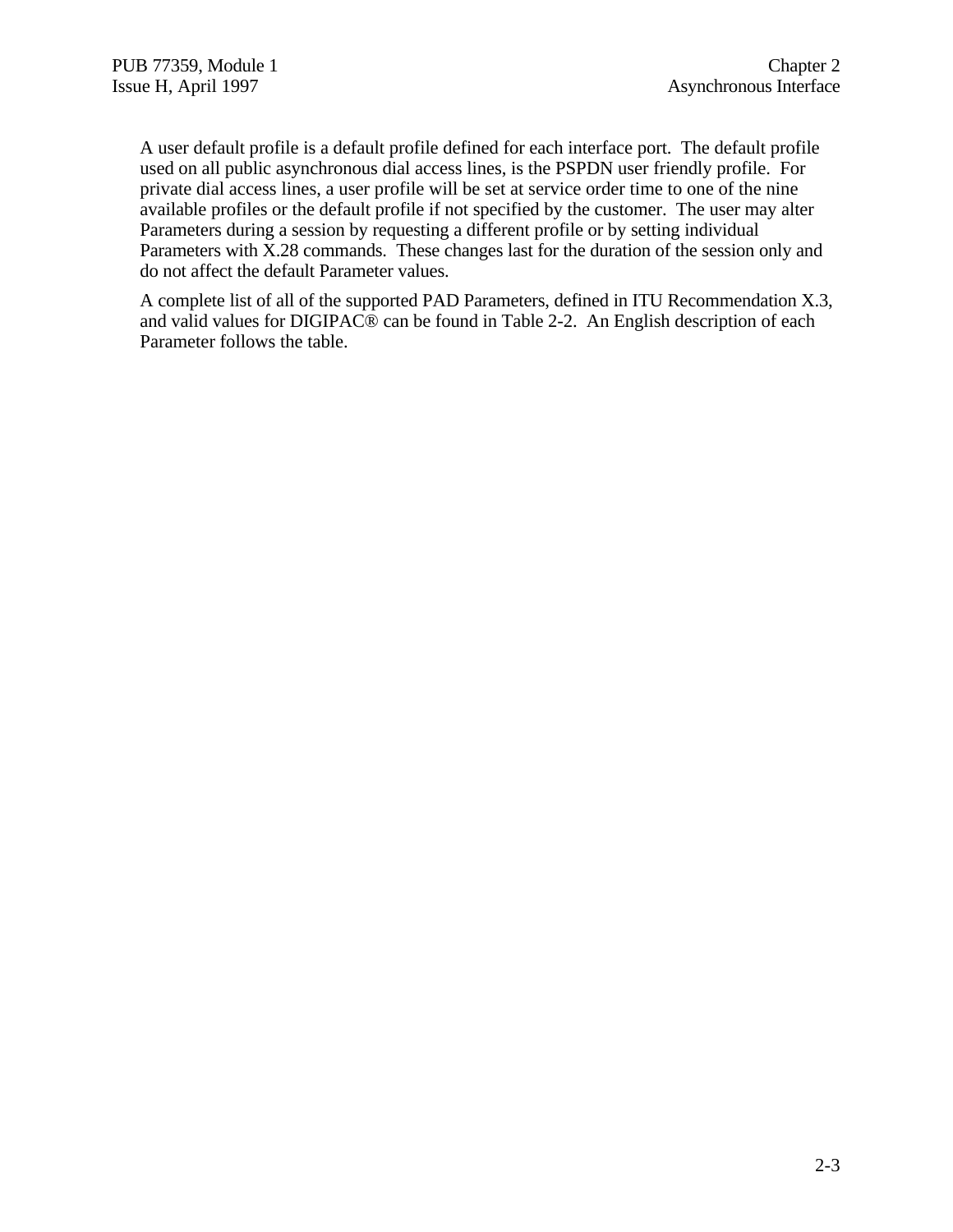A user default profile is a default profile defined for each interface port. The default profile used on all public asynchronous dial access lines, is the PSPDN user friendly profile. For private dial access lines, a user profile will be set at service order time to one of the nine available profiles or the default profile if not specified by the customer. The user may alter Parameters during a session by requesting a different profile or by setting individual Parameters with X.28 commands. These changes last for the duration of the session only and do not affect the default Parameter values.

A complete list of all of the supported PAD Parameters, defined in ITU Recommendation X.3, and valid values for DIGIPAC® can be found in Table 2-2. An English description of each Parameter follows the table.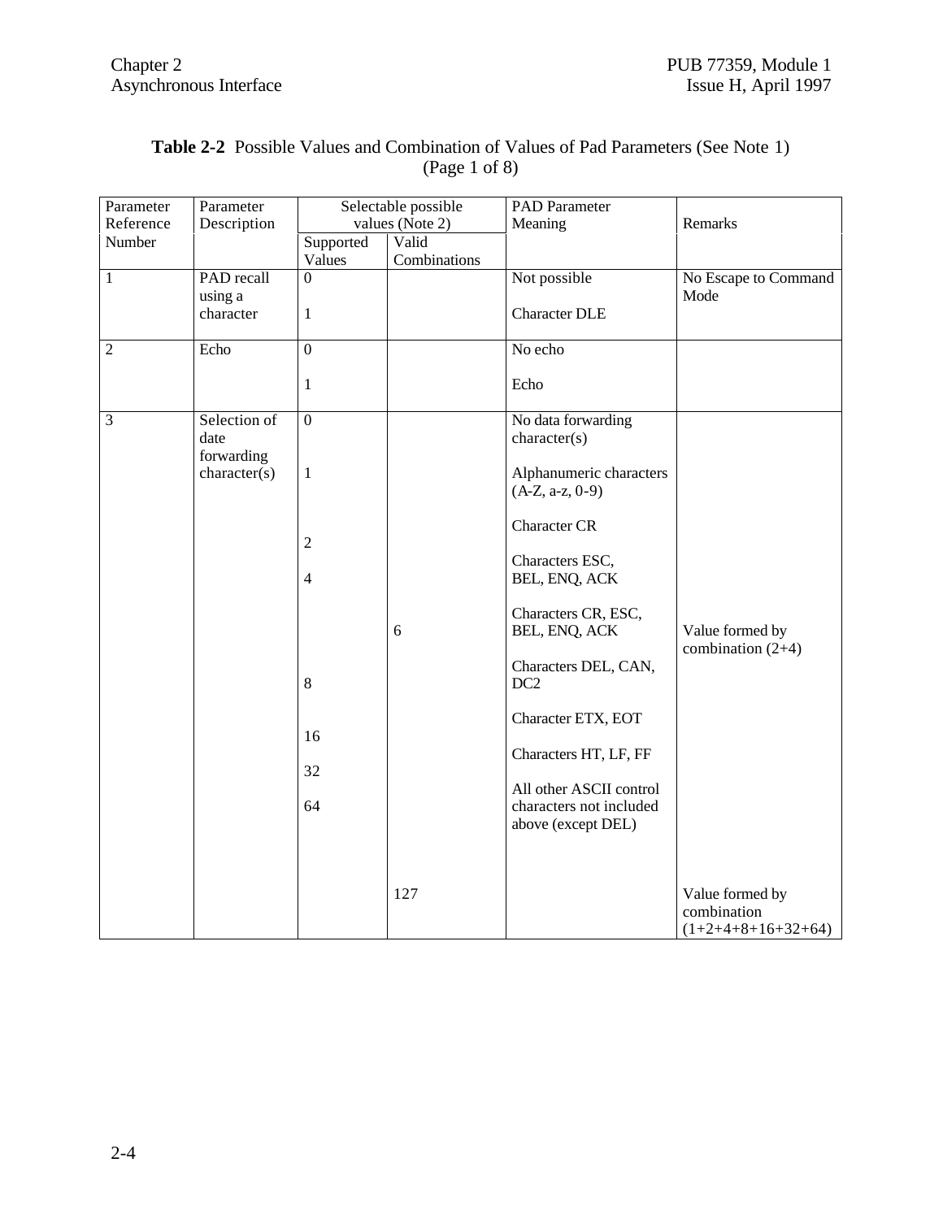**Table 2-2** Possible Values and Combination of Values of Pad Parameters (See Note 1) (Page 1 of 8)

| Parameter Reference Number | Parameter Description | Selectable possible values (Note 2) | | PAD Parameter Meaning | Remarks |
|---|---|---|---|---|---|
| | | Supported Values | Valid Combinations | | |
| 1 | PAD recall using a character | 0 | | Not possible | No Escape to Command Mode |
| | | 1 | | Character DLE | |
| 2 | Echo | 0 | | No echo | |
| | | 1 | | Echo | |
| 3 | Selection of date forwarding character(s) | 0 | | No data forwarding character(s) | |
| | | 1 | | Alphanumeric characters (A-Z, a-z, 0-9) | |
| | | 2 | | Character CR | |
| | | 4 | | Characters ESC, BEL, ENQ, ACK | |
| | | | 6 | Characters CR, ESC, BEL, ENQ, ACK | Value formed by combination (2+4) |
| | | 8 | | Characters DEL, CAN, DC2 | |
| | | 16 | | Character ETX, EOT | |
| | | 32 | | Characters HT, LF, FF | |
| | | 64 | | All other ASCII control characters not included above (except DEL) | |
| | | | 127 | | Value formed by combination (1+2+4+8+16+32+64) |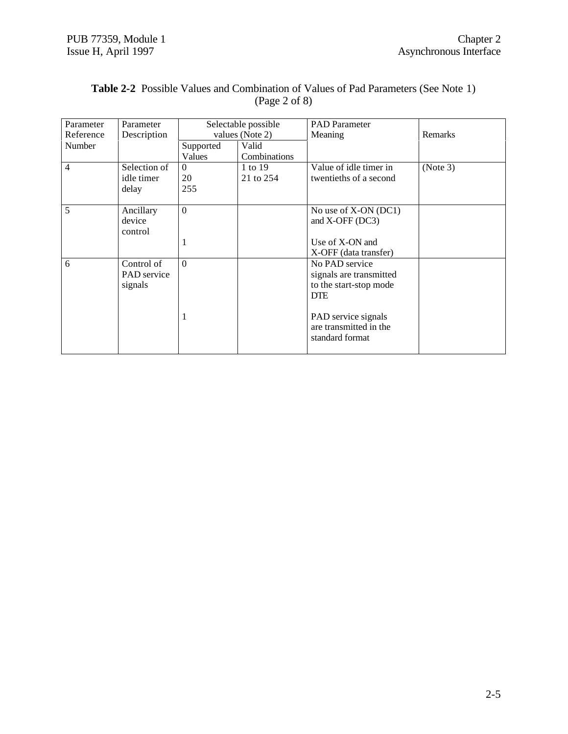**Table 2-2** Possible Values and Combination of Values of Pad Parameters (See Note 1) (Page 2 of 8)

| Parameter Reference Number | Parameter Description | Selectable possible values (Note 2) | | PAD Parameter Meaning | Remarks |
|---|---|---|---|---|---|
| | | Supported Values | Valid Combinations | | |
| 4 | Selection of idle timer delay | 0<br>20<br>255 | 1 to 19<br>21 to 254 | Value of idle timer in twentieths of a second | (Note 3) |
| 5 | Ancillary device control | 0 | | No use of X-ON (DC1) and X-OFF (DC3) | |
| | | 1 | | Use of X-ON and X-OFF (data transfer) | |
| 6 | Control of PAD service signals | 0 | | No PAD service signals are transmitted to the start-stop mode DTE | |
| | | 1 | | PAD service signals are transmitted in the standard format | |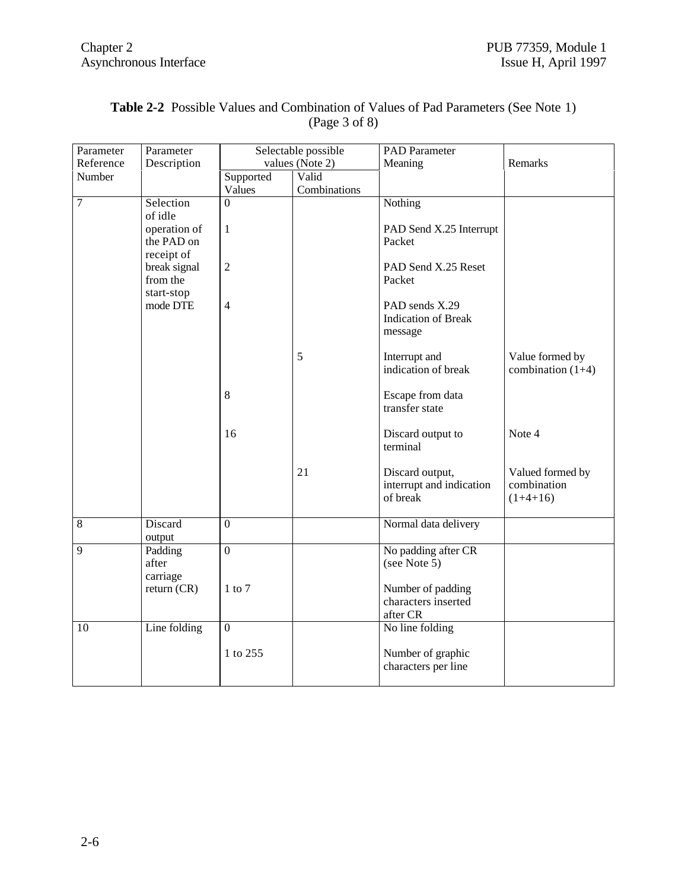**Table 2-2** Possible Values and Combination of Values of Pad Parameters (See Note 1) (Page 3 of 8)

| Parameter Reference Number | Parameter Description | Selectable possible values (Note 2) | | PAD Parameter Meaning | Remarks |
|---|---|---|---|---|---|
| | | Supported Values | Valid Combinations | | |
| 7 | Selection of idle operation of the PAD on receipt of break signal from the start-stop mode DTE | 0 | | Nothing | |
| | | 1 | | PAD Send X.25 Interrupt Packet | |
| | | 2 | | PAD Send X.25 Reset Packet | |
| | | 4 | | PAD sends X.29 Indication of Break message | |
| | | | 5 | Interrupt and indication of break | Value formed by combination (1+4) |
| | | 8 | | Escape from data transfer state | |
| | | 16 | | Discard output to terminal | Note 4 |
| | | | 21 | Discard output, interrupt and indication of break | Valued formed by combination (1+4+16) |
| 8 | Discard output | 0 | | Normal data delivery | |
| 9 | Padding after carriage return (CR) | 0 | | No padding after CR (see Note 5) | |
| | | 1 to 7 | | Number of padding characters inserted after CR | |
| 10 | Line folding | 0 | | No line folding | |
| | | 1 to 255 | | Number of graphic characters per line | |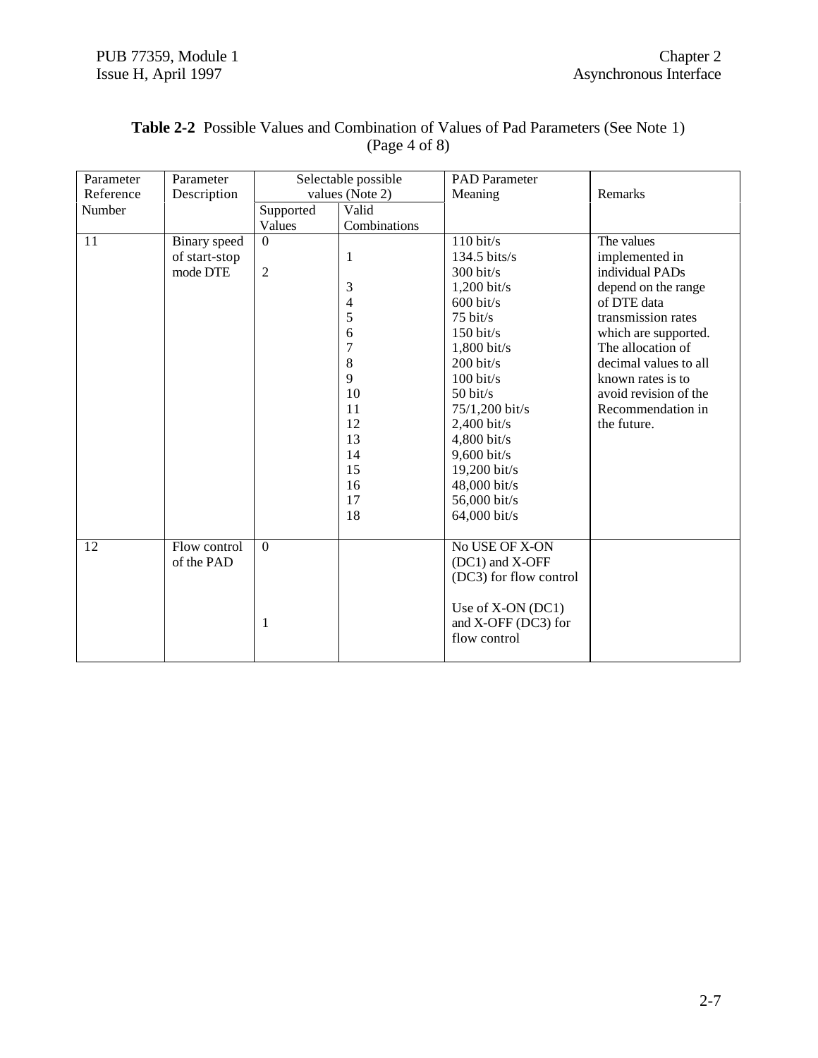**Table 2-2** Possible Values and Combination of Values of Pad Parameters (See Note 1) (Page 4 of 8)

| Parameter Reference Number | Parameter Description | Selectable possible values (Note 2) | | PAD Parameter Meaning | Remarks |
|---|---|---|---|---|---|
| | | Supported Values | Valid Combinations | | |
| 11 | Binary speed of start-stop mode DTE | 0 | | 110 bit/s | The values implemented in individual PADs depend on the range of DTE data transmission rates which are supported. The allocation of decimal values to all known rates is to avoid revision of the Recommendation in the future. |
| | | | 1 | 134.5 bits/s | |
| | | 2 | | 300 bit/s | |
| | | | 3 | 1,200 bit/s | |
| | | | 4 | 600 bit/s | |
| | | | 5 | 75 bit/s | |
| | | | 6 | 150 bit/s | |
| | | | 7 | 1,800 bit/s | |
| | | | 8 | 200 bit/s | |
| | | | 9 | 100 bit/s | |
| | | | 10 | 50 bit/s | |
| | | | 11 | 75/1,200 bit/s | |
| | | | 12 | 2,400 bit/s | |
| | | | 13 | 4,800 bit/s | |
| | | | 14 | 9,600 bit/s | |
| | | | 15 | 19,200 bit/s | |
| | | | 16 | 48,000 bit/s | |
| | | | 17 | 56,000 bit/s | |
| | | | 18 | 64,000 bit/s | |
| 12 | Flow control of the PAD | 0 | | No USE OF X-ON (DC1) and X-OFF (DC3) for flow control | |
| | | 1 | | Use of X-ON (DC1) and X-OFF (DC3) for flow control | |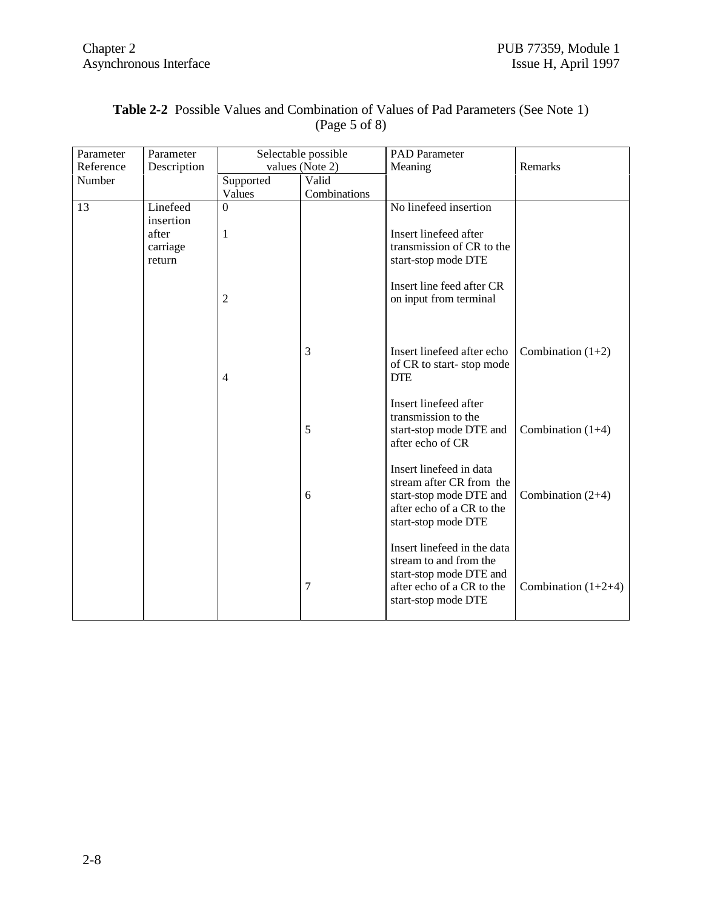**Table 2-2** Possible Values and Combination of Values of Pad Parameters (See Note 1) (Page 5 of 8)

| Parameter Reference Number | Parameter Description | Selectable possible values (Note 2) | | PAD Parameter Meaning | Remarks |
|---|---|---|---|---|---|
| | | Supported Values | Valid Combinations | | |
| 13 | Linefeed insertion after carriage return | 0 | | No linefeed insertion | |
| | | 1 | | Insert linefeed after transmission of CR to the start-stop mode DTE | |
| | | 2 | | Insert line feed after CR on input from terminal | |
| | | | 3 | Insert linefeed after echo of CR to start- stop mode DTE | Combination (1+2) |
| | | 4 | | | |
| | | | 5 | Insert linefeed after transmission to the start-stop mode DTE and after echo of CR | Combination (1+4) |
| | | | 6 | Insert linefeed in data stream after CR from the start-stop mode DTE and after echo of a CR to the start-stop mode DTE | Combination (2+4) |
| | | | 7 | Insert linefeed in the data stream to and from the start-stop mode DTE and after echo of a CR to the start-stop mode DTE | Combination (1+2+4) |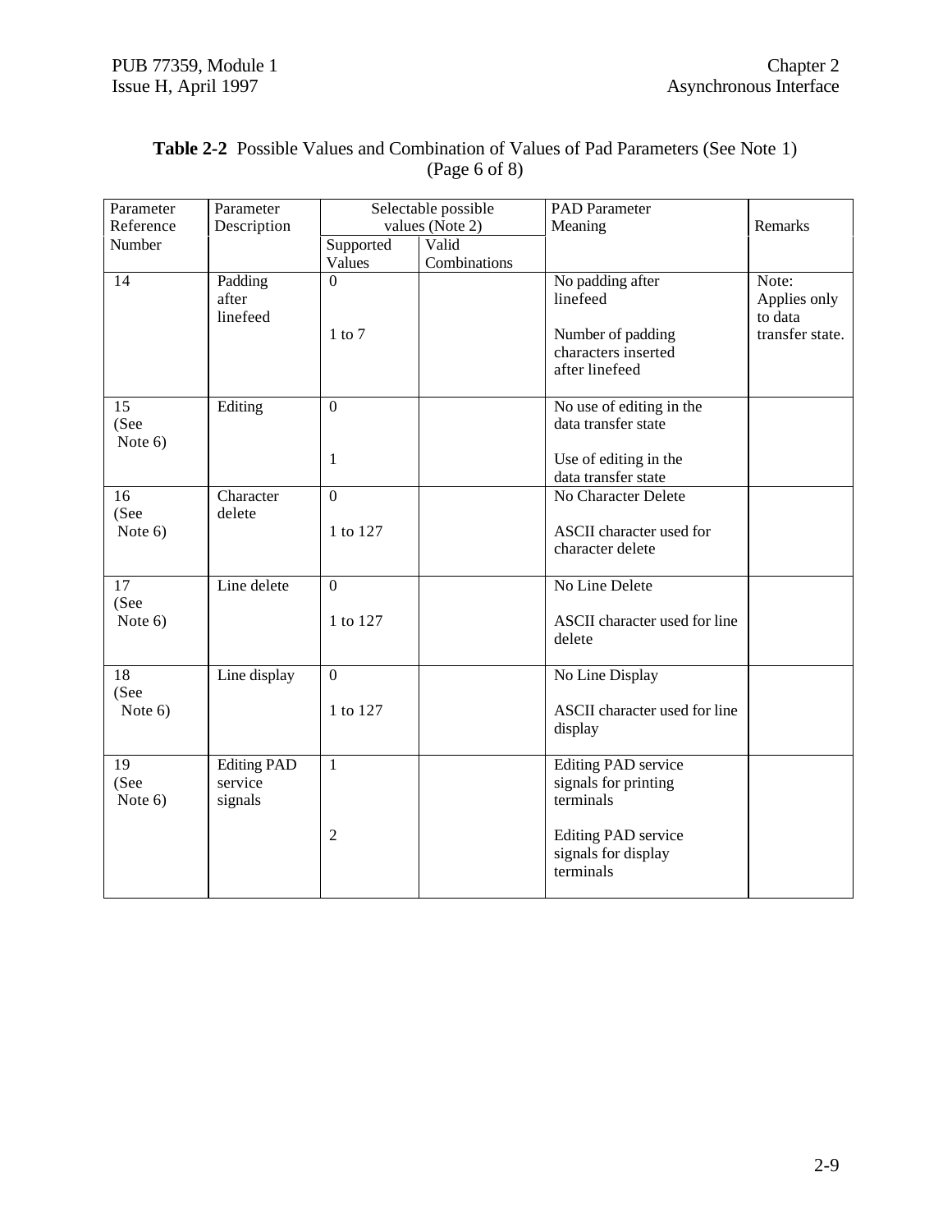**Table 2-2** Possible Values and Combination of Values of Pad Parameters (See Note 1) (Page 6 of 8)

| Parameter Reference Number | Parameter Description | Selectable possible values (Note 2) | | PAD Parameter Meaning | Remarks |
|---|---|---|---|---|---|
| | | Supported Values | Valid Combinations | | |
| 14 | Padding after linefeed | 0 | | No padding after linefeed | Note: Applies only to data transfer state. |
| | | 1 to 7 | | Number of padding characters inserted after linefeed | |
| 15 (See Note 6) | Editing | 0 | | No use of editing in the data transfer state | |
| | | 1 | | Use of editing in the data transfer state | |
| 16 (See Note 6) | Character delete | 0 | | No Character Delete | |
| | | 1 to 127 | | ASCII character used for character delete | |
| 17 (See Note 6) | Line delete | 0 | | No Line Delete | |
| | | 1 to 127 | | ASCII character used for line delete | |
| 18 (See Note 6) | Line display | 0 | | No Line Display | |
| | | 1 to 127 | | ASCII character used for line display | |
| 19 (See Note 6) | Editing PAD service signals | 1 | | Editing PAD service signals for printing terminals | |
| | | 2 | | Editing PAD service signals for display terminals | |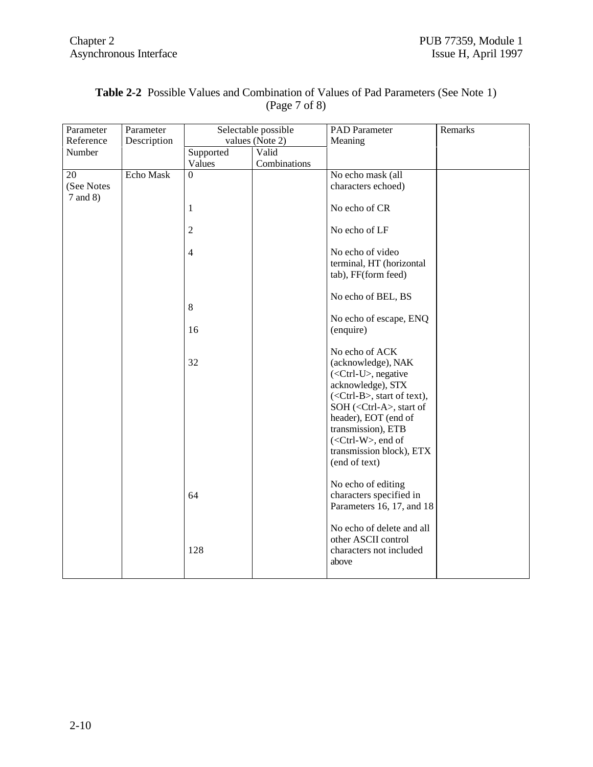**Table 2-2** Possible Values and Combination of Values of Pad Parameters (See Note 1) (Page 7 of 8)

| Parameter Reference Number | Parameter Description | Selectable possible values (Note 2) | | PAD Parameter Meaning | Remarks |
|---|---|---|---|---|---|
| | | Supported Values | Valid Combinations | | |
| 20 (See Notes 7 and 8) | Echo Mask | 0 | | No echo mask (all characters echoed) | |
| | | 1 | | No echo of CR | |
| | | 2 | | No echo of LF | |
| | | 4 | | No echo of video terminal, HT (horizontal tab), FF(form feed) | |
| | | 8 | | No echo of BEL, BS | |
| | | 16 | | No echo of escape, ENQ (enquire) | |
| | | 32 | | No echo of ACK (acknowledge), NAK (<Ctrl-U>, negative acknowledge), STX (<Ctrl-B>, start of text), SOH (<Ctrl-A>, start of header), EOT (end of transmission), ETB (<Ctrl-W>, end of transmission block), ETX (end of text) | |
| | | 64 | | No echo of editing characters specified in Parameters 16, 17, and 18 | |
| | | 128 | | No echo of delete and all other ASCII control characters not included above | |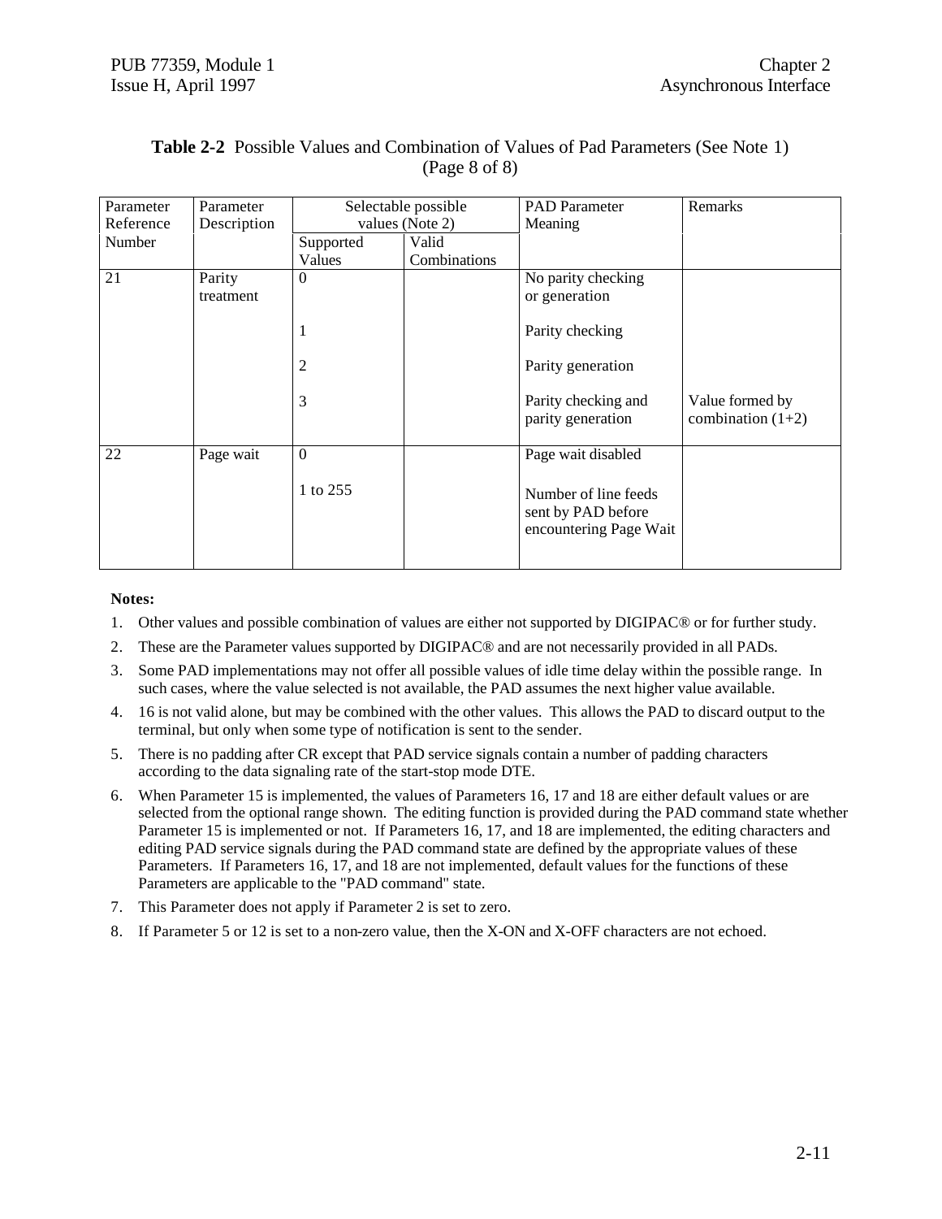**Table 2-2** Possible Values and Combination of Values of Pad Parameters (See Note 1) (Page 8 of 8)

| Parameter Reference Number | Parameter Description | Selectable possible values (Note 2) | | PAD Parameter Meaning | Remarks |
|---|---|---|---|---|---|
| | | Supported Values | Valid Combinations | | |
| 21 | Parity treatment | 0 | | No parity checking or generation | |
| | | 1 | | Parity checking | |
| | | 2 | | Parity generation | |
| | | 3 | | Parity checking and parity generation | Value formed by combination (1+2) |
| 22 | Page wait | 0 | | Page wait disabled | |
| | | 1 to 255 | | Number of line feeds sent by PAD before encountering Page Wait | |

**Notes:**

1. Other values and possible combination of values are either not supported by DIGIPAC® or for further study.
2. These are the Parameter values supported by DIGIPAC® and are not necessarily provided in all PADs.
3. Some PAD implementations may not offer all possible values of idle time delay within the possible range. In such cases, where the value selected is not available, the PAD assumes the next higher value available.
4. 16 is not valid alone, but may be combined with the other values. This allows the PAD to discard output to the terminal, but only when some type of notification is sent to the sender.
5. There is no padding after CR except that PAD service signals contain a number of padding characters according to the data signaling rate of the start-stop mode DTE.
6. When Parameter 15 is implemented, the values of Parameters 16, 17 and 18 are either default values or are selected from the optional range shown. The editing function is provided during the PAD command state whether Parameter 15 is implemented or not. If Parameters 16, 17, and 18 are implemented, the editing characters and editing PAD service signals during the PAD command state are defined by the appropriate values of these Parameters. If Parameters 16, 17, and 18 are not implemented, default values for the functions of these Parameters are applicable to the "PAD command" state.
7. This Parameter does not apply if Parameter 2 is set to zero.
8. If Parameter 5 or 12 is set to a non-zero value, then the X-ON and X-OFF characters are not echoed.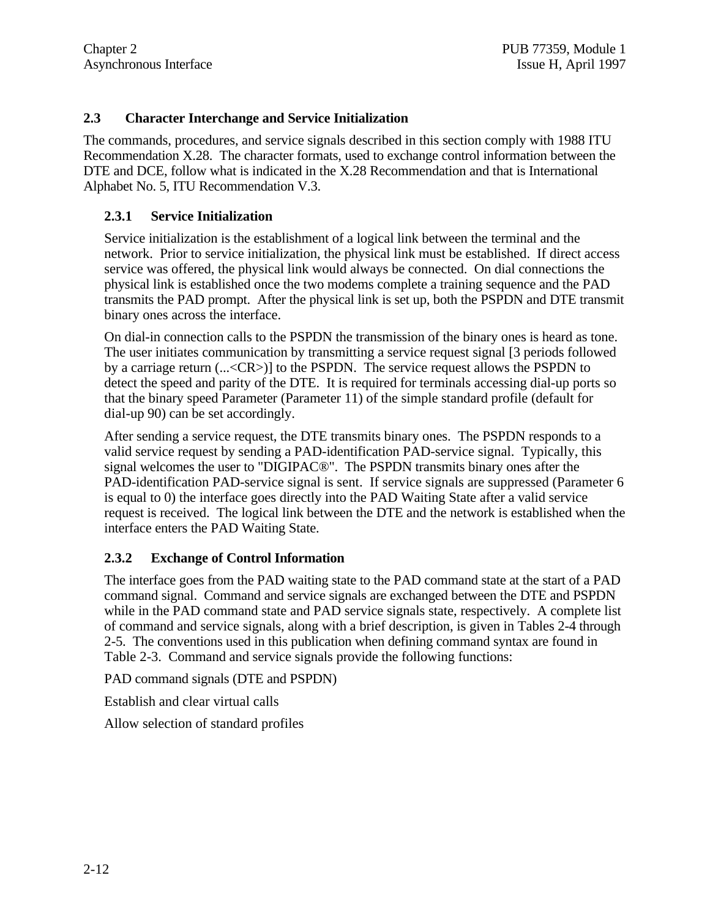## 2.3 Character Interchange and Service Initialization

The commands, procedures, and service signals described in this section comply with 1988 ITU Recommendation X.28. The character formats, used to exchange control information between the DTE and DCE, follow what is indicated in the X.28 Recommendation and that is International Alphabet No. 5, ITU Recommendation V.3.

### 2.3.1 Service Initialization

Service initialization is the establishment of a logical link between the terminal and the network. Prior to service initialization, the physical link must be established. If direct access service was offered, the physical link would always be connected. On dial connections the physical link is established once the two modems complete a training sequence and the PAD transmits the PAD prompt. After the physical link is set up, both the PSPDN and DTE transmit binary ones across the interface.

On dial-in connection calls to the PSPDN the transmission of the binary ones is heard as tone. The user initiates communication by transmitting a service request signal [3 periods followed by a carriage return (...<CR>)] to the PSPDN. The service request allows the PSPDN to detect the speed and parity of the DTE. It is required for terminals accessing dial-up ports so that the binary speed Parameter (Parameter 11) of the simple standard profile (default for dial-up 90) can be set accordingly.

After sending a service request, the DTE transmits binary ones. The PSPDN responds to a valid service request by sending a PAD-identification PAD-service signal. Typically, this signal welcomes the user to "DIGIPAC®". The PSPDN transmits binary ones after the PAD-identification PAD-service signal is sent. If service signals are suppressed (Parameter 6 is equal to 0) the interface goes directly into the PAD Waiting State after a valid service request is received. The logical link between the DTE and the network is established when the interface enters the PAD Waiting State.

### 2.3.2 Exchange of Control Information

The interface goes from the PAD waiting state to the PAD command state at the start of a PAD command signal. Command and service signals are exchanged between the DTE and PSPDN while in the PAD command state and PAD service signals state, respectively. A complete list of command and service signals, along with a brief description, is given in Tables 2-4 through 2-5. The conventions used in this publication when defining command syntax are found in Table 2-3. Command and service signals provide the following functions:

PAD command signals (DTE and PSPDN)

Establish and clear virtual calls

Allow selection of standard profiles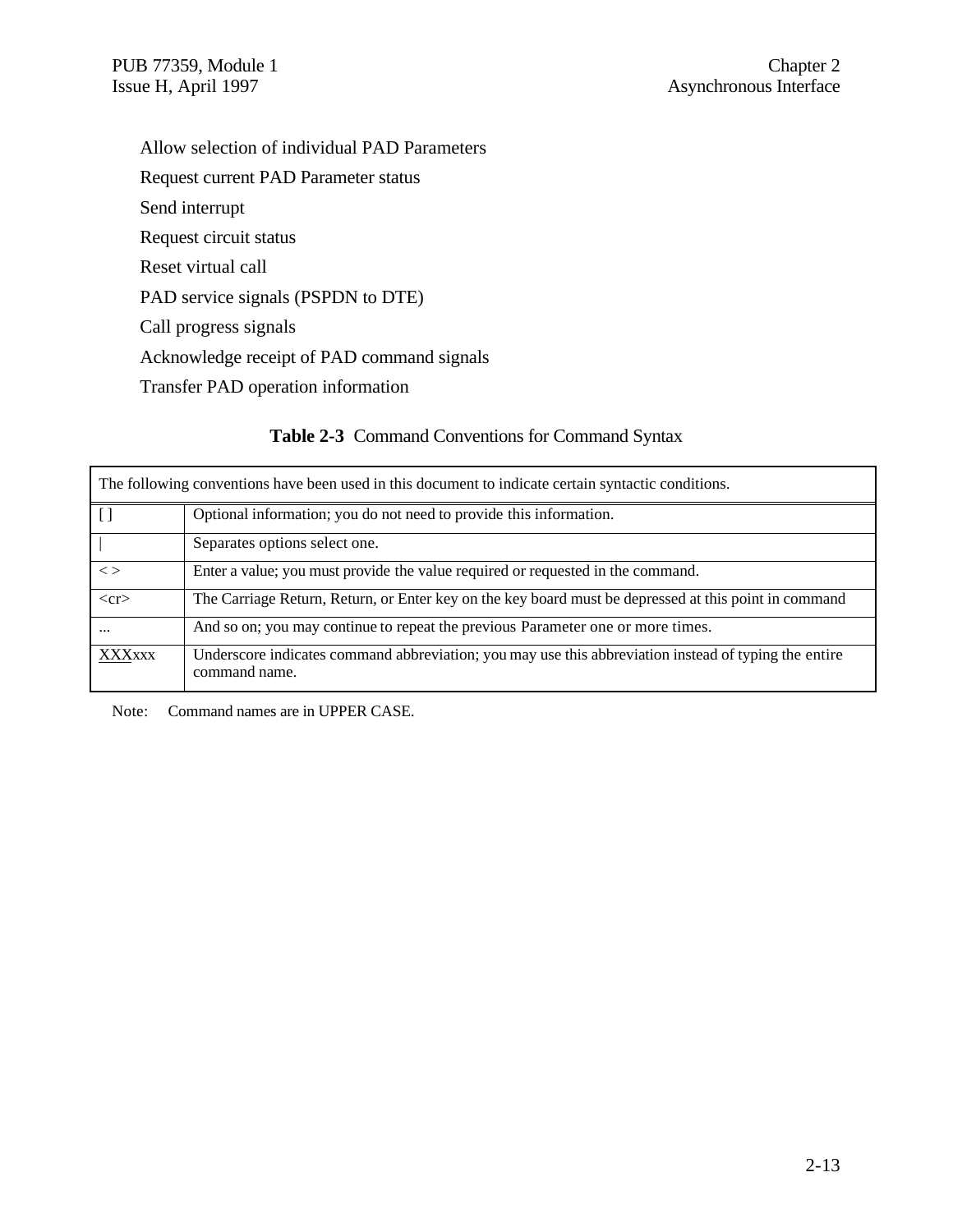Allow selection of individual PAD Parameters

Request current PAD Parameter status

Send interrupt

Request circuit status

Reset virtual call

PAD service signals (PSPDN to DTE)

Call progress signals

Acknowledge receipt of PAD command signals

Transfer PAD operation information

**Table 2-3** Command Conventions for Command Syntax

| The following conventions have been used in this document to indicate certain syntactic conditions. | |
|---|---|
| [ ] | Optional information; you do not need to provide this information. |
| \| | Separates options select one. |
| < > | Enter a value; you must provide the value required or requested in the command. |
| <cr> | The Carriage Return, Return, or Enter key on the key board must be depressed at this point in command |
| ... | And so on; you may continue to repeat the previous Parameter one or more times. |
| <u>XXX</u>xxx | Underscore indicates command abbreviation; you may use this abbreviation instead of typing the entire command name. |

Note: Command names are in UPPER CASE.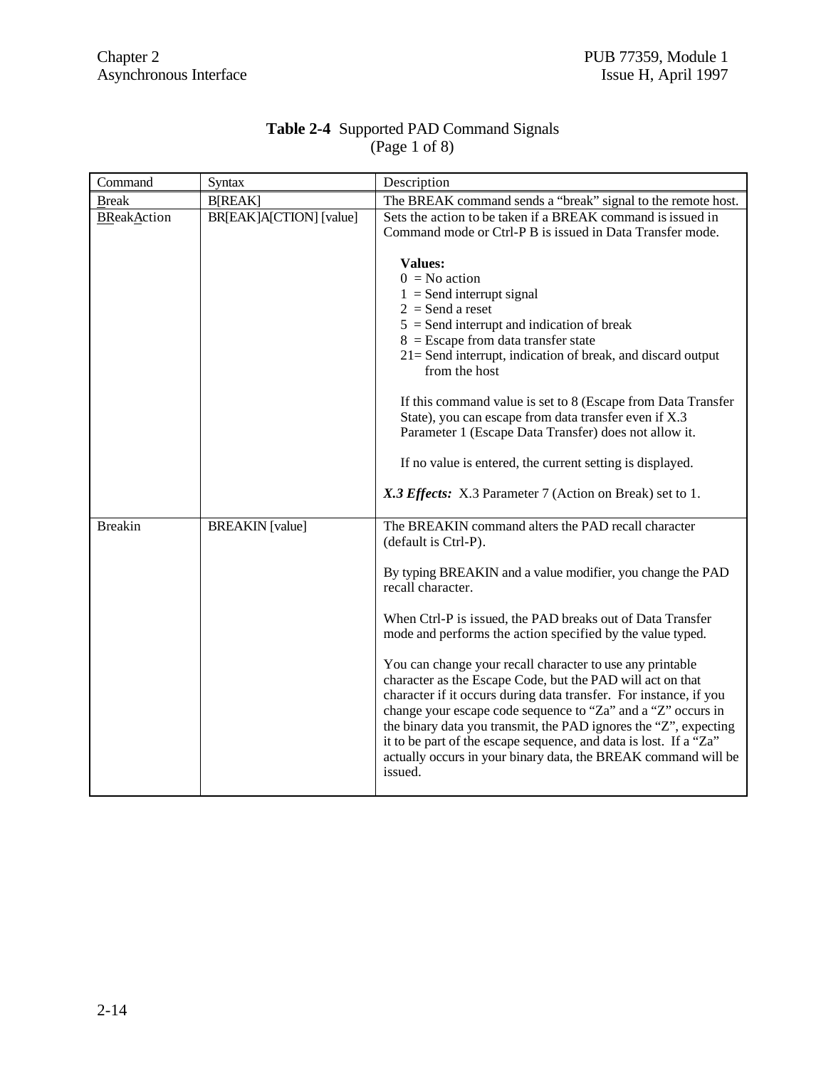**Table 2-4** Supported PAD Command Signals (Page 1 of 8)

| Command | Syntax | Description |
|---|---|---|
| Break | B[REAK] | The BREAK command sends a "break" signal to the remote host. |
| BReakAction | BR[EAK]A[CTION] [value] | Sets the action to be taken if a BREAK command is issued in Command mode or Ctrl-P B is issued in Data Transfer mode.<br><br>**Values:**<br>0 = No action<br>1 = Send interrupt signal<br>2 = Send a reset<br>5 = Send interrupt and indication of break<br>8 = Escape from data transfer state<br>21= Send interrupt, indication of break, and discard output from the host<br><br>If this command value is set to 8 (Escape from Data Transfer State), you can escape from data transfer even if X.3 Parameter 1 (Escape Data Transfer) does not allow it.<br><br>If no value is entered, the current setting is displayed.<br><br>***X.3 Effects:*** X.3 Parameter 7 (Action on Break) set to 1. |
| Breakin | BREAKIN [value] | The BREAKIN command alters the PAD recall character (default is Ctrl-P).<br><br>By typing BREAKIN and a value modifier, you change the PAD recall character.<br><br>When Ctrl-P is issued, the PAD breaks out of Data Transfer mode and performs the action specified by the value typed.<br><br>You can change your recall character to use any printable character as the Escape Code, but the PAD will act on that character if it occurs during data transfer. For instance, if you change your escape code sequence to "Za" and a "Z" occurs in the binary data you transmit, the PAD ignores the "Z", expecting it to be part of the escape sequence, and data is lost. If a "Za" actually occurs in your binary data, the BREAK command will be issued. |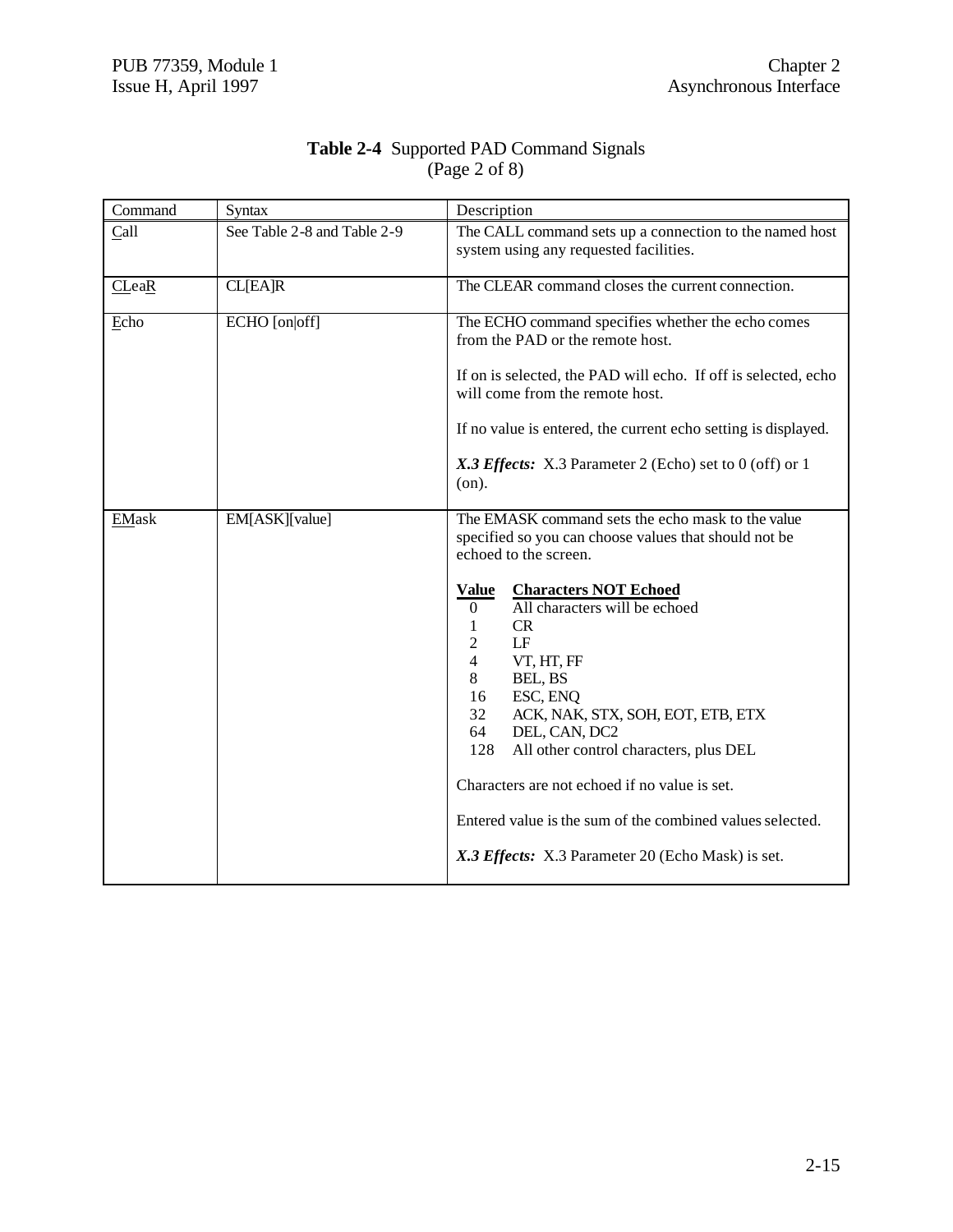**Table 2-4** Supported PAD Command Signals (Page 2 of 8)

| Command | Syntax | Description |
|---|---|---|
| Call | See Table 2-8 and Table 2-9 | The CALL command sets up a connection to the named host system using any requested facilities. |
| CLeaR | CL[EA]R | The CLEAR command closes the current connection. |
| Echo | ECHO [on\|off] | The ECHO command specifies whether the echo comes from the PAD or the remote host.<br><br>If on is selected, the PAD will echo. If off is selected, echo will come from the remote host.<br><br>If no value is entered, the current echo setting is displayed.<br><br>***X.3 Effects:*** X.3 Parameter 2 (Echo) set to 0 (off) or 1 (on). |
| EMask | EM[ASK][value] | The EMASK command sets the echo mask to the value specified so you can choose values that should not be echoed to the screen.<br><br>**Value** — **Characters NOT Echoed**<br>0 — All characters will be echoed<br>1 — CR<br>2 — LF<br>4 — VT, HT, FF<br>8 — BEL, BS<br>16 — ESC, ENQ<br>32 — ACK, NAK, STX, SOH, EOT, ETB, ETX<br>64 — DEL, CAN, DC2<br>128 — All other control characters, plus DEL<br><br>Characters are not echoed if no value is set.<br><br>Entered value is the sum of the combined values selected.<br><br>***X.3 Effects:*** X.3 Parameter 20 (Echo Mask) is set. |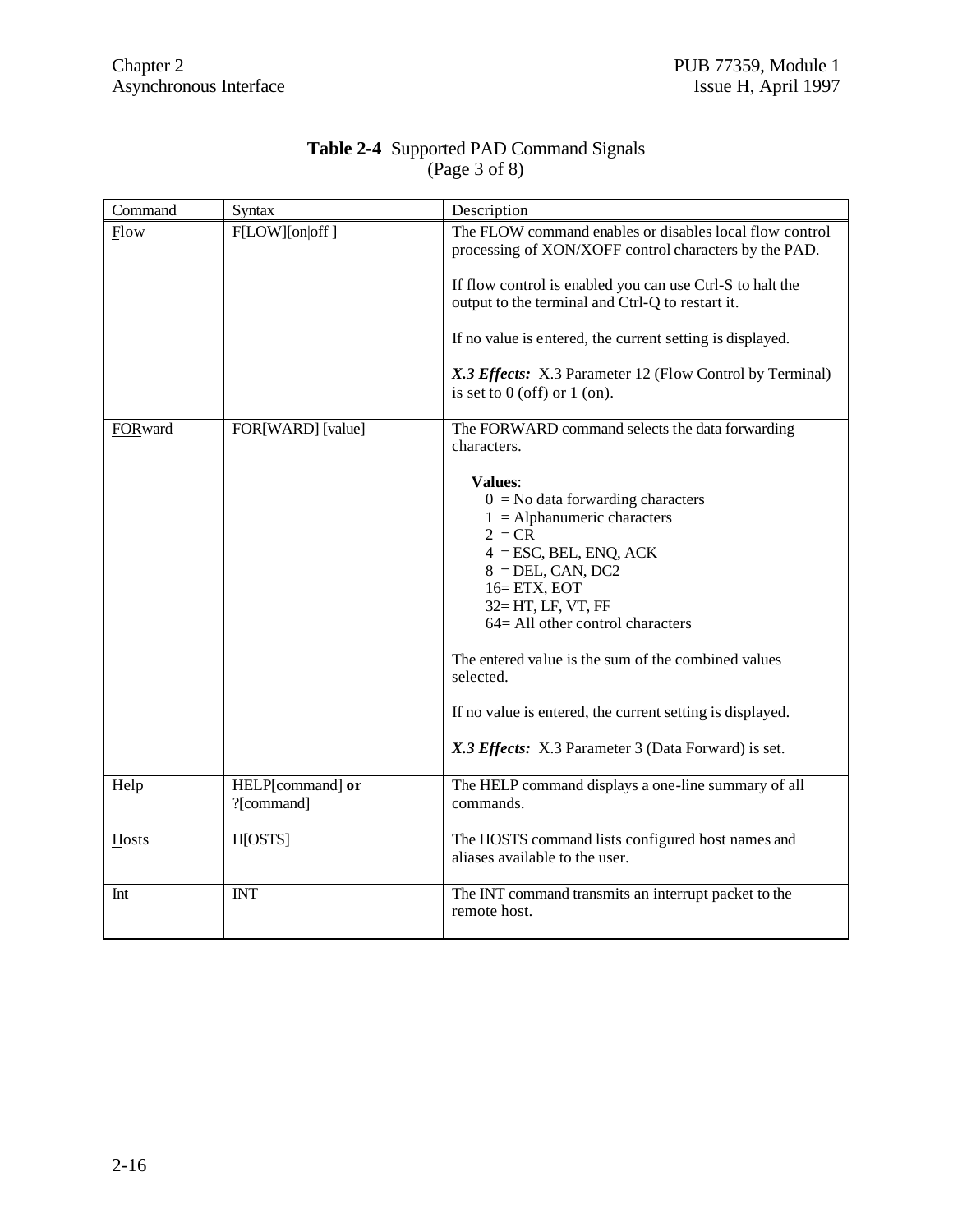**Table 2-4** Supported PAD Command Signals
(Page 3 of 8)

| Command | Syntax | Description |
|---|---|---|
| Flow | F[LOW][on\|off ] | The FLOW command enables or disables local flow control processing of XON/XOFF control characters by the PAD.<br><br>If flow control is enabled you can use Ctrl-S to halt the output to the terminal and Ctrl-Q to restart it.<br><br>If no value is entered, the current setting is displayed.<br><br>***X.3 Effects:*** X.3 Parameter 12 (Flow Control by Terminal) is set to 0 (off) or 1 (on). |
| FORward | FOR[WARD] [value] | The FORWARD command selects the data forwarding characters.<br><br>**Values**:<br>0 = No data forwarding characters<br>1 = Alphanumeric characters<br>2 = CR<br>4 = ESC, BEL, ENQ, ACK<br>8 = DEL, CAN, DC2<br>16= ETX, EOT<br>32= HT, LF, VT, FF<br>64= All other control characters<br><br>The entered value is the sum of the combined values selected.<br><br>If no value is entered, the current setting is displayed.<br><br>***X.3 Effects:*** X.3 Parameter 3 (Data Forward) is set. |
| Help | HELP[command] **or** ?[command] | The HELP command displays a one-line summary of all commands. |
| Hosts | H[OSTS] | The HOSTS command lists configured host names and aliases available to the user. |
| Int | INT | The INT command transmits an interrupt packet to the remote host. |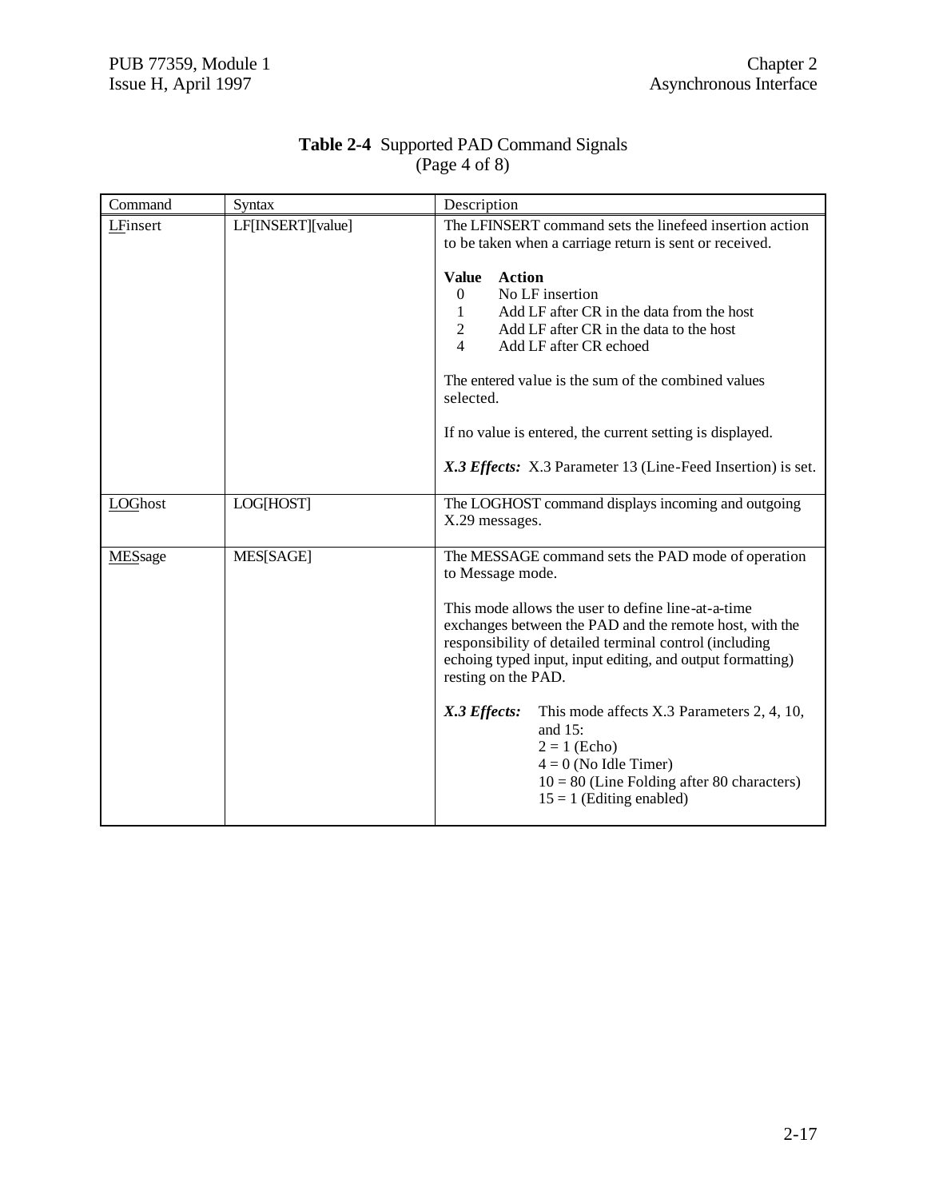**Table 2-4** Supported PAD Command Signals
(Page 4 of 8)

| Command | Syntax | Description |
|---|---|---|
| LFinsert | LF[INSERT][value] | The LFINSERT command sets the linefeed insertion action to be taken when a carriage return is sent or received.<br><br>**Value** **Action**<br>0 No LF insertion<br>1 Add LF after CR in the data from the host<br>2 Add LF after CR in the data to the host<br>4 Add LF after CR echoed<br><br>The entered value is the sum of the combined values selected.<br><br>If no value is entered, the current setting is displayed.<br><br>***X.3 Effects:*** X.3 Parameter 13 (Line-Feed Insertion) is set. |
| LOGhost | LOG[HOST] | The LOGHOST command displays incoming and outgoing X.29 messages. |
| MESsage | MES[SAGE] | The MESSAGE command sets the PAD mode of operation to Message mode.<br><br>This mode allows the user to define line-at-a-time exchanges between the PAD and the remote host, with the responsibility of detailed terminal control (including echoing typed input, input editing, and output formatting) resting on the PAD.<br><br>***X.3 Effects:*** This mode affects X.3 Parameters 2, 4, 10, and 15:<br>2 = 1 (Echo)<br>4 = 0 (No Idle Timer)<br>10 = 80 (Line Folding after 80 characters)<br>15 = 1 (Editing enabled) |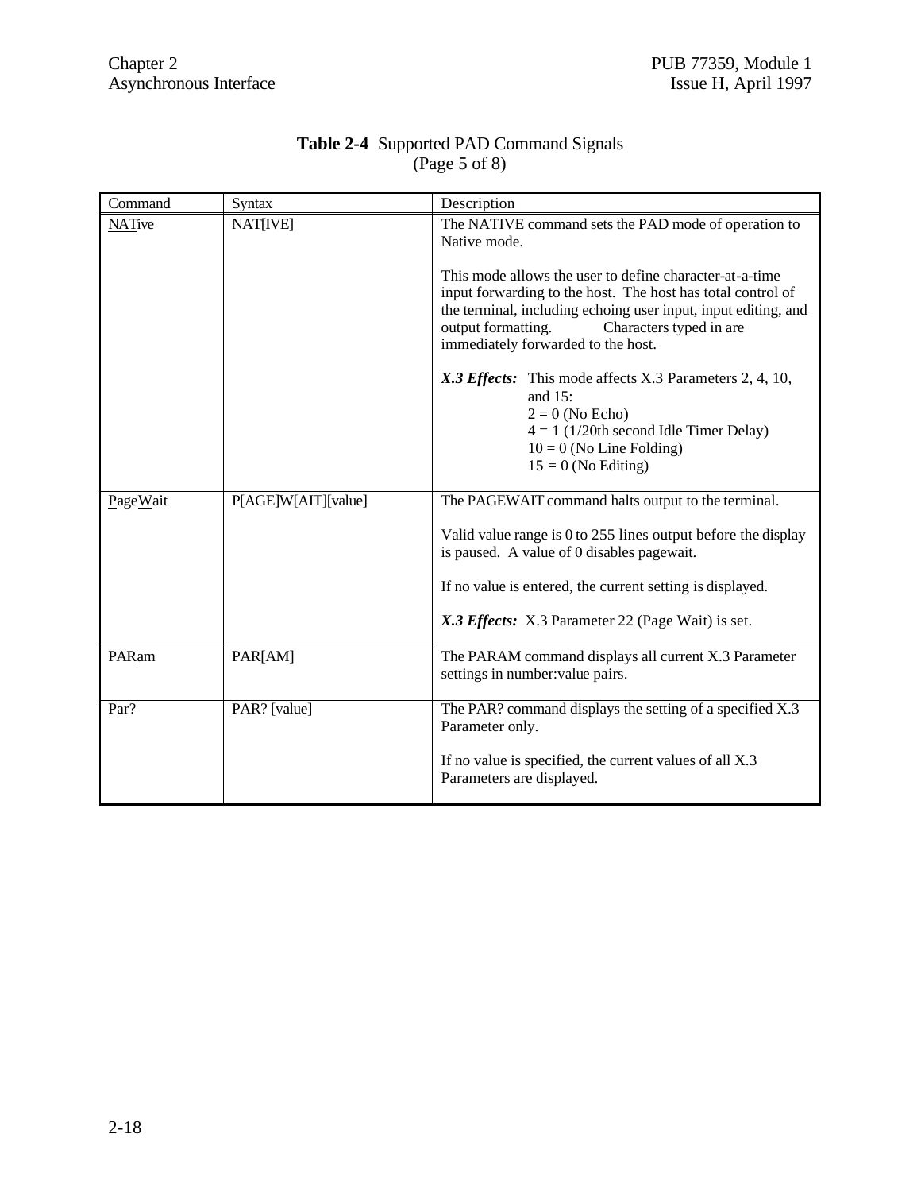**Table 2-4** Supported PAD Command Signals (Page 5 of 8)

| Command | Syntax | Description |
|---|---|---|
| NATive | NAT[IVE] | The NATIVE command sets the PAD mode of operation to Native mode.<br><br>This mode allows the user to define character-at-a-time input forwarding to the host. The host has total control of the terminal, including echoing user input, input editing, and output formatting. Characters typed in are immediately forwarded to the host.<br><br>***X.3 Effects:*** This mode affects X.3 Parameters 2, 4, 10, and 15:<br>2 = 0 (No Echo)<br>4 = 1 (1/20th second Idle Timer Delay)<br>10 = 0 (No Line Folding)<br>15 = 0 (No Editing) |
| PageWait | P[AGE]W[AIT][value] | The PAGEWAIT command halts output to the terminal.<br><br>Valid value range is 0 to 255 lines output before the display is paused. A value of 0 disables pagewait.<br><br>If no value is entered, the current setting is displayed.<br><br>***X.3 Effects:*** X.3 Parameter 22 (Page Wait) is set. |
| PARam | PAR[AM] | The PARAM command displays all current X.3 Parameter settings in number:value pairs. |
| Par? | PAR? [value] | The PAR? command displays the setting of a specified X.3 Parameter only.<br><br>If no value is specified, the current values of all X.3 Parameters are displayed. |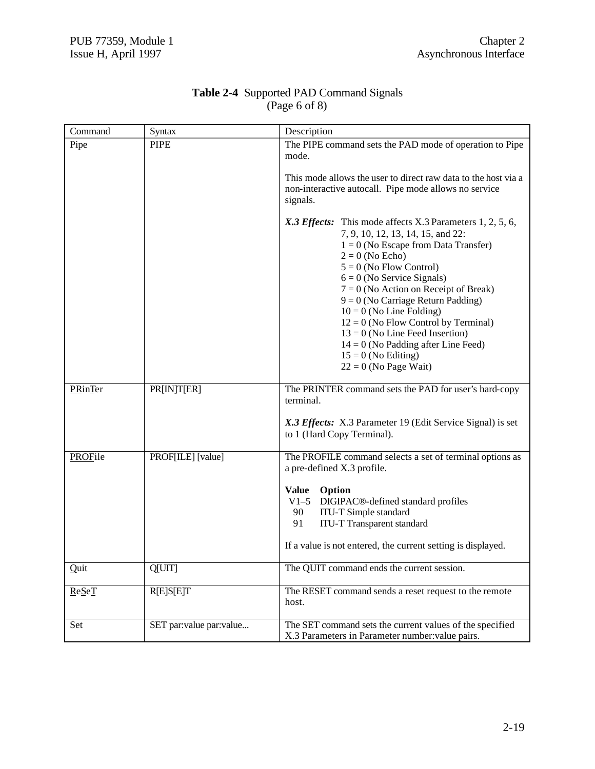**Table 2-4** Supported PAD Command Signals (Page 6 of 8)

| Command | Syntax | Description |
|---|---|---|
| Pipe | PIPE | The PIPE command sets the PAD mode of operation to Pipe mode.<br><br>This mode allows the user to direct raw data to the host via a non-interactive autocall. Pipe mode allows no service signals.<br><br>***X.3 Effects:*** This mode affects X.3 Parameters 1, 2, 5, 6, 7, 9, 10, 12, 13, 14, 15, and 22:<br>1 = 0 (No Escape from Data Transfer)<br>2 = 0 (No Echo)<br>5 = 0 (No Flow Control)<br>6 = 0 (No Service Signals)<br>7 = 0 (No Action on Receipt of Break)<br>9 = 0 (No Carriage Return Padding)<br>10 = 0 (No Line Folding)<br>12 = 0 (No Flow Control by Terminal)<br>13 = 0 (No Line Feed Insertion)<br>14 = 0 (No Padding after Line Feed)<br>15 = 0 (No Editing)<br>22 = 0 (No Page Wait) |
| PRinTer | PR[IN]T[ER] | The PRINTER command sets the PAD for user's hard-copy terminal.<br><br>***X.3 Effects:*** X.3 Parameter 19 (Edit Service Signal) is set to 1 (Hard Copy Terminal). |
| PROFile | PROF[ILE] [value] | The PROFILE command selects a set of terminal options as a pre-defined X.3 profile.<br><br>**Value Option**<br>V1–5 DIGIPAC®-defined standard profiles<br>90 ITU-T Simple standard<br>91 ITU-T Transparent standard<br><br>If a value is not entered, the current setting is displayed. |
| Quit | Q[UIT] | The QUIT command ends the current session. |
| ReSeT | R[E]S[E]T | The RESET command sends a reset request to the remote host. |
| Set | SET par:value par:value... | The SET command sets the current values of the specified X.3 Parameters in Parameter number:value pairs. |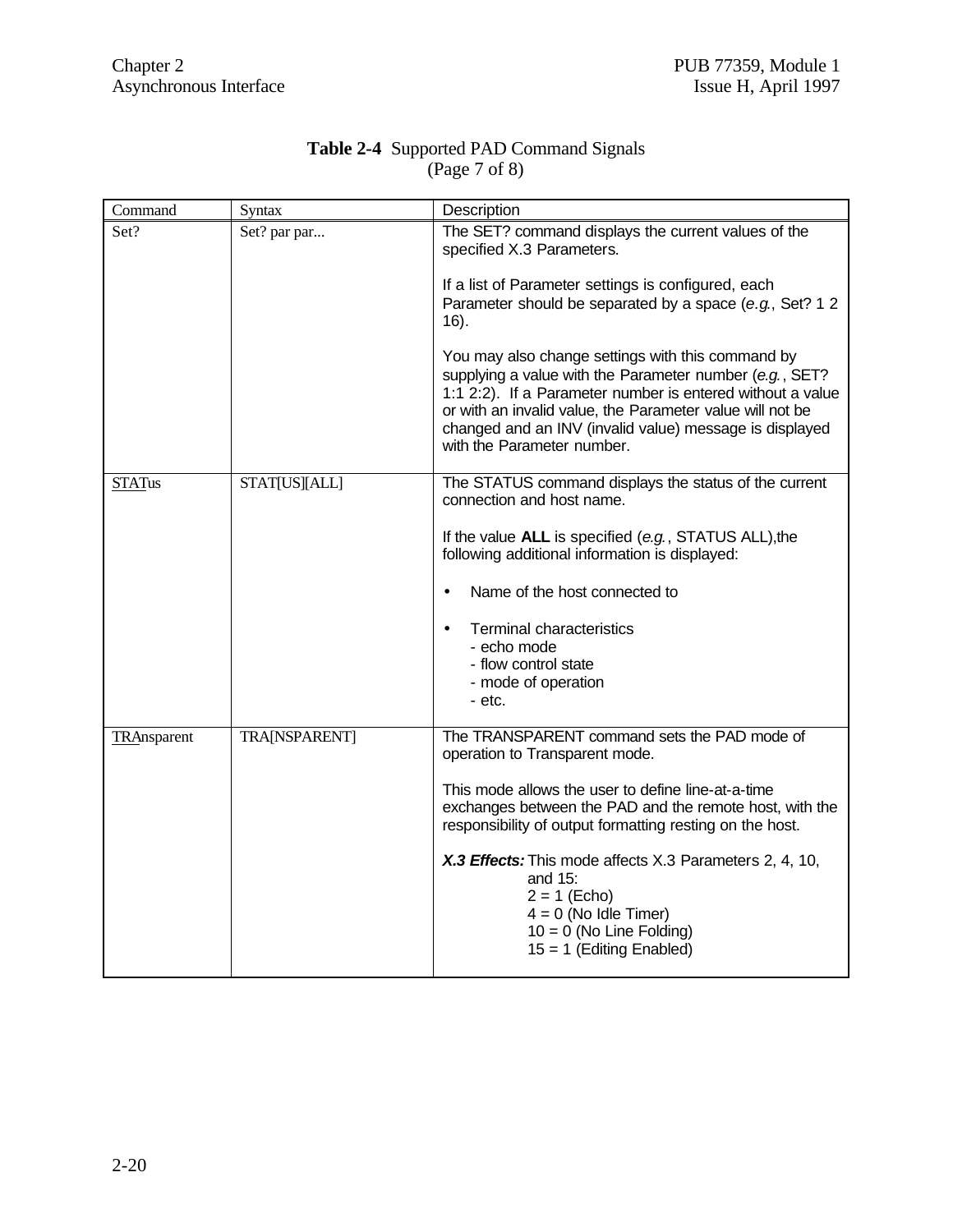**Table 2-4** Supported PAD Command Signals
(Page 7 of 8)

| Command | Syntax | Description |
|---|---|---|
| Set? | Set? par par... | The SET? command displays the current values of the specified X.3 Parameters.<br><br>If a list of Parameter settings is configured, each Parameter should be separated by a space (*e.g.*, Set? 1 2 16).<br><br>You may also change settings with this command by supplying a value with the Parameter number (*e.g.*, SET? 1:1 2:2). If a Parameter number is entered without a value or with an invalid value, the Parameter value will not be changed and an INV (invalid value) message is displayed with the Parameter number. |
| STATus | STAT[US][ALL] | The STATUS command displays the status of the current connection and host name.<br><br>If the value **ALL** is specified (*e.g.*, STATUS ALL),the following additional information is displayed:<br><br>• Name of the host connected to<br><br>• Terminal characteristics<br>- echo mode<br>- flow control state<br>- mode of operation<br>- etc. |
| TRAnsparent | TRA[NSPARENT] | The TRANSPARENT command sets the PAD mode of operation to Transparent mode.<br><br>This mode allows the user to define line-at-a-time exchanges between the PAD and the remote host, with the responsibility of output formatting resting on the host.<br><br>***X.3 Effects:*** This mode affects X.3 Parameters 2, 4, 10, and 15:<br>2 = 1 (Echo)<br>4 = 0 (No Idle Timer)<br>10 = 0 (No Line Folding)<br>15 = 1 (Editing Enabled) |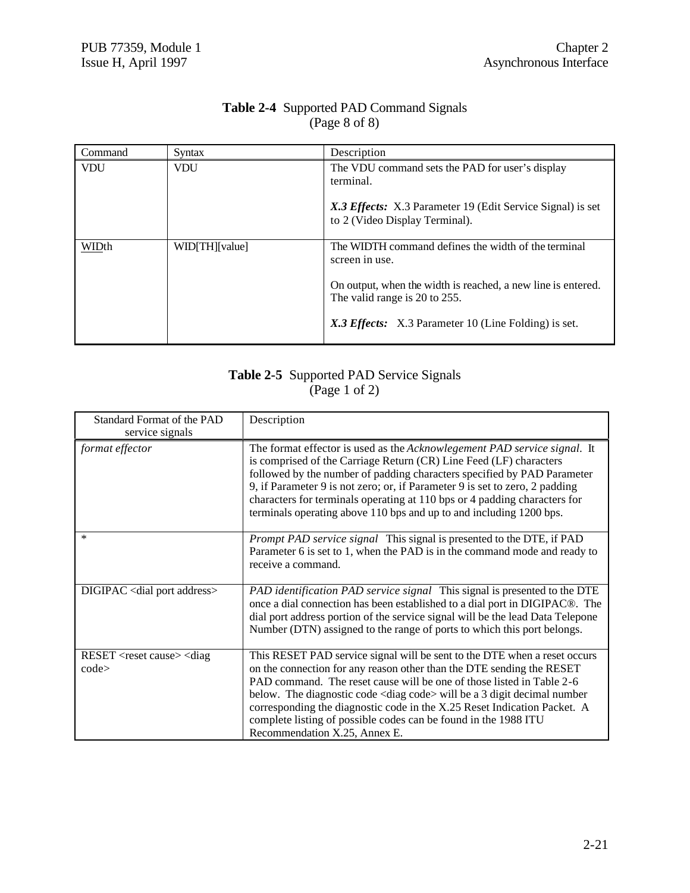**Table 2-4** Supported PAD Command Signals
(Page 8 of 8)

| Command | Syntax | Description |
|---|---|---|
| VDU | VDU | The VDU command sets the PAD for user's display terminal.<br><br>***X.3 Effects:*** X.3 Parameter 19 (Edit Service Signal) is set to 2 (Video Display Terminal). |
| <u>WID</u>th | WID[TH][value] | The WIDTH command defines the width of the terminal screen in use.<br><br>On output, when the width is reached, a new line is entered. The valid range is 20 to 255.<br><br>***X.3 Effects:*** X.3 Parameter 10 (Line Folding) is set. |

**Table 2-5** Supported PAD Service Signals
(Page 1 of 2)

| Standard Format of the PAD service signals | Description |
|---|---|
| *format effector* | The format effector is used as the *Acknowlegement PAD service signal.* It is comprised of the Carriage Return (CR) Line Feed (LF) characters followed by the number of padding characters specified by PAD Parameter 9, if Parameter 9 is not zero; or, if Parameter 9 is set to zero, 2 padding characters for terminals operating at 110 bps or 4 padding characters for terminals operating above 110 bps and up to and including 1200 bps. |
| * | *Prompt PAD service signal* This signal is presented to the DTE, if PAD Parameter 6 is set to 1, when the PAD is in the command mode and ready to receive a command. |
| DIGIPAC <dial port address> | *PAD identification PAD service signal* This signal is presented to the DTE once a dial connection has been established to a dial port in DIGIPAC®. The dial port address portion of the service signal will be the lead Data Telepone Number (DTN) assigned to the range of ports to which this port belongs. |
| RESET <reset cause> <diag code> | This RESET PAD service signal will be sent to the DTE when a reset occurs on the connection for any reason other than the DTE sending the RESET PAD command. The reset cause will be one of those listed in Table 2-6 below. The diagnostic code <diag code> will be a 3 digit decimal number corresponding the diagnostic code in the X.25 Reset Indication Packet. A complete listing of possible codes can be found in the 1988 ITU Recommendation X.25, Annex E. |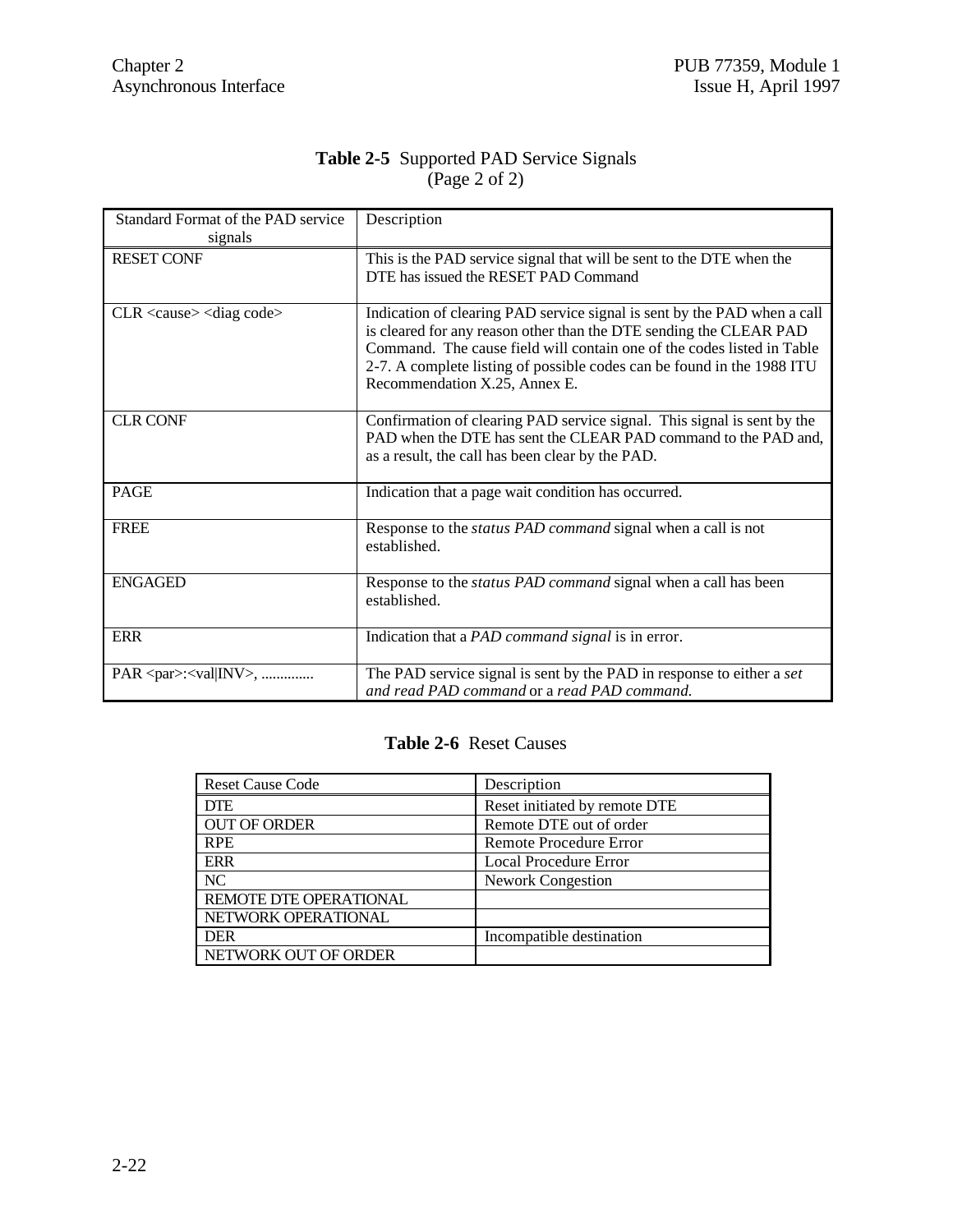**Table 2-5** Supported PAD Service Signals (Page 2 of 2)

| Standard Format of the PAD service signals | Description |
|---|---|
| RESET CONF | This is the PAD service signal that will be sent to the DTE when the DTE has issued the RESET PAD Command |
| CLR <cause> <diag code> | Indication of clearing PAD service signal is sent by the PAD when a call is cleared for any reason other than the DTE sending the CLEAR PAD Command. The cause field will contain one of the codes listed in Table 2-7. A complete listing of possible codes can be found in the 1988 ITU Recommendation X.25, Annex E. |
| CLR CONF | Confirmation of clearing PAD service signal. This signal is sent by the PAD when the DTE has sent the CLEAR PAD command to the PAD and, as a result, the call has been clear by the PAD. |
| PAGE | Indication that a page wait condition has occurred. |
| FREE | Response to the *status PAD command* signal when a call is not established. |
| ENGAGED | Response to the *status PAD command* signal when a call has been established. |
| ERR | Indication that a *PAD command signal* is in error. |
| PAR <par>:<val\|INV>, .............. | The PAD service signal is sent by the PAD in response to either a *set and read PAD command* or a *read PAD command.* |

**Table 2-6** Reset Causes

| Reset Cause Code | Description |
|---|---|
| DTE | Reset initiated by remote DTE |
| OUT OF ORDER | Remote DTE out of order |
| RPE | Remote Procedure Error |
| ERR | Local Procedure Error |
| NC | Nework Congestion |
| REMOTE DTE OPERATIONAL | |
| NETWORK OPERATIONAL | |
| DER | Incompatible destination |
| NETWORK OUT OF ORDER | |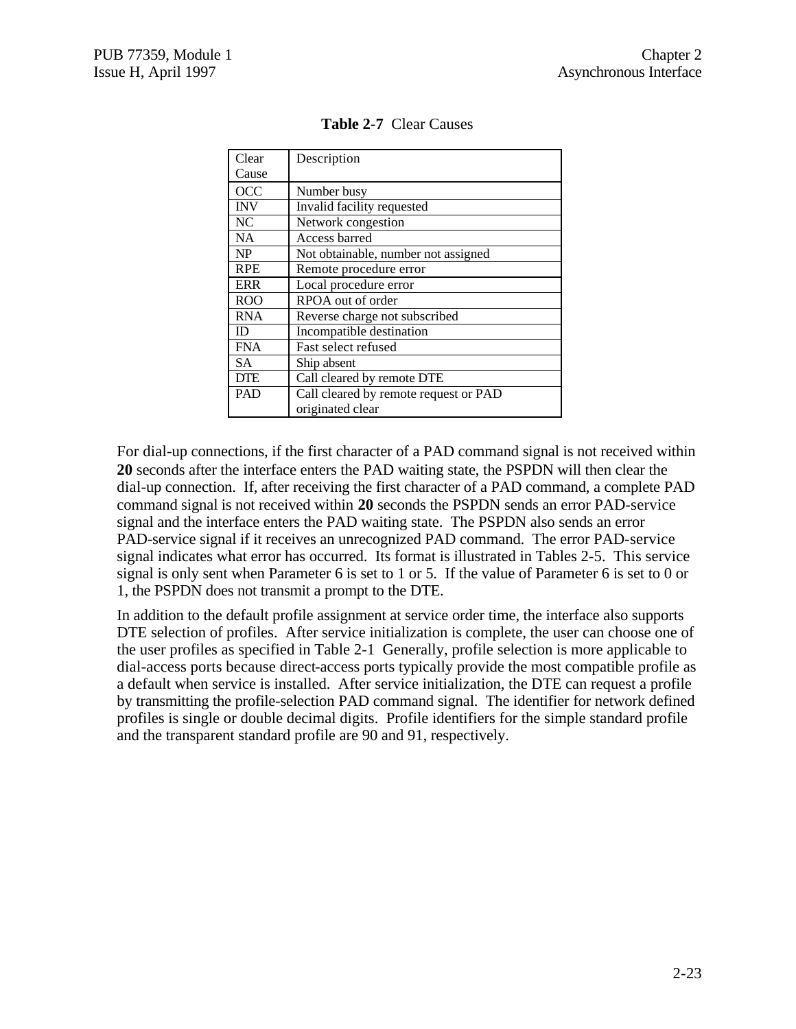**Table 2-7** Clear Causes

| Clear Cause | Description |
|---|---|
| OCC | Number busy |
| INV | Invalid facility requested |
| NC | Network congestion |
| NA | Access barred |
| NP | Not obtainable, number not assigned |
| RPE | Remote procedure error |
| ERR | Local procedure error |
| ROO | RPOA out of order |
| RNA | Reverse charge not subscribed |
| ID | Incompatible destination |
| FNA | Fast select refused |
| SA | Ship absent |
| DTE | Call cleared by remote DTE |
| PAD | Call cleared by remote request or PAD originated clear |

For dial-up connections, if the first character of a PAD command signal is not received within **20** seconds after the interface enters the PAD waiting state, the PSPDN will then clear the dial-up connection. If, after receiving the first character of a PAD command, a complete PAD command signal is not received within **20** seconds the PSPDN sends an error PAD-service signal and the interface enters the PAD waiting state. The PSPDN also sends an error PAD-service signal if it receives an unrecognized PAD command. The error PAD-service signal indicates what error has occurred. Its format is illustrated in Tables 2-5. This service signal is only sent when Parameter 6 is set to 1 or 5. If the value of Parameter 6 is set to 0 or 1, the PSPDN does not transmit a prompt to the DTE.

In addition to the default profile assignment at service order time, the interface also supports DTE selection of profiles. After service initialization is complete, the user can choose one of the user profiles as specified in Table 2-1 Generally, profile selection is more applicable to dial-access ports because direct-access ports typically provide the most compatible profile as a default when service is installed. After service initialization, the DTE can request a profile by transmitting the profile-selection PAD command signal. The identifier for network defined profiles is single or double decimal digits. Profile identifiers for the simple standard profile and the transparent standard profile are 90 and 91, respectively.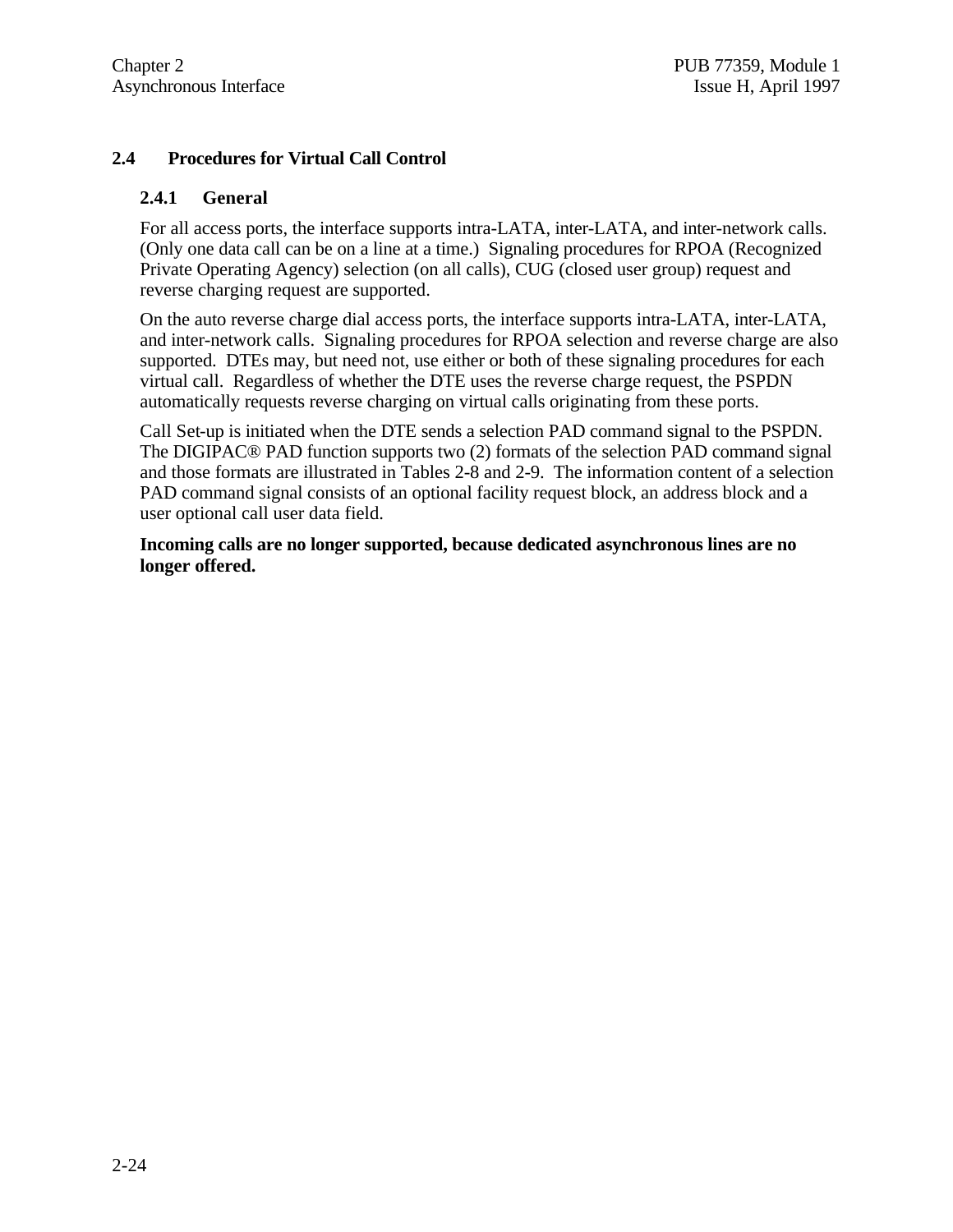## 2.4 Procedures for Virtual Call Control

### 2.4.1 General

For all access ports, the interface supports intra-LATA, inter-LATA, and inter-network calls. (Only one data call can be on a line at a time.) Signaling procedures for RPOA (Recognized Private Operating Agency) selection (on all calls), CUG (closed user group) request and reverse charging request are supported.

On the auto reverse charge dial access ports, the interface supports intra-LATA, inter-LATA, and inter-network calls. Signaling procedures for RPOA selection and reverse charge are also supported. DTEs may, but need not, use either or both of these signaling procedures for each virtual call. Regardless of whether the DTE uses the reverse charge request, the PSPDN automatically requests reverse charging on virtual calls originating from these ports.

Call Set-up is initiated when the DTE sends a selection PAD command signal to the PSPDN. The DIGIPAC® PAD function supports two (2) formats of the selection PAD command signal and those formats are illustrated in Tables 2-8 and 2-9. The information content of a selection PAD command signal consists of an optional facility request block, an address block and a user optional call user data field.

**Incoming calls are no longer supported, because dedicated asynchronous lines are no longer offered.**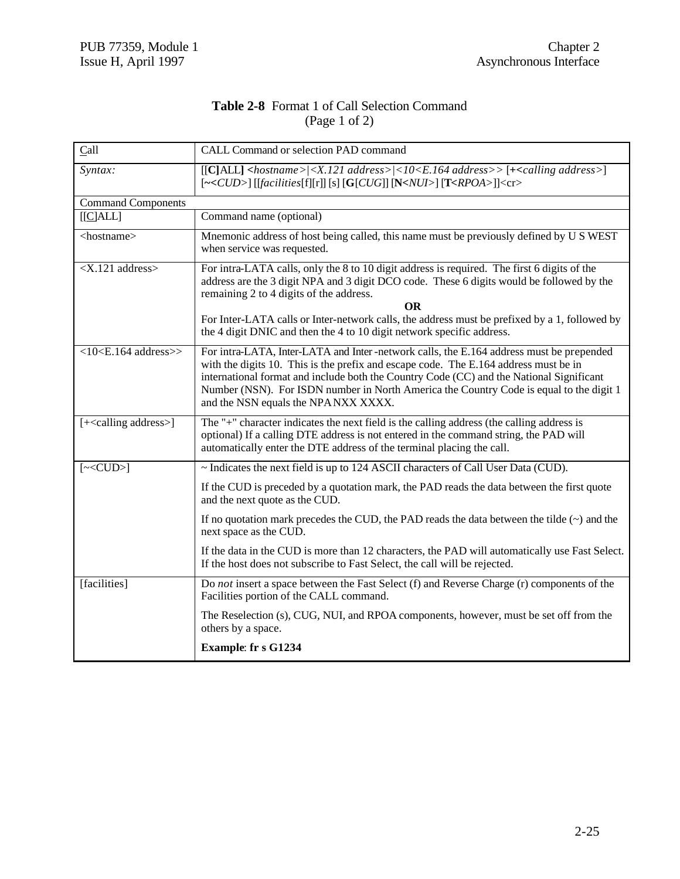**Table 2-8** Format 1 of Call Selection Command
(Page 1 of 2)

| Call | CALL Command or selection PAD command |
|---|---|
| *Syntax:* | [[**C**]ALL] <*hostname*>\|<*X.121 address*>\|<*10<E.164 address>*> [**+**<*calling address*>] [**~**<*CUD*>] [[*facilities*[f][r]] [s] [**G**[*CUG*]] [**N**<*NUI*>] [**T**<*RPOA*>]]<cr> |
| Command Components | |
| [[C]ALL] | Command name (optional) |
| <hostname> | Mnemonic address of host being called, this name must be previously defined by U S WEST when service was requested. |
| <X.121 address> | For intra-LATA calls, only the 8 to 10 digit address is required. The first 6 digits of the address are the 3 digit NPA and 3 digit DCO code. These 6 digits would be followed by the remaining 2 to 4 digits of the address. **OR** For Inter-LATA calls or Inter-network calls, the address must be prefixed by a 1, followed by the 4 digit DNIC and then the 4 to 10 digit network specific address. |
| <10<E.164 address>> | For intra-LATA, Inter-LATA and Inter-network calls, the E.164 address must be prepended with the digits 10. This is the prefix and escape code. The E.164 address must be in international format and include both the Country Code (CC) and the National Significant Number (NSN). For ISDN number in North America the Country Code is equal to the digit 1 and the NSN equals the NPA NXX XXXX. |
| [+<calling address>] | The "+" character indicates the next field is the calling address (the calling address is optional) If a calling DTE address is not entered in the command string, the PAD will automatically enter the DTE address of the terminal placing the call. |
| [~<CUD>] | ~ Indicates the next field is up to 124 ASCII characters of Call User Data (CUD). If the CUD is preceded by a quotation mark, the PAD reads the data between the first quote and the next quote as the CUD. If no quotation mark precedes the CUD, the PAD reads the data between the tilde (~) and the next space as the CUD. If the data in the CUD is more than 12 characters, the PAD will automatically use Fast Select. If the host does not subscribe to Fast Select, the call will be rejected. |
| [facilities] | Do *not* insert a space between the Fast Select (f) and Reverse Charge (r) components of the Facilities portion of the CALL command. The Reselection (s), CUG, NUI, and RPOA components, however, must be set off from the others by a space. **Example**: **fr s G1234** |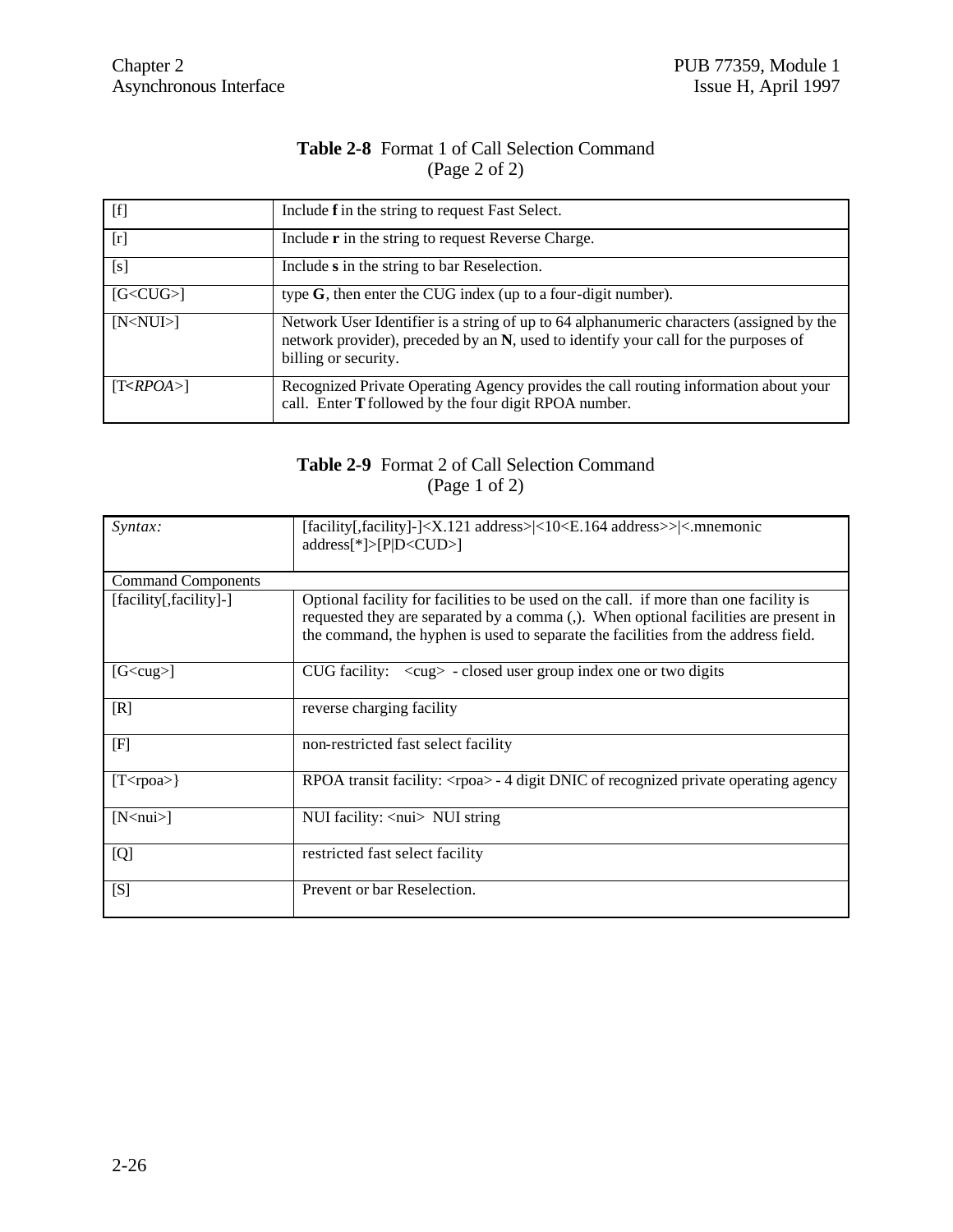**Table 2-8** Format 1 of Call Selection Command
(Page 2 of 2)

| | |
|---|---|
| [f] | Include **f** in the string to request Fast Select. |
| [r] | Include **r** in the string to request Reverse Charge. |
| [s] | Include **s** in the string to bar Reselection. |
| [G<CUG>] | type **G**, then enter the CUG index (up to a four-digit number). |
| [N<NUI>] | Network User Identifier is a string of up to 64 alphanumeric characters (assigned by the network provider), preceded by an **N**, used to identify your call for the purposes of billing or security. |
| [T<*RPOA*>] | Recognized Private Operating Agency provides the call routing information about your call. Enter **T** followed by the four digit RPOA number. |

**Table 2-9** Format 2 of Call Selection Command
(Page 1 of 2)

| | |
|---|---|
| *Syntax:* | [facility[,facility]-]<X.121 address>\|<10<E.164 address>>\|<.mnemonic address[*]>[P\|D<CUD>] |
| Command Components | |
| [facility[,facility]-] | Optional facility for facilities to be used on the call. if more than one facility is requested they are separated by a comma (,). When optional facilities are present in the command, the hyphen is used to separate the facilities from the address field. |
| [G<cug>] | CUG facility: <cug> - closed user group index one or two digits |
| [R] | reverse charging facility |
| [F] | non-restricted fast select facility |
| [T<rpoa>} | RPOA transit facility: <rpoa> - 4 digit DNIC of recognized private operating agency |
| [N<nui>] | NUI facility: <nui> NUI string |
| [Q] | restricted fast select facility |
| [S] | Prevent or bar Reselection. |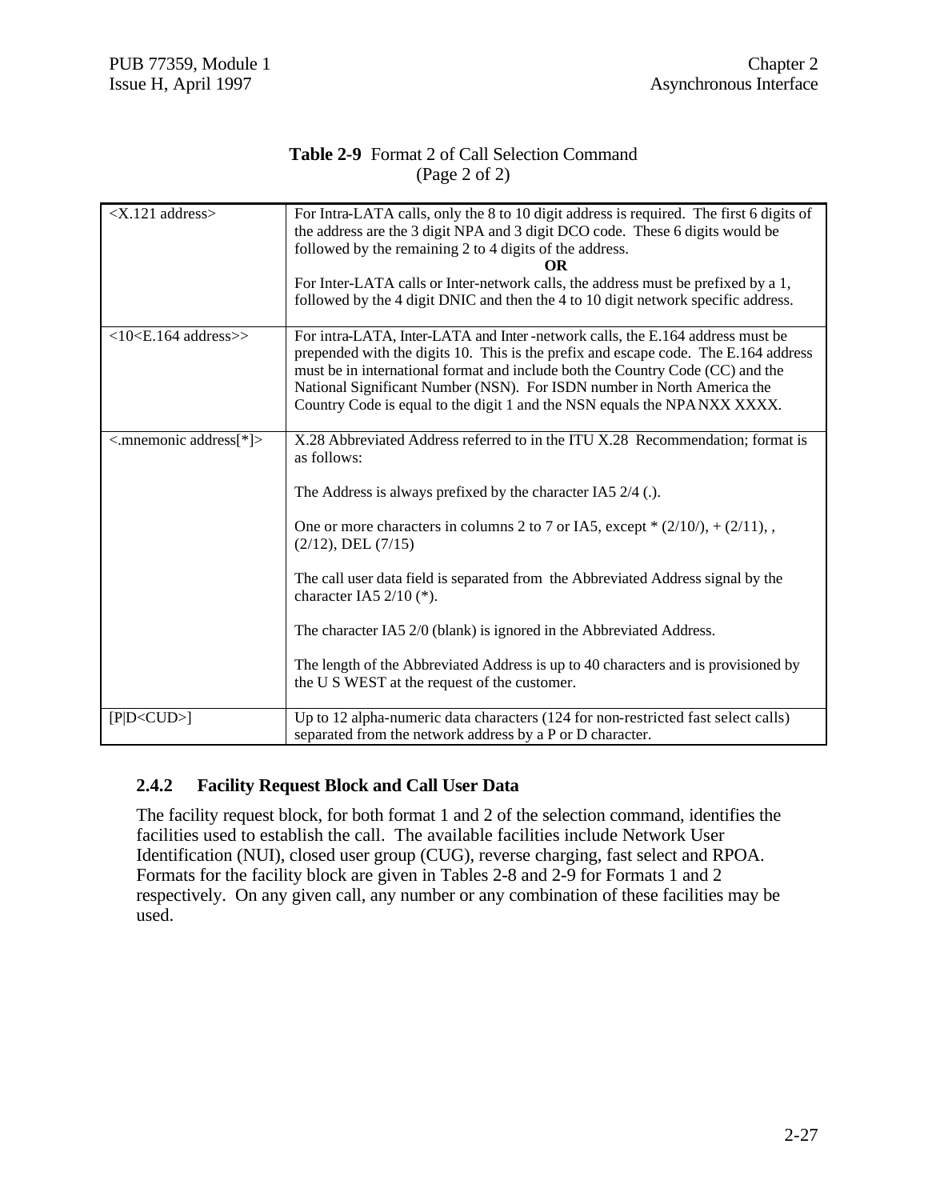**Table 2-9** Format 2 of Call Selection Command
(Page 2 of 2)

| | |
|---|---|
| <X.121 address> | For Intra-LATA calls, only the 8 to 10 digit address is required. The first 6 digits of the address are the 3 digit NPA and 3 digit DCO code. These 6 digits would be followed by the remaining 2 to 4 digits of the address.<br>**OR**<br>For Inter-LATA calls or Inter-network calls, the address must be prefixed by a 1, followed by the 4 digit DNIC and then the 4 to 10 digit network specific address. |
| <10<E.164 address>> | For intra-LATA, Inter-LATA and Inter -network calls, the E.164 address must be prepended with the digits 10. This is the prefix and escape code. The E.164 address must be in international format and include both the Country Code (CC) and the National Significant Number (NSN). For ISDN number in North America the Country Code is equal to the digit 1 and the NSN equals the NPA NXX XXXX. |
| <.mnemonic address[*]> | X.28 Abbreviated Address referred to in the ITU X.28 Recommendation; format is as follows:<br><br>The Address is always prefixed by the character IA5 2/4 (.).<br><br>One or more characters in columns 2 to 7 or IA5, except * (2/10/), + (2/11), , (2/12), DEL (7/15)<br><br>The call user data field is separated from the Abbreviated Address signal by the character IA5 2/10 (*).<br><br>The character IA5 2/0 (blank) is ignored in the Abbreviated Address.<br><br>The length of the Abbreviated Address is up to 40 characters and is provisioned by the U S WEST at the request of the customer. |
| [P\|D<CUD>] | Up to 12 alpha-numeric data characters (124 for non-restricted fast select calls) separated from the network address by a P or D character. |

### 2.4.2 Facility Request Block and Call User Data

The facility request block, for both format 1 and 2 of the selection command, identifies the facilities used to establish the call. The available facilities include Network User Identification (NUI), closed user group (CUG), reverse charging, fast select and RPOA. Formats for the facility block are given in Tables 2-8 and 2-9 for Formats 1 and 2 respectively. On any given call, any number or any combination of these facilities may be used.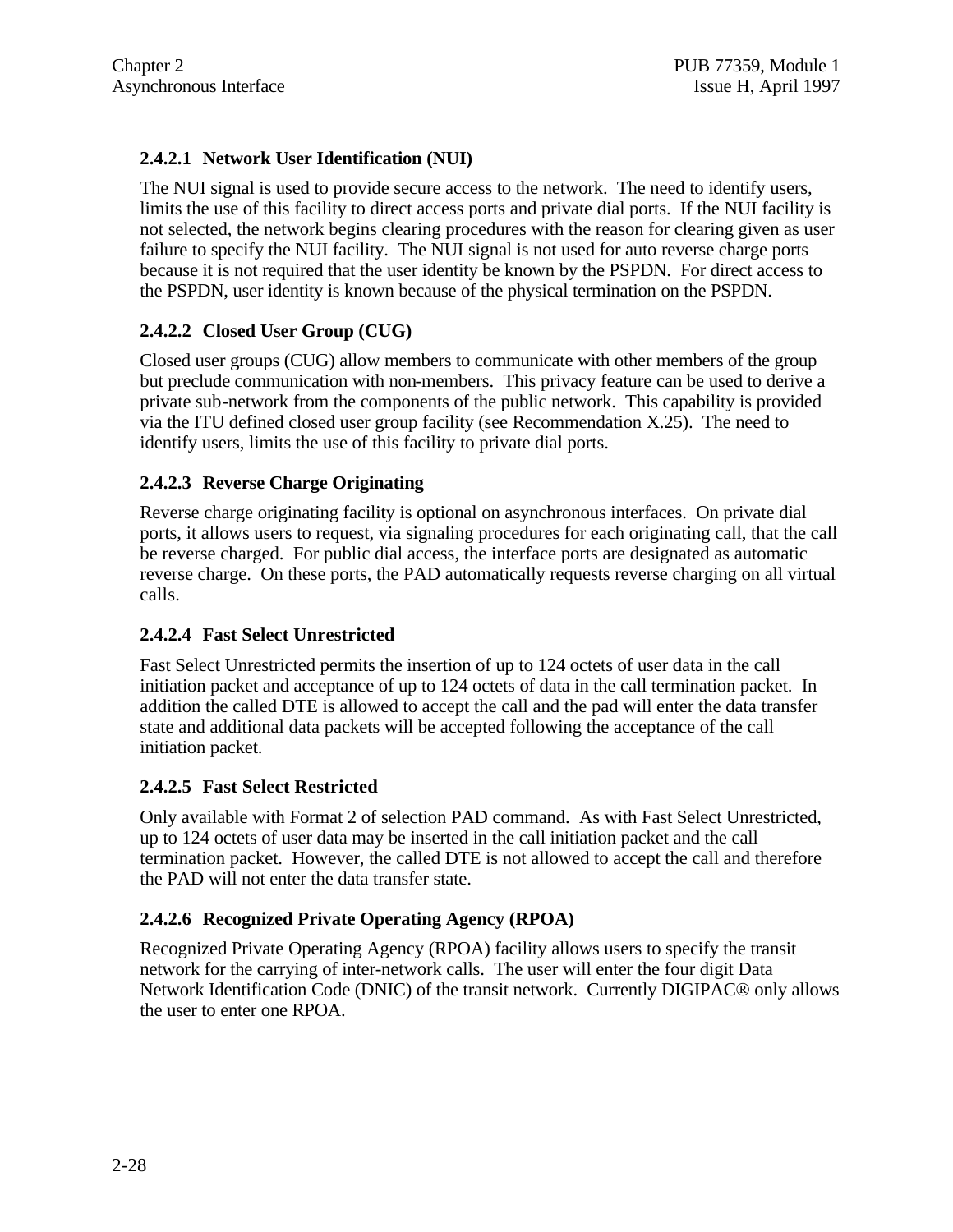#### 2.4.2.1 Network User Identification (NUI)

The NUI signal is used to provide secure access to the network. The need to identify users, limits the use of this facility to direct access ports and private dial ports. If the NUI facility is not selected, the network begins clearing procedures with the reason for clearing given as user failure to specify the NUI facility. The NUI signal is not used for auto reverse charge ports because it is not required that the user identity be known by the PSPDN. For direct access to the PSPDN, user identity is known because of the physical termination on the PSPDN.

#### 2.4.2.2 Closed User Group (CUG)

Closed user groups (CUG) allow members to communicate with other members of the group but preclude communication with non-members. This privacy feature can be used to derive a private sub-network from the components of the public network. This capability is provided via the ITU defined closed user group facility (see Recommendation X.25). The need to identify users, limits the use of this facility to private dial ports.

#### 2.4.2.3 Reverse Charge Originating

Reverse charge originating facility is optional on asynchronous interfaces. On private dial ports, it allows users to request, via signaling procedures for each originating call, that the call be reverse charged. For public dial access, the interface ports are designated as automatic reverse charge. On these ports, the PAD automatically requests reverse charging on all virtual calls.

#### 2.4.2.4 Fast Select Unrestricted

Fast Select Unrestricted permits the insertion of up to 124 octets of user data in the call initiation packet and acceptance of up to 124 octets of data in the call termination packet. In addition the called DTE is allowed to accept the call and the pad will enter the data transfer state and additional data packets will be accepted following the acceptance of the call initiation packet.

#### 2.4.2.5 Fast Select Restricted

Only available with Format 2 of selection PAD command. As with Fast Select Unrestricted, up to 124 octets of user data may be inserted in the call initiation packet and the call termination packet. However, the called DTE is not allowed to accept the call and therefore the PAD will not enter the data transfer state.

#### 2.4.2.6 Recognized Private Operating Agency (RPOA)

Recognized Private Operating Agency (RPOA) facility allows users to specify the transit network for the carrying of inter-network calls. The user will enter the four digit Data Network Identification Code (DNIC) of the transit network. Currently DIGIPAC® only allows the user to enter one RPOA.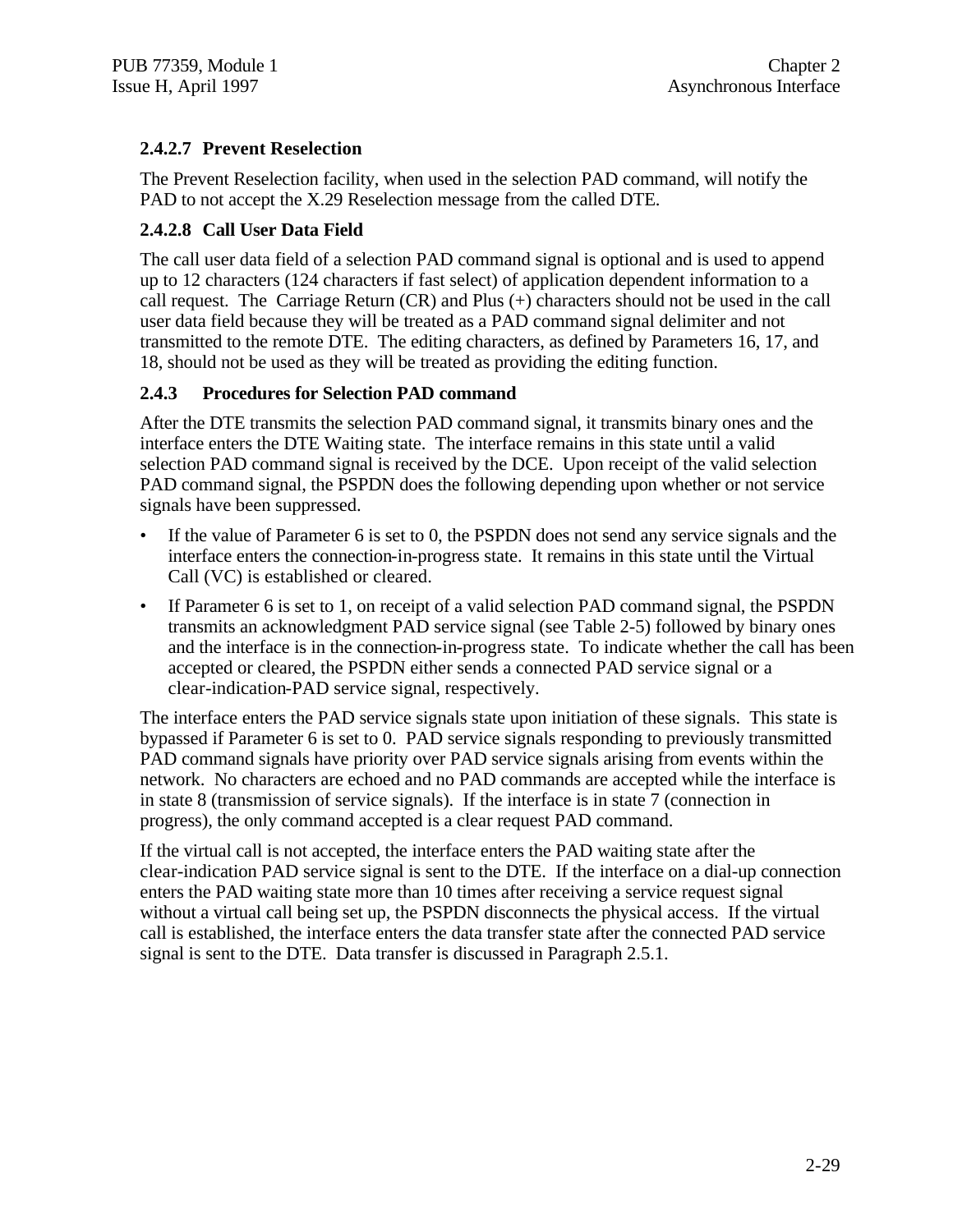#### 2.4.2.7 Prevent Reselection

The Prevent Reselection facility, when used in the selection PAD command, will notify the PAD to not accept the X.29 Reselection message from the called DTE.

#### 2.4.2.8 Call User Data Field

The call user data field of a selection PAD command signal is optional and is used to append up to 12 characters (124 characters if fast select) of application dependent information to a call request. The Carriage Return (CR) and Plus (+) characters should not be used in the call user data field because they will be treated as a PAD command signal delimiter and not transmitted to the remote DTE. The editing characters, as defined by Parameters 16, 17, and 18, should not be used as they will be treated as providing the editing function.

### 2.4.3 Procedures for Selection PAD command

After the DTE transmits the selection PAD command signal, it transmits binary ones and the interface enters the DTE Waiting state. The interface remains in this state until a valid selection PAD command signal is received by the DCE. Upon receipt of the valid selection PAD command signal, the PSPDN does the following depending upon whether or not service signals have been suppressed.

- If the value of Parameter 6 is set to 0, the PSPDN does not send any service signals and the interface enters the connection-in-progress state. It remains in this state until the Virtual Call (VC) is established or cleared.
- If Parameter 6 is set to 1, on receipt of a valid selection PAD command signal, the PSPDN transmits an acknowledgment PAD service signal (see Table 2-5) followed by binary ones and the interface is in the connection-in-progress state. To indicate whether the call has been accepted or cleared, the PSPDN either sends a connected PAD service signal or a clear-indication-PAD service signal, respectively.

The interface enters the PAD service signals state upon initiation of these signals. This state is bypassed if Parameter 6 is set to 0. PAD service signals responding to previously transmitted PAD command signals have priority over PAD service signals arising from events within the network. No characters are echoed and no PAD commands are accepted while the interface is in state 8 (transmission of service signals). If the interface is in state 7 (connection in progress), the only command accepted is a clear request PAD command.

If the virtual call is not accepted, the interface enters the PAD waiting state after the clear-indication PAD service signal is sent to the DTE. If the interface on a dial-up connection enters the PAD waiting state more than 10 times after receiving a service request signal without a virtual call being set up, the PSPDN disconnects the physical access. If the virtual call is established, the interface enters the data transfer state after the connected PAD service signal is sent to the DTE. Data transfer is discussed in Paragraph 2.5.1.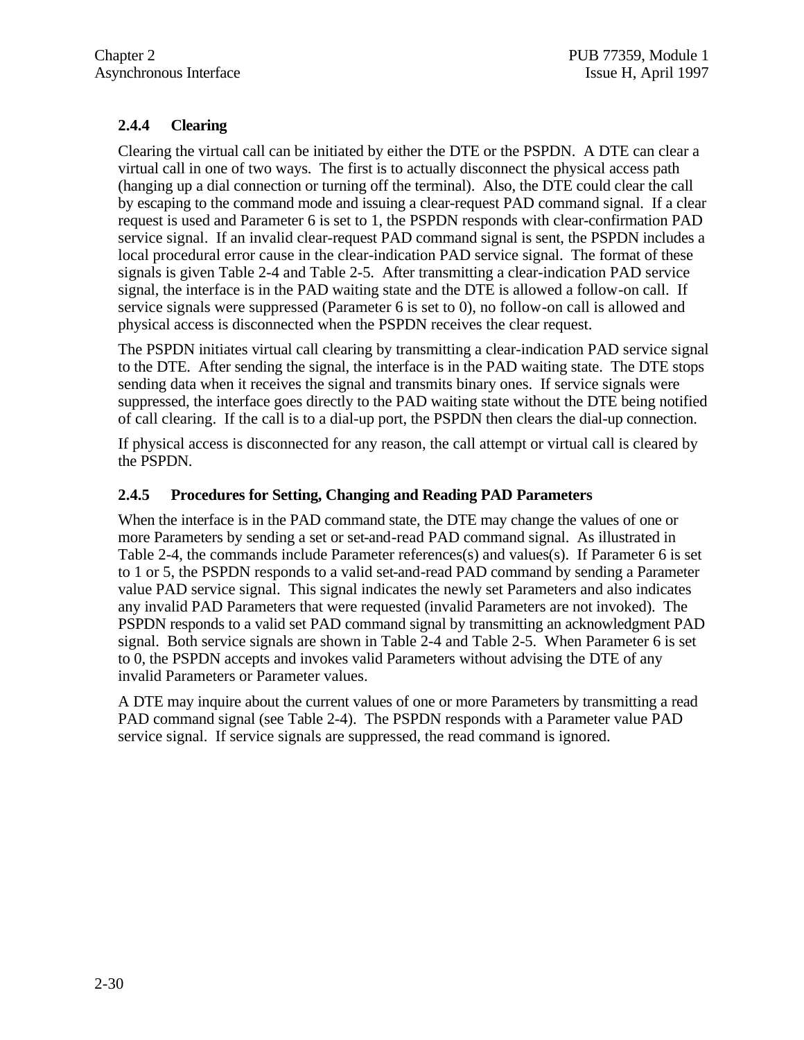### 2.4.4 Clearing

Clearing the virtual call can be initiated by either the DTE or the PSPDN. A DTE can clear a virtual call in one of two ways. The first is to actually disconnect the physical access path (hanging up a dial connection or turning off the terminal). Also, the DTE could clear the call by escaping to the command mode and issuing a clear-request PAD command signal. If a clear request is used and Parameter 6 is set to 1, the PSPDN responds with clear-confirmation PAD service signal. If an invalid clear-request PAD command signal is sent, the PSPDN includes a local procedural error cause in the clear-indication PAD service signal. The format of these signals is given Table 2-4 and Table 2-5. After transmitting a clear-indication PAD service signal, the interface is in the PAD waiting state and the DTE is allowed a follow-on call. If service signals were suppressed (Parameter 6 is set to 0), no follow-on call is allowed and physical access is disconnected when the PSPDN receives the clear request.

The PSPDN initiates virtual call clearing by transmitting a clear-indication PAD service signal to the DTE. After sending the signal, the interface is in the PAD waiting state. The DTE stops sending data when it receives the signal and transmits binary ones. If service signals were suppressed, the interface goes directly to the PAD waiting state without the DTE being notified of call clearing. If the call is to a dial-up port, the PSPDN then clears the dial-up connection.

If physical access is disconnected for any reason, the call attempt or virtual call is cleared by the PSPDN.

### 2.4.5 Procedures for Setting, Changing and Reading PAD Parameters

When the interface is in the PAD command state, the DTE may change the values of one or more Parameters by sending a set or set-and-read PAD command signal. As illustrated in Table 2-4, the commands include Parameter references(s) and values(s). If Parameter 6 is set to 1 or 5, the PSPDN responds to a valid set-and-read PAD command by sending a Parameter value PAD service signal. This signal indicates the newly set Parameters and also indicates any invalid PAD Parameters that were requested (invalid Parameters are not invoked). The PSPDN responds to a valid set PAD command signal by transmitting an acknowledgment PAD signal. Both service signals are shown in Table 2-4 and Table 2-5. When Parameter 6 is set to 0, the PSPDN accepts and invokes valid Parameters without advising the DTE of any invalid Parameters or Parameter values.

A DTE may inquire about the current values of one or more Parameters by transmitting a read PAD command signal (see Table 2-4). The PSPDN responds with a Parameter value PAD service signal. If service signals are suppressed, the read command is ignored.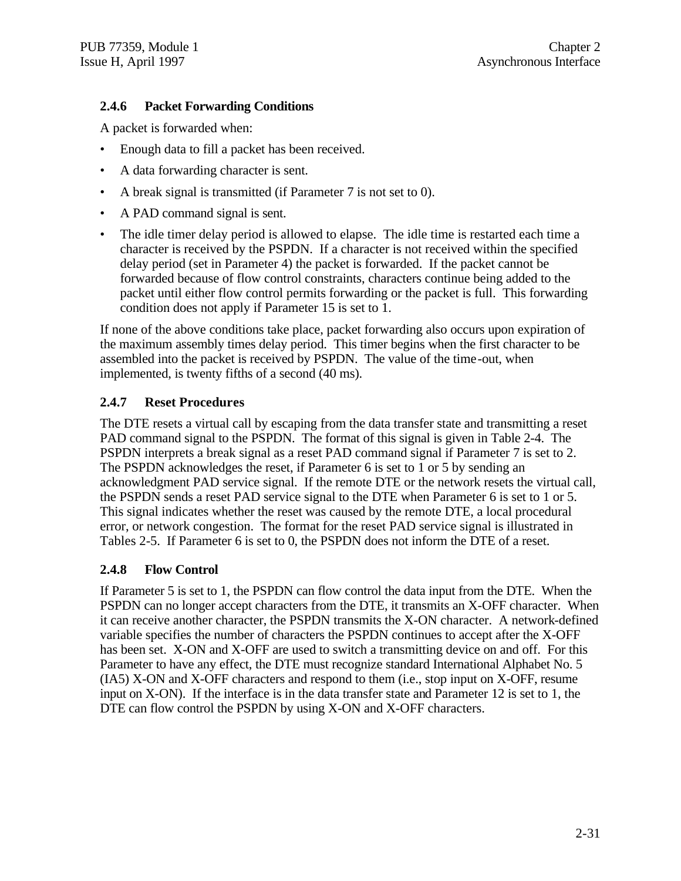### 2.4.6 Packet Forwarding Conditions

A packet is forwarded when:

- Enough data to fill a packet has been received.
- A data forwarding character is sent.
- A break signal is transmitted (if Parameter 7 is not set to 0).
- A PAD command signal is sent.
- The idle timer delay period is allowed to elapse. The idle time is restarted each time a character is received by the PSPDN. If a character is not received within the specified delay period (set in Parameter 4) the packet is forwarded. If the packet cannot be forwarded because of flow control constraints, characters continue being added to the packet until either flow control permits forwarding or the packet is full. This forwarding condition does not apply if Parameter 15 is set to 1.

If none of the above conditions take place, packet forwarding also occurs upon expiration of the maximum assembly times delay period. This timer begins when the first character to be assembled into the packet is received by PSPDN. The value of the time-out, when implemented, is twenty fifths of a second (40 ms).

### 2.4.7 Reset Procedures

The DTE resets a virtual call by escaping from the data transfer state and transmitting a reset PAD command signal to the PSPDN. The format of this signal is given in Table 2-4. The PSPDN interprets a break signal as a reset PAD command signal if Parameter 7 is set to 2. The PSPDN acknowledges the reset, if Parameter 6 is set to 1 or 5 by sending an acknowledgment PAD service signal. If the remote DTE or the network resets the virtual call, the PSPDN sends a reset PAD service signal to the DTE when Parameter 6 is set to 1 or 5. This signal indicates whether the reset was caused by the remote DTE, a local procedural error, or network congestion. The format for the reset PAD service signal is illustrated in Tables 2-5. If Parameter 6 is set to 0, the PSPDN does not inform the DTE of a reset.

### 2.4.8 Flow Control

If Parameter 5 is set to 1, the PSPDN can flow control the data input from the DTE. When the PSPDN can no longer accept characters from the DTE, it transmits an X-OFF character. When it can receive another character, the PSPDN transmits the X-ON character. A network-defined variable specifies the number of characters the PSPDN continues to accept after the X-OFF has been set. X-ON and X-OFF are used to switch a transmitting device on and off. For this Parameter to have any effect, the DTE must recognize standard International Alphabet No. 5 (IA5) X-ON and X-OFF characters and respond to them (i.e., stop input on X-OFF, resume input on X-ON). If the interface is in the data transfer state and Parameter 12 is set to 1, the DTE can flow control the PSPDN by using X-ON and X-OFF characters.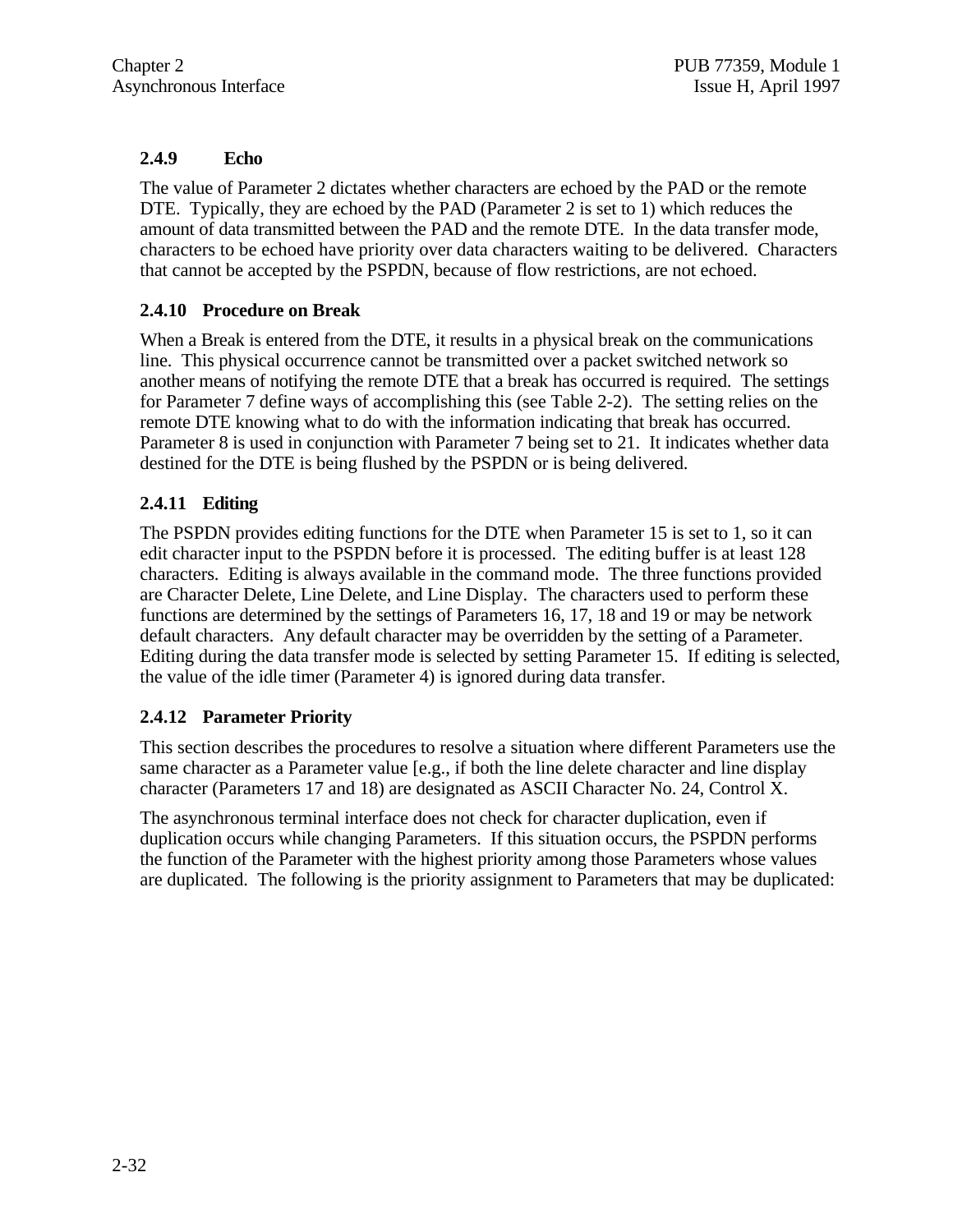### 2.4.9 Echo

The value of Parameter 2 dictates whether characters are echoed by the PAD or the remote DTE. Typically, they are echoed by the PAD (Parameter 2 is set to 1) which reduces the amount of data transmitted between the PAD and the remote DTE. In the data transfer mode, characters to be echoed have priority over data characters waiting to be delivered. Characters that cannot be accepted by the PSPDN, because of flow restrictions, are not echoed.

### 2.4.10 Procedure on Break

When a Break is entered from the DTE, it results in a physical break on the communications line. This physical occurrence cannot be transmitted over a packet switched network so another means of notifying the remote DTE that a break has occurred is required. The settings for Parameter 7 define ways of accomplishing this (see Table 2-2). The setting relies on the remote DTE knowing what to do with the information indicating that break has occurred. Parameter 8 is used in conjunction with Parameter 7 being set to 21. It indicates whether data destined for the DTE is being flushed by the PSPDN or is being delivered.

### 2.4.11 Editing

The PSPDN provides editing functions for the DTE when Parameter 15 is set to 1, so it can edit character input to the PSPDN before it is processed. The editing buffer is at least 128 characters. Editing is always available in the command mode. The three functions provided are Character Delete, Line Delete, and Line Display. The characters used to perform these functions are determined by the settings of Parameters 16, 17, 18 and 19 or may be network default characters. Any default character may be overridden by the setting of a Parameter. Editing during the data transfer mode is selected by setting Parameter 15. If editing is selected, the value of the idle timer (Parameter 4) is ignored during data transfer.

### 2.4.12 Parameter Priority

This section describes the procedures to resolve a situation where different Parameters use the same character as a Parameter value [e.g., if both the line delete character and line display character (Parameters 17 and 18) are designated as ASCII Character No. 24, Control X.

The asynchronous terminal interface does not check for character duplication, even if duplication occurs while changing Parameters. If this situation occurs, the PSPDN performs the function of the Parameter with the highest priority among those Parameters whose values are duplicated. The following is the priority assignment to Parameters that may be duplicated: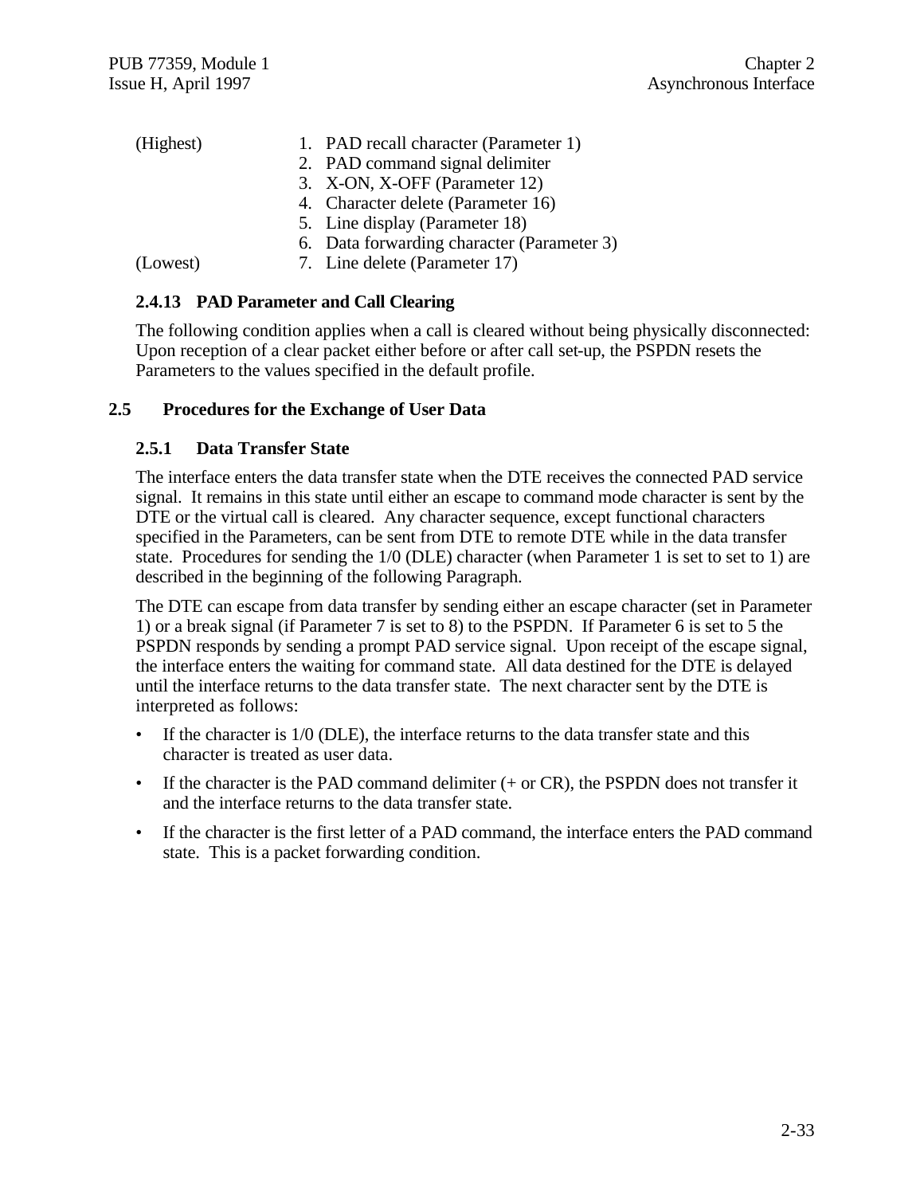| | |
|---|---|
| (Highest) | 1. PAD recall character (Parameter 1) |
| | 2. PAD command signal delimiter |
| | 3. X-ON, X-OFF (Parameter 12) |
| | 4. Character delete (Parameter 16) |
| | 5. Line display (Parameter 18) |
| | 6. Data forwarding character (Parameter 3) |
| (Lowest) | 7. Line delete (Parameter 17) |

### 2.4.13 PAD Parameter and Call Clearing

The following condition applies when a call is cleared without being physically disconnected: Upon reception of a clear packet either before or after call set-up, the PSPDN resets the Parameters to the values specified in the default profile.

## 2.5 Procedures for the Exchange of User Data

### 2.5.1 Data Transfer State

The interface enters the data transfer state when the DTE receives the connected PAD service signal. It remains in this state until either an escape to command mode character is sent by the DTE or the virtual call is cleared. Any character sequence, except functional characters specified in the Parameters, can be sent from DTE to remote DTE while in the data transfer state. Procedures for sending the 1/0 (DLE) character (when Parameter 1 is set to set to 1) are described in the beginning of the following Paragraph.

The DTE can escape from data transfer by sending either an escape character (set in Parameter 1) or a break signal (if Parameter 7 is set to 8) to the PSPDN. If Parameter 6 is set to 5 the PSPDN responds by sending a prompt PAD service signal. Upon receipt of the escape signal, the interface enters the waiting for command state. All data destined for the DTE is delayed until the interface returns to the data transfer state. The next character sent by the DTE is interpreted as follows:

- If the character is 1/0 (DLE), the interface returns to the data transfer state and this character is treated as user data.
- If the character is the PAD command delimiter (+ or CR), the PSPDN does not transfer it and the interface returns to the data transfer state.
- If the character is the first letter of a PAD command, the interface enters the PAD command state. This is a packet forwarding condition.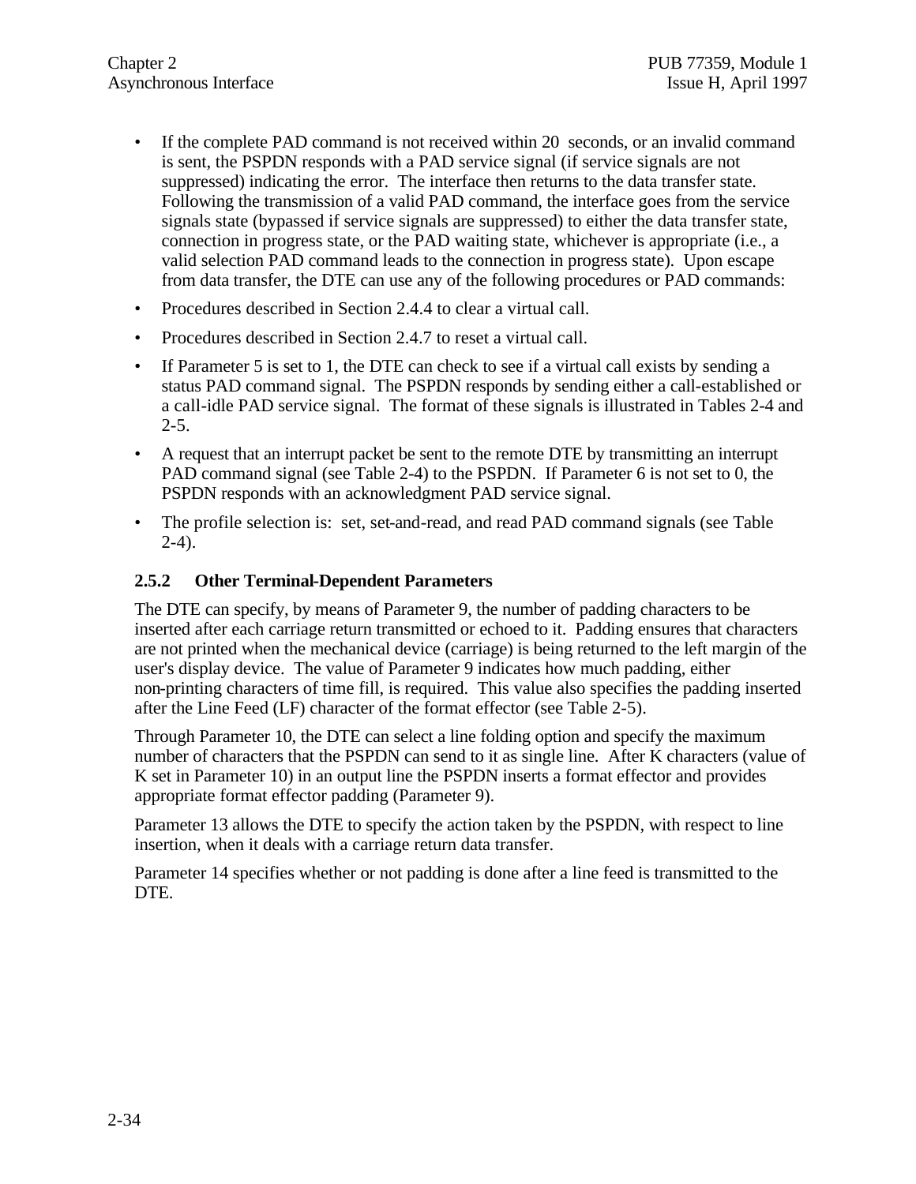- If the complete PAD command is not received within 20 seconds, or an invalid command is sent, the PSPDN responds with a PAD service signal (if service signals are not suppressed) indicating the error. The interface then returns to the data transfer state. Following the transmission of a valid PAD command, the interface goes from the service signals state (bypassed if service signals are suppressed) to either the data transfer state, connection in progress state, or the PAD waiting state, whichever is appropriate (i.e., a valid selection PAD command leads to the connection in progress state). Upon escape from data transfer, the DTE can use any of the following procedures or PAD commands:
- Procedures described in Section 2.4.4 to clear a virtual call.
- Procedures described in Section 2.4.7 to reset a virtual call.
- If Parameter 5 is set to 1, the DTE can check to see if a virtual call exists by sending a status PAD command signal. The PSPDN responds by sending either a call-established or a call-idle PAD service signal. The format of these signals is illustrated in Tables 2-4 and 2-5.
- A request that an interrupt packet be sent to the remote DTE by transmitting an interrupt PAD command signal (see Table 2-4) to the PSPDN. If Parameter 6 is not set to 0, the PSPDN responds with an acknowledgment PAD service signal.
- The profile selection is: set, set-and-read, and read PAD command signals (see Table 2-4).

### 2.5.2 Other Terminal-Dependent Parameters

The DTE can specify, by means of Parameter 9, the number of padding characters to be inserted after each carriage return transmitted or echoed to it. Padding ensures that characters are not printed when the mechanical device (carriage) is being returned to the left margin of the user's display device. The value of Parameter 9 indicates how much padding, either non-printing characters of time fill, is required. This value also specifies the padding inserted after the Line Feed (LF) character of the format effector (see Table 2-5).

Through Parameter 10, the DTE can select a line folding option and specify the maximum number of characters that the PSPDN can send to it as single line. After K characters (value of K set in Parameter 10) in an output line the PSPDN inserts a format effector and provides appropriate format effector padding (Parameter 9).

Parameter 13 allows the DTE to specify the action taken by the PSPDN, with respect to line insertion, when it deals with a carriage return data transfer.

Parameter 14 specifies whether or not padding is done after a line feed is transmitted to the DTE.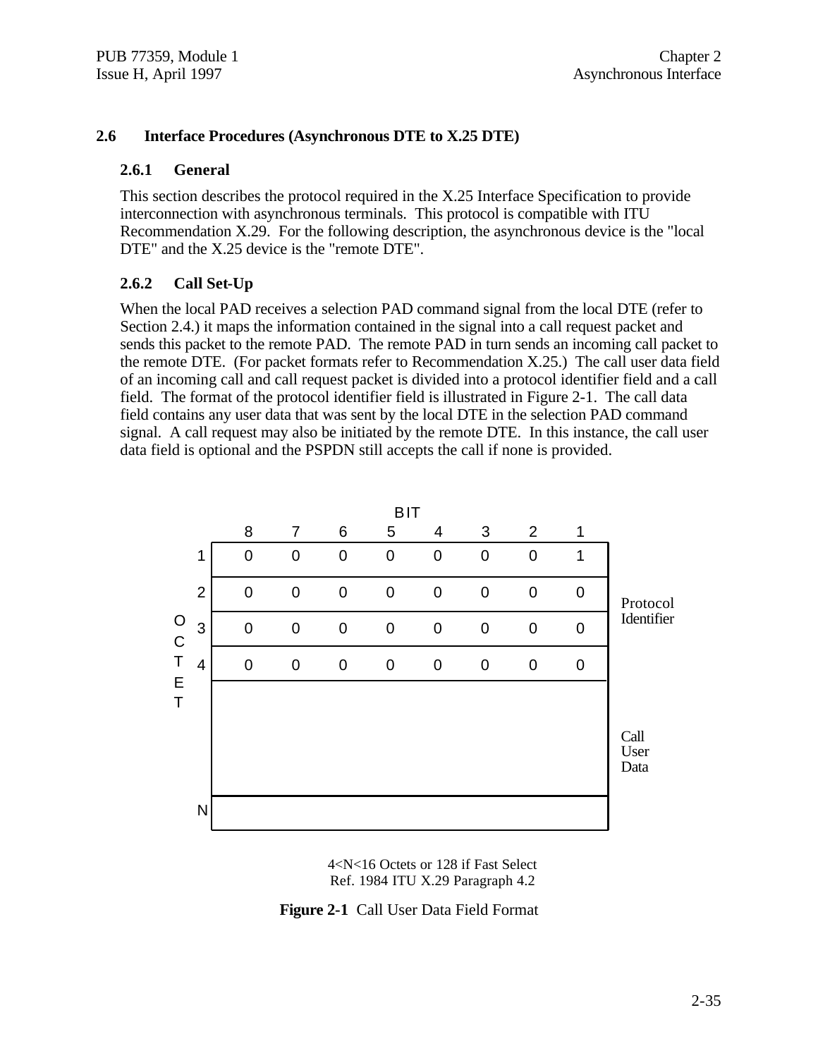## 2.6 Interface Procedures (Asynchronous DTE to X.25 DTE)

### 2.6.1 General

This section describes the protocol required in the X.25 Interface Specification to provide interconnection with asynchronous terminals. This protocol is compatible with ITU Recommendation X.29. For the following description, the asynchronous device is the "local DTE" and the X.25 device is the "remote DTE".

### 2.6.2 Call Set-Up

When the local PAD receives a selection PAD command signal from the local DTE (refer to Section 2.4.) it maps the information contained in the signal into a call request packet and sends this packet to the remote PAD. The remote PAD in turn sends an incoming call packet to the remote DTE. (For packet formats refer to Recommendation X.25.) The call user data field of an incoming call and call request packet is divided into a protocol identifier field and a call field. The format of the protocol identifier field is illustrated in Figure 2-1. The call data field contains any user data that was sent by the local DTE in the selection PAD command signal. A call request may also be initiated by the remote DTE. In this instance, the call user data field is optional and the PSPDN still accepts the call if none is provided.

| OCTET | Bit 8 | 7 | 6 | 5 | 4 | 3 | 2 | 1 | |
|---|---|---|---|---|---|---|---|---|---|
| 1 | 0 | 0 | 0 | 0 | 0 | 0 | 0 | 1 | Protocol Identifier |
| 2 | 0 | 0 | 0 | 0 | 0 | 0 | 0 | 0 | |
| 3 | 0 | 0 | 0 | 0 | 0 | 0 | 0 | 0 | |
| 4 | 0 | 0 | 0 | 0 | 0 | 0 | 0 | 0 | |
| ... | | | | | | | | | Call User Data |
| N | | | | | | | | | |

4<N<16 Octets or 128 if Fast Select
Ref. 1984 ITU X.29 Paragraph 4.2

**Figure 2-1** Call User Data Field Format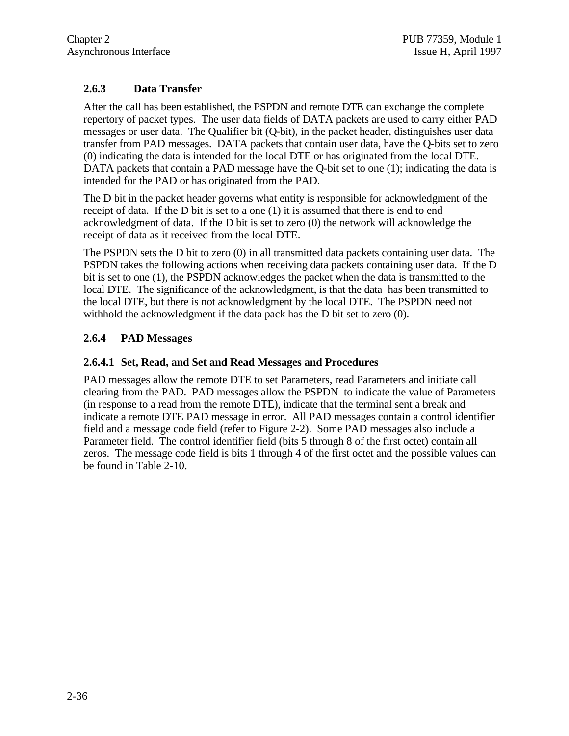### 2.6.3 Data Transfer

After the call has been established, the PSPDN and remote DTE can exchange the complete repertory of packet types. The user data fields of DATA packets are used to carry either PAD messages or user data. The Qualifier bit (Q-bit), in the packet header, distinguishes user data transfer from PAD messages. DATA packets that contain user data, have the Q-bits set to zero (0) indicating the data is intended for the local DTE or has originated from the local DTE. DATA packets that contain a PAD message have the Q-bit set to one (1); indicating the data is intended for the PAD or has originated from the PAD.

The D bit in the packet header governs what entity is responsible for acknowledgment of the receipt of data. If the D bit is set to a one (1) it is assumed that there is end to end acknowledgment of data. If the D bit is set to zero (0) the network will acknowledge the receipt of data as it received from the local DTE.

The PSPDN sets the D bit to zero (0) in all transmitted data packets containing user data. The PSPDN takes the following actions when receiving data packets containing user data. If the D bit is set to one (1), the PSPDN acknowledges the packet when the data is transmitted to the local DTE. The significance of the acknowledgment, is that the data has been transmitted to the local DTE, but there is not acknowledgment by the local DTE. The PSPDN need not withhold the acknowledgment if the data pack has the D bit set to zero (0).

### 2.6.4 PAD Messages

#### 2.6.4.1 Set, Read, and Set and Read Messages and Procedures

PAD messages allow the remote DTE to set Parameters, read Parameters and initiate call clearing from the PAD. PAD messages allow the PSPDN to indicate the value of Parameters (in response to a read from the remote DTE), indicate that the terminal sent a break and indicate a remote DTE PAD message in error. All PAD messages contain a control identifier field and a message code field (refer to Figure 2-2). Some PAD messages also include a Parameter field. The control identifier field (bits 5 through 8 of the first octet) contain all zeros. The message code field is bits 1 through 4 of the first octet and the possible values can be found in Table 2-10.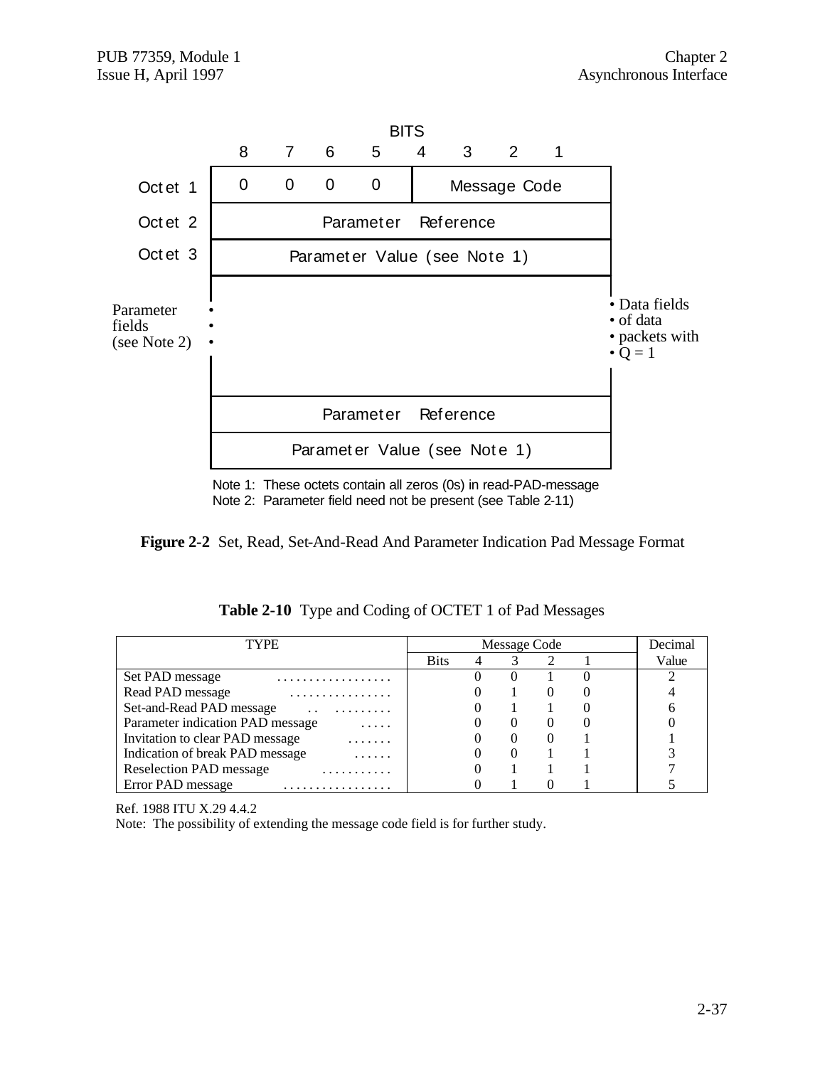| | BITS | | | | | | | | |
|---|---|---|---|---|---|---|---|---|---|
| | 8 | 7 | 6 | 5 | 4 | 3 | 2 | 1 | |
| Octet 1 | 0 | 0 | 0 | 0 | Message Code | | | | |
| Octet 2 | Parameter Reference | | | | | | | | |
| Octet 3 | Parameter Value (see Note 1) | | | | | | | | |
| Parameter fields (see Note 2) • • • | | | | | | | | | • Data fields • of data • packets with • Q = 1 |
| | Parameter Reference | | | | | | | | |
| | Parameter Value (see Note 1) | | | | | | | | |

Note 1: These octets contain all zeros (0s) in read-PAD-message
Note 2: Parameter field need not be present (see Table 2-11)

**Figure 2-2** Set, Read, Set-And-Read And Parameter Indication Pad Message Format

**Table 2-10** Type and Coding of OCTET 1 of Pad Messages

| TYPE | Message Code | | | | | Decimal |
|---|---|---|---|---|---|---|
| | Bits | 4 | 3 | 2 | 1 | Value |
| Set PAD message . . . . . . . . . . . . . . . . . | | 0 | 0 | 1 | 0 | 2 |
| Read PAD message . . . . . . . . . . . . . . . . | | 0 | 1 | 0 | 0 | 4 |
| Set-and-Read PAD message . . . . . . . . . . . | | 0 | 1 | 1 | 0 | 6 |
| Parameter indication PAD message . . . . . | | 0 | 0 | 0 | 0 | 0 |
| Invitation to clear PAD message . . . . . . . | | 0 | 0 | 0 | 1 | 1 |
| Indication of break PAD message . . . . . . | | 0 | 0 | 1 | 1 | 3 |
| Reselection PAD message . . . . . . . . . . . | | 0 | 1 | 1 | 1 | 7 |
| Error PAD message . . . . . . . . . . . . . . . . . | | 0 | 1 | 0 | 1 | 5 |

Ref. 1988 ITU X.29 4.4.2

Note: The possibility of extending the message code field is for further study.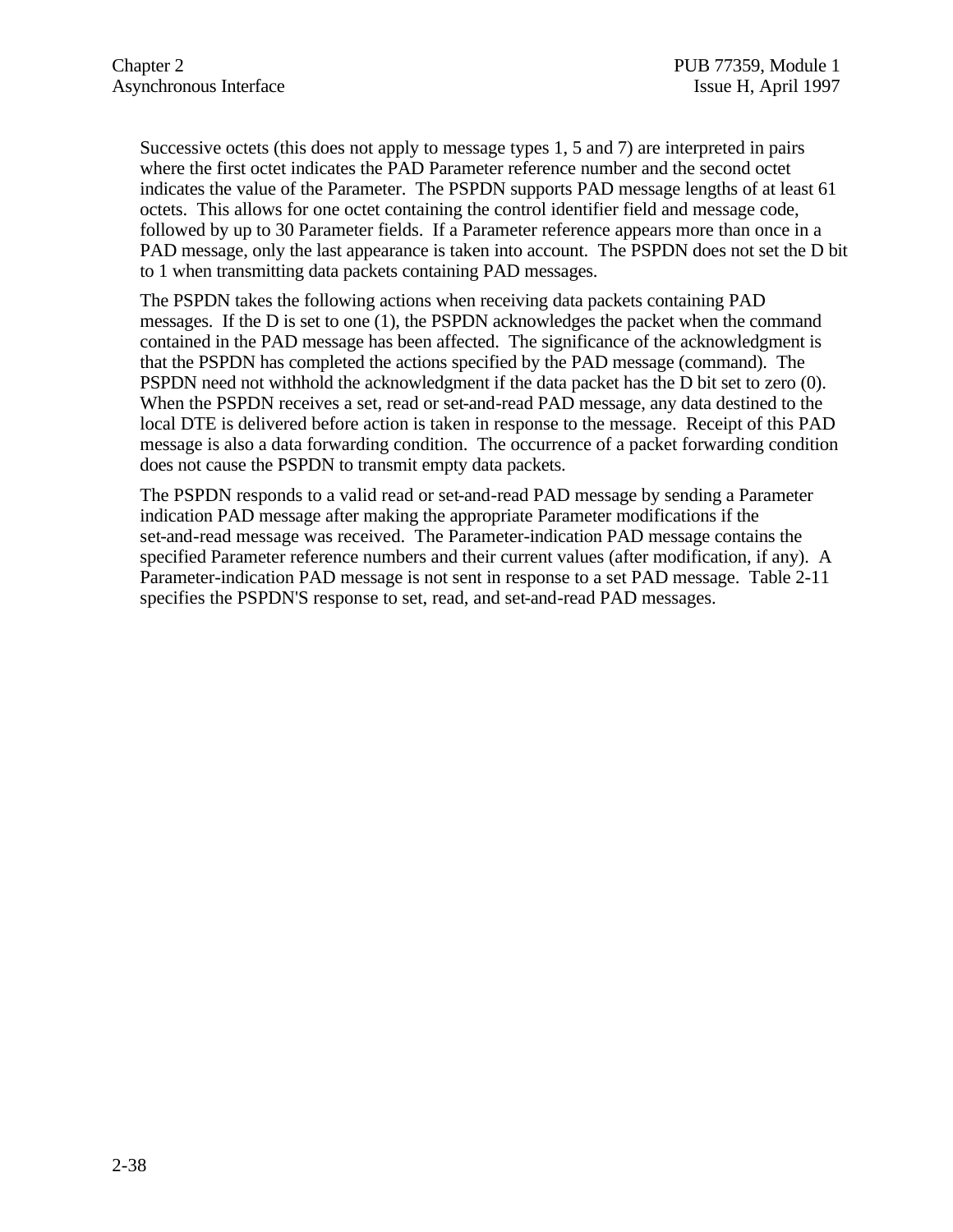Successive octets (this does not apply to message types 1, 5 and 7) are interpreted in pairs where the first octet indicates the PAD Parameter reference number and the second octet indicates the value of the Parameter. The PSPDN supports PAD message lengths of at least 61 octets. This allows for one octet containing the control identifier field and message code, followed by up to 30 Parameter fields. If a Parameter reference appears more than once in a PAD message, only the last appearance is taken into account. The PSPDN does not set the D bit to 1 when transmitting data packets containing PAD messages.

The PSPDN takes the following actions when receiving data packets containing PAD messages. If the D is set to one (1), the PSPDN acknowledges the packet when the command contained in the PAD message has been affected. The significance of the acknowledgment is that the PSPDN has completed the actions specified by the PAD message (command). The PSPDN need not withhold the acknowledgment if the data packet has the D bit set to zero (0). When the PSPDN receives a set, read or set-and-read PAD message, any data destined to the local DTE is delivered before action is taken in response to the message. Receipt of this PAD message is also a data forwarding condition. The occurrence of a packet forwarding condition does not cause the PSPDN to transmit empty data packets.

The PSPDN responds to a valid read or set-and-read PAD message by sending a Parameter indication PAD message after making the appropriate Parameter modifications if the set-and-read message was received. The Parameter-indication PAD message contains the specified Parameter reference numbers and their current values (after modification, if any). A Parameter-indication PAD message is not sent in response to a set PAD message. Table 2-11 specifies the PSPDN'S response to set, read, and set-and-read PAD messages.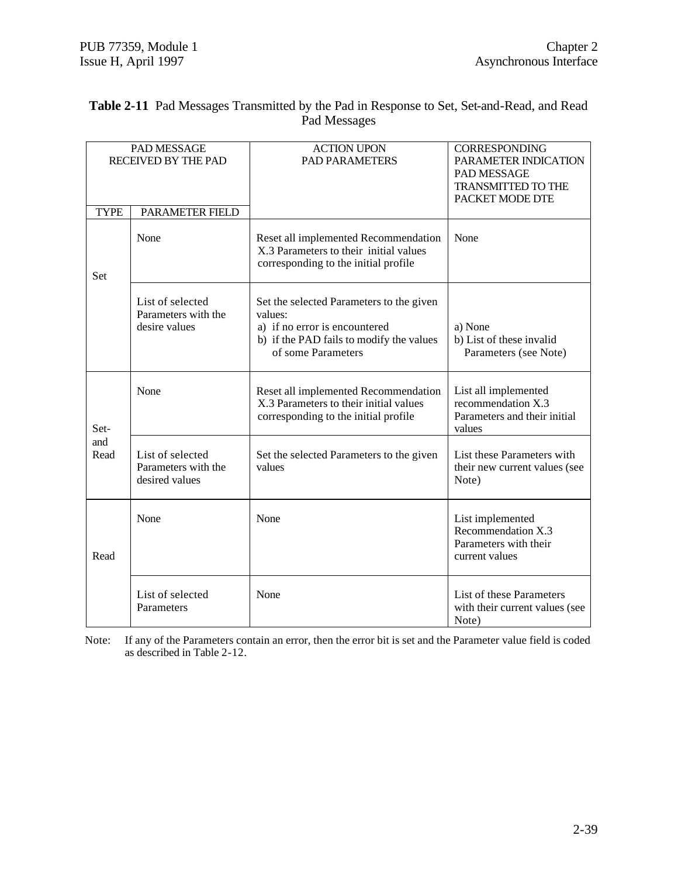**Table 2-11** Pad Messages Transmitted by the Pad in Response to Set, Set-and-Read, and Read Pad Messages

| PAD MESSAGE RECEIVED BY THE PAD | | ACTION UPON PAD PARAMETERS | CORRESPONDING PARAMETER INDICATION PAD MESSAGE TRANSMITTED TO THE PACKET MODE DTE |
|---|---|---|---|
| TYPE | PARAMETER FIELD | | |
| Set | None | Reset all implemented Recommendation X.3 Parameters to their initial values corresponding to the initial profile | None |
| | List of selected Parameters with the desire values | Set the selected Parameters to the given values:<br>a) if no error is encountered<br>b) if the PAD fails to modify the values of some Parameters | a) None<br>b) List of these invalid Parameters (see Note) |
| Set-and Read | None | Reset all implemented Recommendation X.3 Parameters to their initial values corresponding to the initial profile | List all implemented recommendation X.3 Parameters and their initial values |
| | List of selected Parameters with the desired values | Set the selected Parameters to the given values | List these Parameters with their new current values (see Note) |
| Read | None | None | List implemented Recommendation X.3 Parameters with their current values |
| | List of selected Parameters | None | List of these Parameters with their current values (see Note) |

Note: If any of the Parameters contain an error, then the error bit is set and the Parameter value field is coded as described in Table 2-12.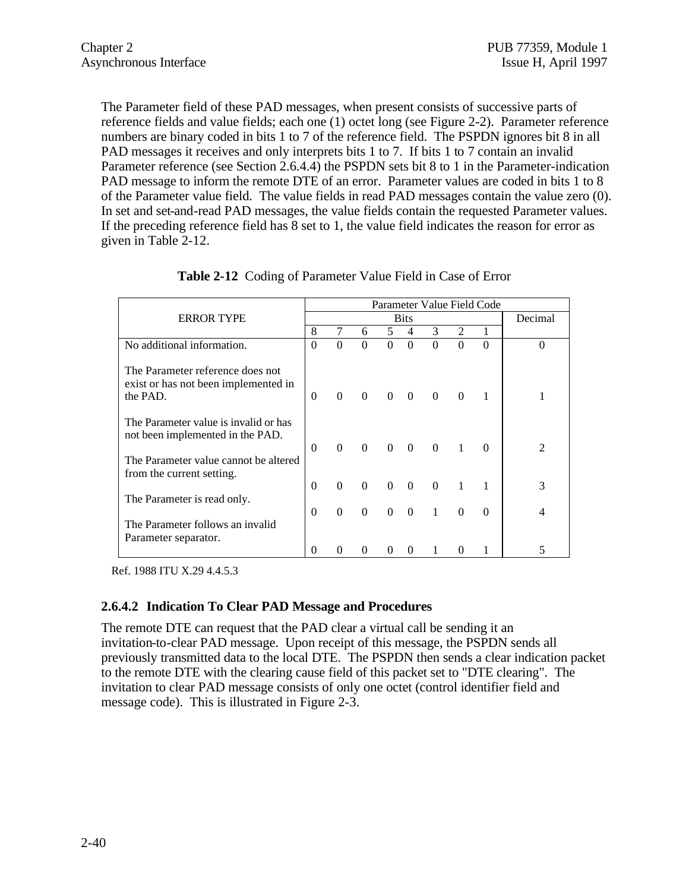The Parameter field of these PAD messages, when present consists of successive parts of reference fields and value fields; each one (1) octet long (see Figure 2-2). Parameter reference numbers are binary coded in bits 1 to 7 of the reference field. The PSPDN ignores bit 8 in all PAD messages it receives and only interprets bits 1 to 7. If bits 1 to 7 contain an invalid Parameter reference (see Section 2.6.4.4) the PSPDN sets bit 8 to 1 in the Parameter-indication PAD message to inform the remote DTE of an error. Parameter values are coded in bits 1 to 8 of the Parameter value field. The value fields in read PAD messages contain the value zero (0). In set and set-and-read PAD messages, the value fields contain the requested Parameter values. If the preceding reference field has 8 set to 1, the value field indicates the reason for error as given in Table 2-12.

**Table 2-12** Coding of Parameter Value Field in Case of Error

| ERROR TYPE | Parameter Value Field Code | | | | | | | | |
|---|---|---|---|---|---|---|---|---|---|
| | Bits | | | | | | | | Decimal |
| | 8 | 7 | 6 | 5 | 4 | 3 | 2 | 1 | |
| No additional information. | 0 | 0 | 0 | 0 | 0 | 0 | 0 | 0 | 0 |
| The Parameter reference does not exist or has not been implemented in the PAD. | 0 | 0 | 0 | 0 | 0 | 0 | 0 | 1 | 1 |
| The Parameter value is invalid or has not been implemented in the PAD. | 0 | 0 | 0 | 0 | 0 | 0 | 1 | 0 | 2 |
| The Parameter value cannot be altered from the current setting. | 0 | 0 | 0 | 0 | 0 | 0 | 1 | 1 | 3 |
| The Parameter is read only. | 0 | 0 | 0 | 0 | 0 | 1 | 0 | 0 | 4 |
| The Parameter follows an invalid Parameter separator. | 0 | 0 | 0 | 0 | 0 | 1 | 0 | 1 | 5 |

Ref. 1988 ITU X.29 4.4.5.3

### 2.6.4.2 Indication To Clear PAD Message and Procedures

The remote DTE can request that the PAD clear a virtual call be sending it an invitation-to-clear PAD message. Upon receipt of this message, the PSPDN sends all previously transmitted data to the local DTE. The PSPDN then sends a clear indication packet to the remote DTE with the clearing cause field of this packet set to "DTE clearing". The invitation to clear PAD message consists of only one octet (control identifier field and message code). This is illustrated in Figure 2-3.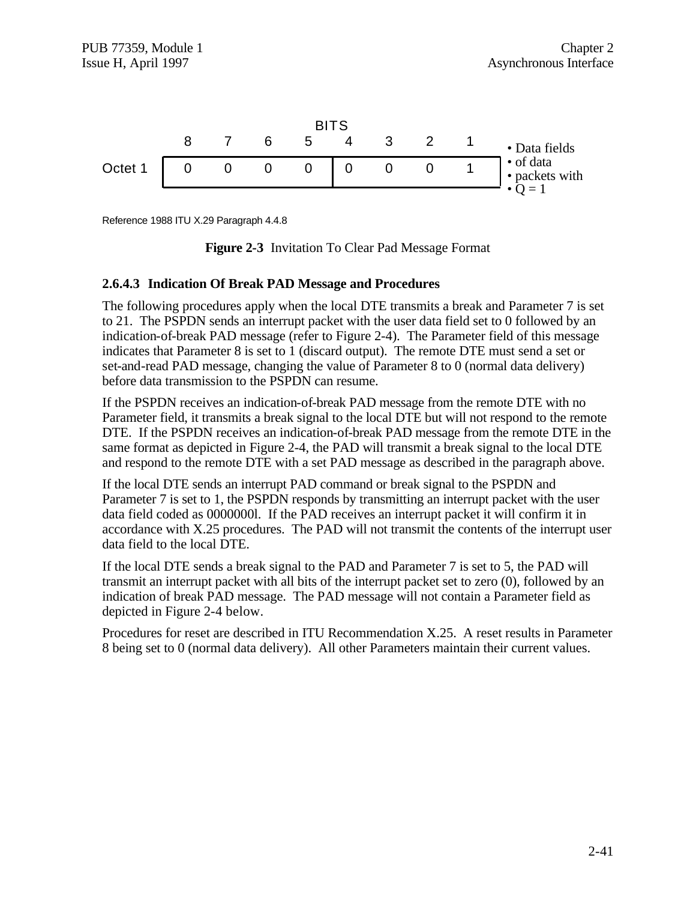| | BITS | | | | | | | | |
|---|---|---|---|---|---|---|---|---|---|
| | 8 | 7 | 6 | 5 | 4 | 3 | 2 | 1 | |
| Octet 1 | 0 | 0 | 0 | 0 | 0 | 0 | 0 | 1 | • Data fields • of data • packets with • Q = 1 |

Reference 1988 ITU X.29 Paragraph 4.4.8

**Figure 2-3** Invitation To Clear Pad Message Format

### 2.6.4.3 Indication Of Break PAD Message and Procedures

The following procedures apply when the local DTE transmits a break and Parameter 7 is set to 21. The PSPDN sends an interrupt packet with the user data field set to 0 followed by an indication-of-break PAD message (refer to Figure 2-4). The Parameter field of this message indicates that Parameter 8 is set to 1 (discard output). The remote DTE must send a set or set-and-read PAD message, changing the value of Parameter 8 to 0 (normal data delivery) before data transmission to the PSPDN can resume.

If the PSPDN receives an indication-of-break PAD message from the remote DTE with no Parameter field, it transmits a break signal to the local DTE but will not respond to the remote DTE. If the PSPDN receives an indication-of-break PAD message from the remote DTE in the same format as depicted in Figure 2-4, the PAD will transmit a break signal to the local DTE and respond to the remote DTE with a set PAD message as described in the paragraph above.

If the local DTE sends an interrupt PAD command or break signal to the PSPDN and Parameter 7 is set to 1, the PSPDN responds by transmitting an interrupt packet with the user data field coded as 0000000l. If the PAD receives an interrupt packet it will confirm it in accordance with X.25 procedures. The PAD will not transmit the contents of the interrupt user data field to the local DTE.

If the local DTE sends a break signal to the PAD and Parameter 7 is set to 5, the PAD will transmit an interrupt packet with all bits of the interrupt packet set to zero (0), followed by an indication of break PAD message. The PAD message will not contain a Parameter field as depicted in Figure 2-4 below.

Procedures for reset are described in ITU Recommendation X.25. A reset results in Parameter 8 being set to 0 (normal data delivery). All other Parameters maintain their current values.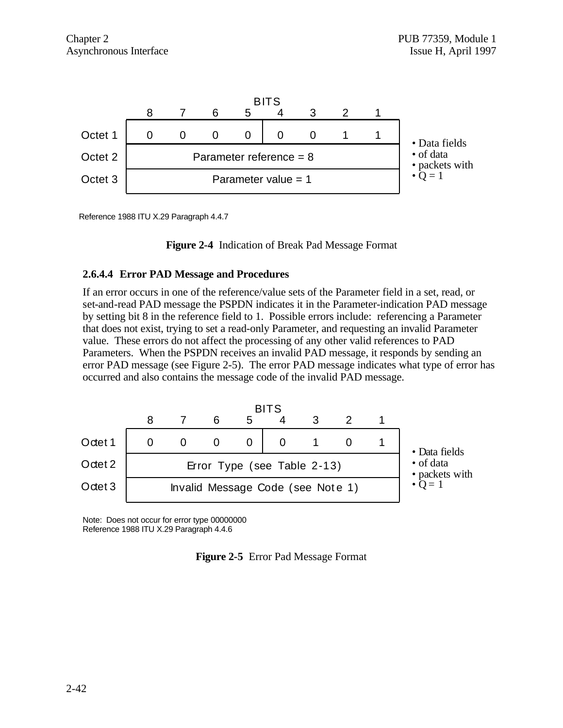| | BITS | | | | | | | | |
|---|---|---|---|---|---|---|---|---|---|
| | 8 | 7 | 6 | 5 | 4 | 3 | 2 | 1 | |
| Octet 1 | 0 | 0 | 0 | 0 | 0 | 0 | 1 | 1 | • Data fields |
| Octet 2 | Parameter reference = 8 | | | | | | | | • of data • packets with |
| Octet 3 | Parameter value = 1 | | | | | | | | • Q = 1 |

Reference 1988 ITU X.29 Paragraph 4.4.7

**Figure 2-4** Indication of Break Pad Message Format

#### 2.6.4.4 Error PAD Message and Procedures

If an error occurs in one of the reference/value sets of the Parameter field in a set, read, or set-and-read PAD message the PSPDN indicates it in the Parameter-indication PAD message by setting bit 8 in the reference field to 1. Possible errors include: referencing a Parameter that does not exist, trying to set a read-only Parameter, and requesting an invalid Parameter value. These errors do not affect the processing of any other valid references to PAD Parameters. When the PSPDN receives an invalid PAD message, it responds by sending an error PAD message (see Figure 2-5). The error PAD message indicates what type of error has occurred and also contains the message code of the invalid PAD message.

| | BITS | | | | | | | | |
|---|---|---|---|---|---|---|---|---|---|
| | 8 | 7 | 6 | 5 | 4 | 3 | 2 | 1 | |
| Octet 1 | 0 | 0 | 0 | 0 | 0 | 1 | 0 | 1 | • Data fields |
| Octet 2 | Error Type (see Table 2-13) | | | | | | | | • of data • packets with |
| Octet 3 | Invalid Message Code (see Note 1) | | | | | | | | • Q = 1 |

Note: Does not occur for error type 00000000
Reference 1988 ITU X.29 Paragraph 4.4.6

**Figure 2-5** Error Pad Message Format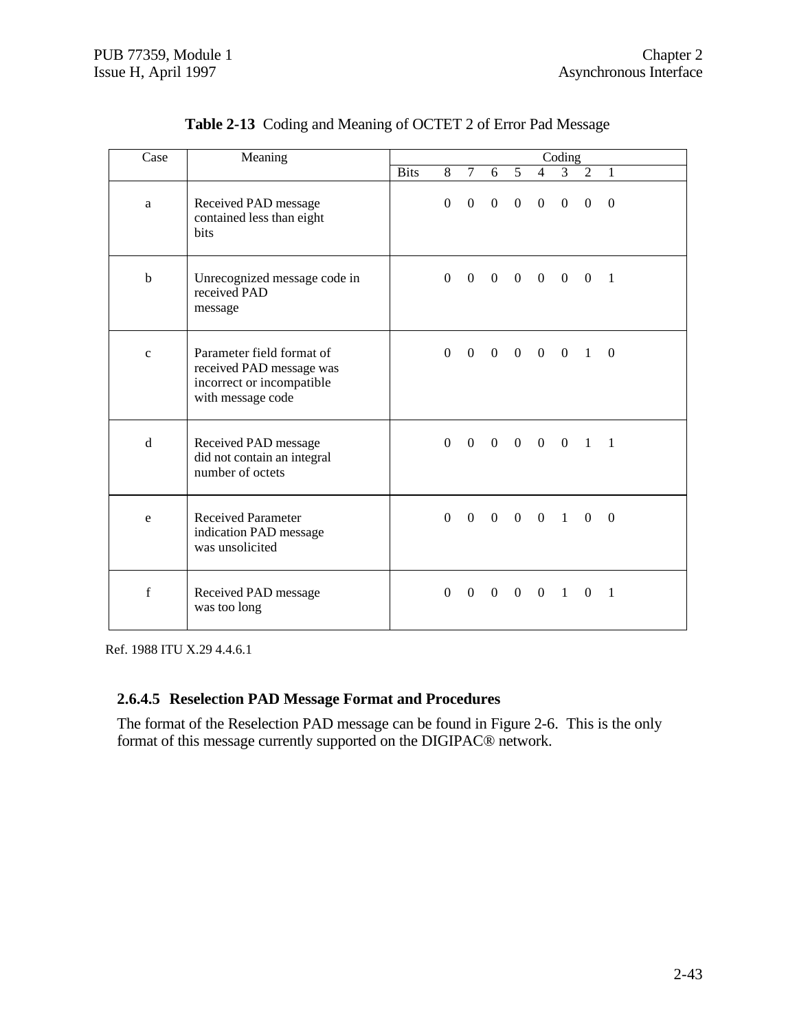**Table 2-13** Coding and Meaning of OCTET 2 of Error Pad Message

| Case | Meaning | Coding | | | | | | | | |
|---|---|---|---|---|---|---|---|---|---|---|
| | | Bits | 8 | 7 | 6 | 5 | 4 | 3 | 2 | 1 |
| a | Received PAD message contained less than eight bits | | 0 | 0 | 0 | 0 | 0 | 0 | 0 | 0 |
| b | Unrecognized message code in received PAD message | | 0 | 0 | 0 | 0 | 0 | 0 | 0 | 1 |
| c | Parameter field format of received PAD message was incorrect or incompatible with message code | | 0 | 0 | 0 | 0 | 0 | 0 | 1 | 0 |
| d | Received PAD message did not contain an integral number of octets | | 0 | 0 | 0 | 0 | 0 | 0 | 1 | 1 |
| e | Received Parameter indication PAD message was unsolicited | | 0 | 0 | 0 | 0 | 0 | 1 | 0 | 0 |
| f | Received PAD message was too long | | 0 | 0 | 0 | 0 | 0 | 1 | 0 | 1 |

Ref. 1988 ITU X.29 4.4.6.1

### 2.6.4.5 Reselection PAD Message Format and Procedures

The format of the Reselection PAD message can be found in Figure 2-6. This is the only format of this message currently supported on the DIGIPAC® network.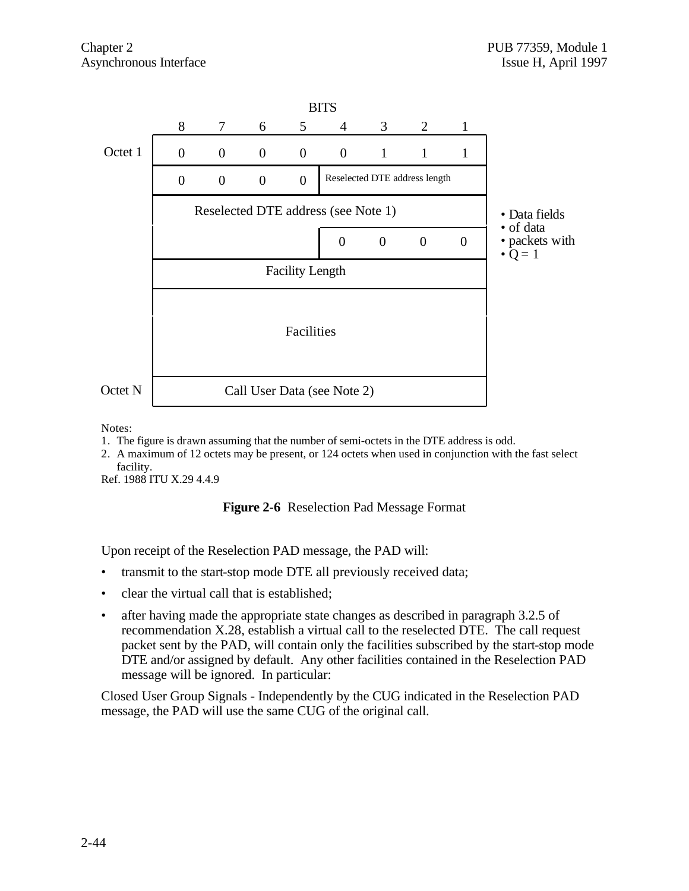| | BITS | | | | | | | | |
|---|---|---|---|---|---|---|---|---|---|
| | 8 | 7 | 6 | 5 | 4 | 3 | 2 | 1 | |
| Octet 1 | 0 | 0 | 0 | 0 | 0 | 1 | 1 | 1 | |
| | 0 | 0 | 0 | 0 | Reselected DTE address length | | | | |
| | Reselected DTE address (see Note 1) | | | | | | | | • Data fields • of data • packets with • Q = 1 |
| | | | | | 0 | 0 | 0 | 0 | |
| | Facility Length | | | | | | | | |
| | Facilities | | | | | | | | |
| Octet N | Call User Data (see Note 2) | | | | | | | | |

Notes:

1. The figure is drawn assuming that the number of semi-octets in the DTE address is odd.
2. A maximum of 12 octets may be present, or 124 octets when used in conjunction with the fast select facility.

Ref. 1988 ITU X.29 4.4.9

**Figure 2-6** Reselection Pad Message Format

Upon receipt of the Reselection PAD message, the PAD will:

- transmit to the start-stop mode DTE all previously received data;
- clear the virtual call that is established;
- after having made the appropriate state changes as described in paragraph 3.2.5 of recommendation X.28, establish a virtual call to the reselected DTE. The call request packet sent by the PAD, will contain only the facilities subscribed by the start-stop mode DTE and/or assigned by default. Any other facilities contained in the Reselection PAD message will be ignored. In particular:

Closed User Group Signals - Independently by the CUG indicated in the Reselection PAD message, the PAD will use the same CUG of the original call.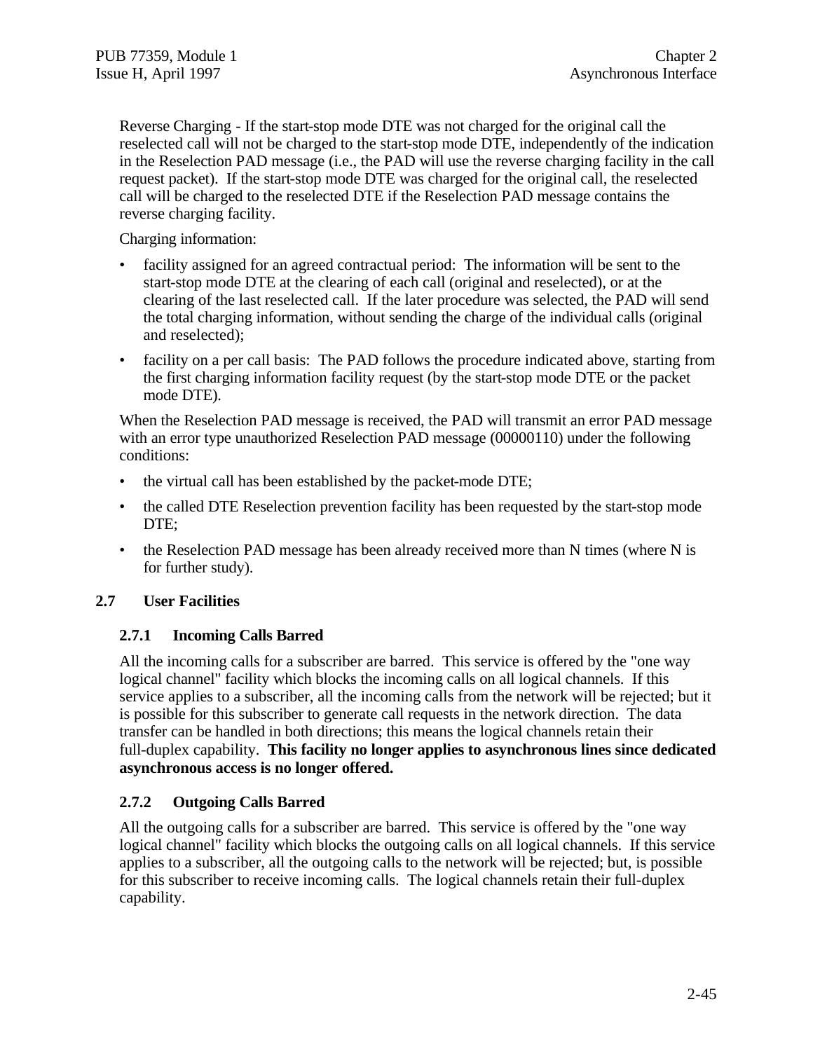Reverse Charging - If the start-stop mode DTE was not charged for the original call the reselected call will not be charged to the start-stop mode DTE, independently of the indication in the Reselection PAD message (i.e., the PAD will use the reverse charging facility in the call request packet). If the start-stop mode DTE was charged for the original call, the reselected call will be charged to the reselected DTE if the Reselection PAD message contains the reverse charging facility.

Charging information:

- facility assigned for an agreed contractual period: The information will be sent to the start-stop mode DTE at the clearing of each call (original and reselected), or at the clearing of the last reselected call. If the later procedure was selected, the PAD will send the total charging information, without sending the charge of the individual calls (original and reselected);
- facility on a per call basis: The PAD follows the procedure indicated above, starting from the first charging information facility request (by the start-stop mode DTE or the packet mode DTE).

When the Reselection PAD message is received, the PAD will transmit an error PAD message with an error type unauthorized Reselection PAD message (00000110) under the following conditions:

- the virtual call has been established by the packet-mode DTE;
- the called DTE Reselection prevention facility has been requested by the start-stop mode DTE;
- the Reselection PAD message has been already received more than N times (where N is for further study).

## 2.7 User Facilities

### 2.7.1 Incoming Calls Barred

All the incoming calls for a subscriber are barred. This service is offered by the "one way logical channel" facility which blocks the incoming calls on all logical channels. If this service applies to a subscriber, all the incoming calls from the network will be rejected; but it is possible for this subscriber to generate call requests in the network direction. The data transfer can be handled in both directions; this means the logical channels retain their full-duplex capability. **This facility no longer applies to asynchronous lines since dedicated asynchronous access is no longer offered.**

### 2.7.2 Outgoing Calls Barred

All the outgoing calls for a subscriber are barred. This service is offered by the "one way logical channel" facility which blocks the outgoing calls on all logical channels. If this service applies to a subscriber, all the outgoing calls to the network will be rejected; but, is possible for this subscriber to receive incoming calls. The logical channels retain their full-duplex capability.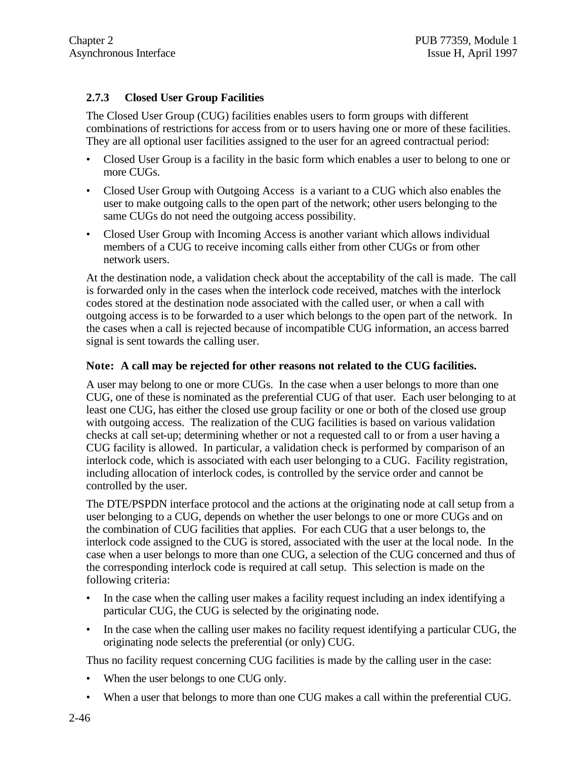### 2.7.3 Closed User Group Facilities

The Closed User Group (CUG) facilities enables users to form groups with different combinations of restrictions for access from or to users having one or more of these facilities. They are all optional user facilities assigned to the user for an agreed contractual period:

- Closed User Group is a facility in the basic form which enables a user to belong to one or more CUGs.
- Closed User Group with Outgoing Access is a variant to a CUG which also enables the user to make outgoing calls to the open part of the network; other users belonging to the same CUGs do not need the outgoing access possibility.
- Closed User Group with Incoming Access is another variant which allows individual members of a CUG to receive incoming calls either from other CUGs or from other network users.

At the destination node, a validation check about the acceptability of the call is made. The call is forwarded only in the cases when the interlock code received, matches with the interlock codes stored at the destination node associated with the called user, or when a call with outgoing access is to be forwarded to a user which belongs to the open part of the network. In the cases when a call is rejected because of incompatible CUG information, an access barred signal is sent towards the calling user.

**Note: A call may be rejected for other reasons not related to the CUG facilities.**

A user may belong to one or more CUGs. In the case when a user belongs to more than one CUG, one of these is nominated as the preferential CUG of that user. Each user belonging to at least one CUG, has either the closed use group facility or one or both of the closed use group with outgoing access. The realization of the CUG facilities is based on various validation checks at call set-up; determining whether or not a requested call to or from a user having a CUG facility is allowed. In particular, a validation check is performed by comparison of an interlock code, which is associated with each user belonging to a CUG. Facility registration, including allocation of interlock codes, is controlled by the service order and cannot be controlled by the user.

The DTE/PSPDN interface protocol and the actions at the originating node at call setup from a user belonging to a CUG, depends on whether the user belongs to one or more CUGs and on the combination of CUG facilities that applies. For each CUG that a user belongs to, the interlock code assigned to the CUG is stored, associated with the user at the local node. In the case when a user belongs to more than one CUG, a selection of the CUG concerned and thus of the corresponding interlock code is required at call setup. This selection is made on the following criteria:

- In the case when the calling user makes a facility request including an index identifying a particular CUG, the CUG is selected by the originating node.
- In the case when the calling user makes no facility request identifying a particular CUG, the originating node selects the preferential (or only) CUG.

Thus no facility request concerning CUG facilities is made by the calling user in the case:

- When the user belongs to one CUG only.
- When a user that belongs to more than one CUG makes a call within the preferential CUG.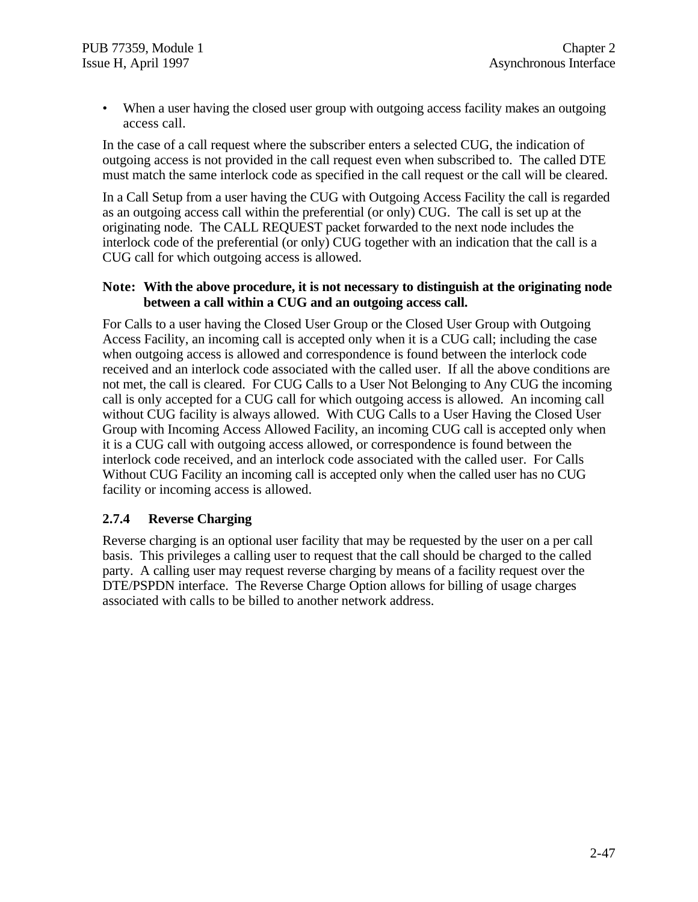- When a user having the closed user group with outgoing access facility makes an outgoing access call.

In the case of a call request where the subscriber enters a selected CUG, the indication of outgoing access is not provided in the call request even when subscribed to. The called DTE must match the same interlock code as specified in the call request or the call will be cleared.

In a Call Setup from a user having the CUG with Outgoing Access Facility the call is regarded as an outgoing access call within the preferential (or only) CUG. The call is set up at the originating node. The CALL REQUEST packet forwarded to the next node includes the interlock code of the preferential (or only) CUG together with an indication that the call is a CUG call for which outgoing access is allowed.

**Note: With the above procedure, it is not necessary to distinguish at the originating node between a call within a CUG and an outgoing access call.**

For Calls to a user having the Closed User Group or the Closed User Group with Outgoing Access Facility, an incoming call is accepted only when it is a CUG call; including the case when outgoing access is allowed and correspondence is found between the interlock code received and an interlock code associated with the called user. If all the above conditions are not met, the call is cleared. For CUG Calls to a User Not Belonging to Any CUG the incoming call is only accepted for a CUG call for which outgoing access is allowed. An incoming call without CUG facility is always allowed. With CUG Calls to a User Having the Closed User Group with Incoming Access Allowed Facility, an incoming CUG call is accepted only when it is a CUG call with outgoing access allowed, or correspondence is found between the interlock code received, and an interlock code associated with the called user. For Calls Without CUG Facility an incoming call is accepted only when the called user has no CUG facility or incoming access is allowed.

### 2.7.4 Reverse Charging

Reverse charging is an optional user facility that may be requested by the user on a per call basis. This privileges a calling user to request that the call should be charged to the called party. A calling user may request reverse charging by means of a facility request over the DTE/PSPDN interface. The Reverse Charge Option allows for billing of usage charges associated with calls to be billed to another network address.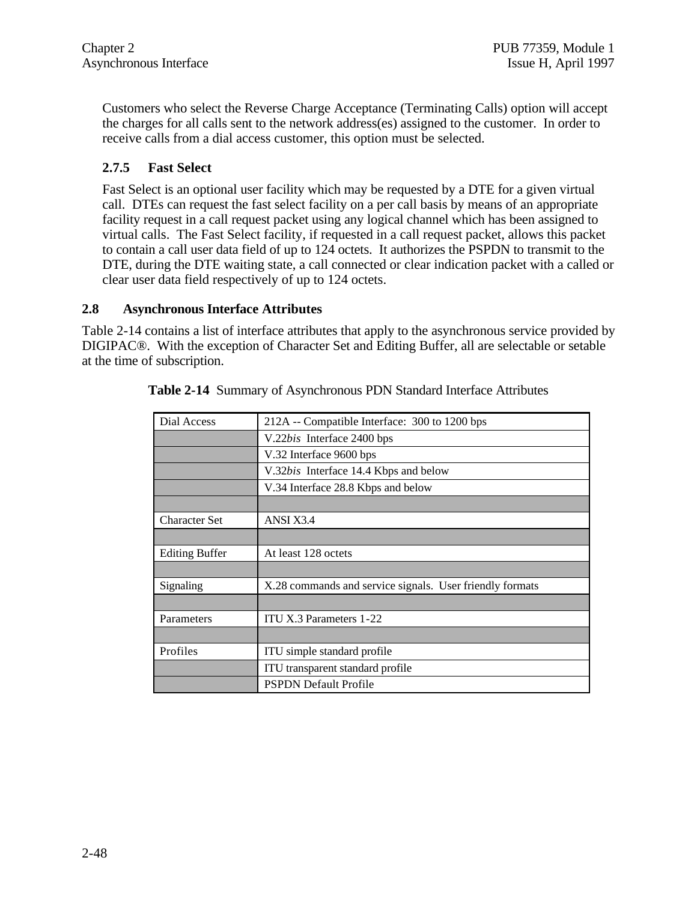Customers who select the Reverse Charge Acceptance (Terminating Calls) option will accept the charges for all calls sent to the network address(es) assigned to the customer. In order to receive calls from a dial access customer, this option must be selected.

### 2.7.5 Fast Select

Fast Select is an optional user facility which may be requested by a DTE for a given virtual call. DTEs can request the fast select facility on a per call basis by means of an appropriate facility request in a call request packet using any logical channel which has been assigned to virtual calls. The Fast Select facility, if requested in a call request packet, allows this packet to contain a call user data field of up to 124 octets. It authorizes the PSPDN to transmit to the DTE, during the DTE waiting state, a call connected or clear indication packet with a called or clear user data field respectively of up to 124 octets.

## 2.8 Asynchronous Interface Attributes

Table 2-14 contains a list of interface attributes that apply to the asynchronous service provided by DIGIPAC®. With the exception of Character Set and Editing Buffer, all are selectable or setable at the time of subscription.

**Table 2-14** Summary of Asynchronous PDN Standard Interface Attributes

| | |
|---|---|
| Dial Access | 212A -- Compatible Interface: 300 to 1200 bps |
| | V.22*bis* Interface 2400 bps |
| | V.32 Interface 9600 bps |
| | V.32*bis* Interface 14.4 Kbps and below |
| | V.34 Interface 28.8 Kbps and below |
| | |
| Character Set | ANSI X3.4 |
| | |
| Editing Buffer | At least 128 octets |
| | |
| Signaling | X.28 commands and service signals. User friendly formats |
| | |
| Parameters | ITU X.3 Parameters 1-22 |
| | |
| Profiles | ITU simple standard profile |
| | ITU transparent standard profile |
| | PSPDN Default Profile |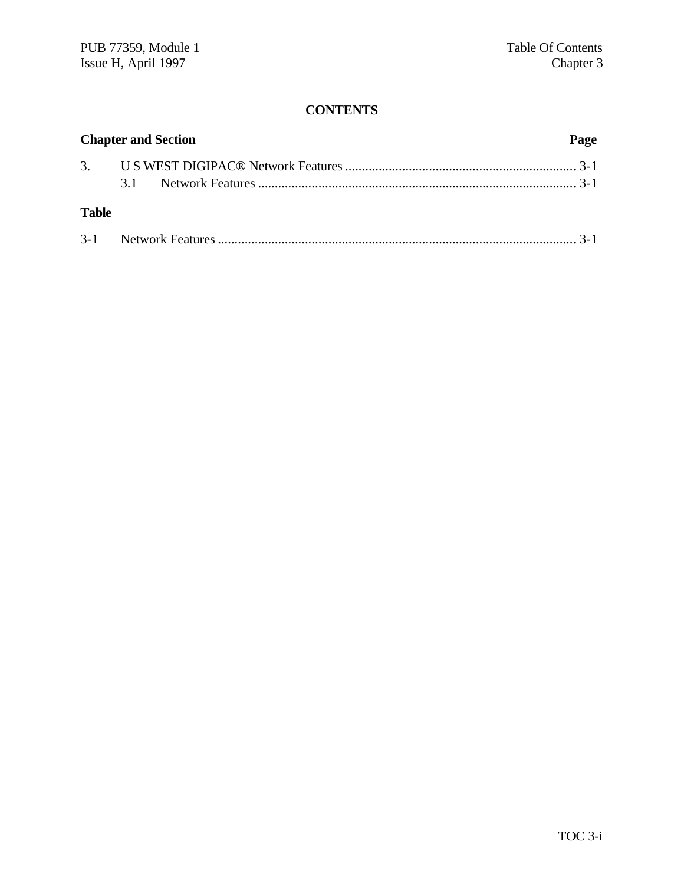**CONTENTS**

| Chapter and Section | | Page |
|---|---|---|
| 3. | U S WEST DIGIPAC® Network Features | 3-1 |
| | 3.1 Network Features | 3-1 |

**Table**

| | | |
|---|---|---|
| 3-1 | Network Features | 3-1 |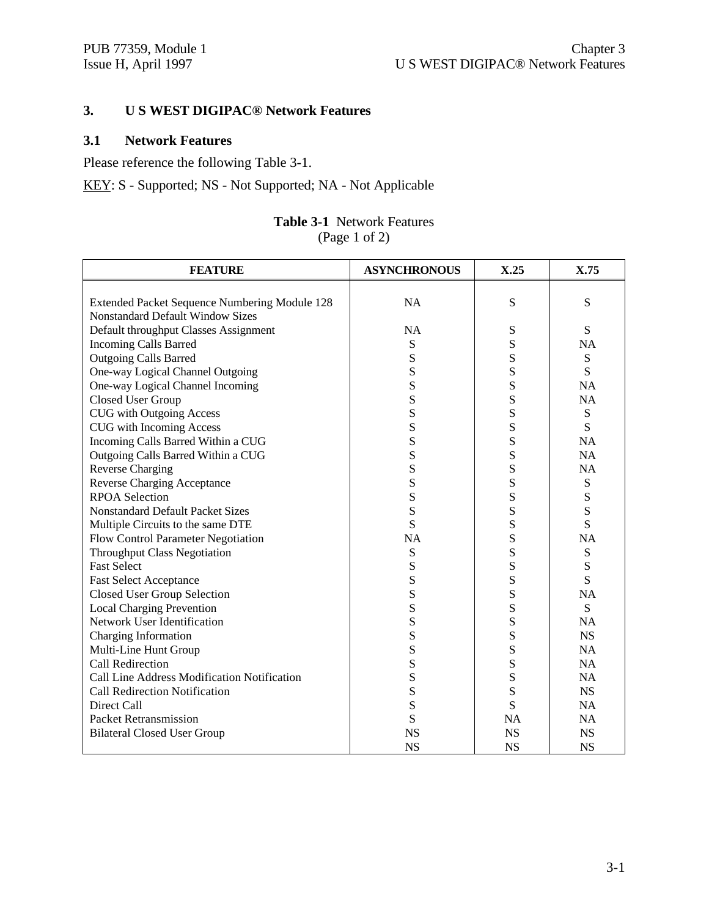# 3. U S WEST DIGIPAC® Network Features

## 3.1 Network Features

Please reference the following Table 3-1.

KEY: S - Supported; NS - Not Supported; NA - Not Applicable

**Table 3-1** Network Features
(Page 1 of 2)

| FEATURE | ASYNCHRONOUS | X.25 | X.75 |
|---|---|---|---|
| Extended Packet Sequence Numbering Module 128 | NA | S | S |
| Nonstandard Default Window Sizes | | | |
| Default throughput Classes Assignment | NA | S | S |
| Incoming Calls Barred | S | S | NA |
| Outgoing Calls Barred | S | S | S |
| One-way Logical Channel Outgoing | S | S | S |
| One-way Logical Channel Incoming | S | S | NA |
| Closed User Group | S | S | NA |
| CUG with Outgoing Access | S | S | S |
| CUG with Incoming Access | S | S | S |
| Incoming Calls Barred Within a CUG | S | S | NA |
| Outgoing Calls Barred Within a CUG | S | S | NA |
| Reverse Charging | S | S | NA |
| Reverse Charging Acceptance | S | S | S |
| RPOA Selection | S | S | S |
| Nonstandard Default Packet Sizes | S | S | S |
| Multiple Circuits to the same DTE | S | S | S |
| Flow Control Parameter Negotiation | NA | S | NA |
| Throughput Class Negotiation | S | S | S |
| Fast Select | S | S | S |
| Fast Select Acceptance | S | S | S |
| Closed User Group Selection | S | S | NA |
| Local Charging Prevention | S | S | S |
| Network User Identification | S | S | NA |
| Charging Information | S | S | NS |
| Multi-Line Hunt Group | S | S | NA |
| Call Redirection | S | S | NA |
| Call Line Address Modification Notification | S | S | NA |
| Call Redirection Notification | S | S | NS |
| Direct Call | S | S | NA |
| Packet Retransmission | S | NA | NA |
| Bilateral Closed User Group | NS | NS | NS |
| | NS | NS | NS |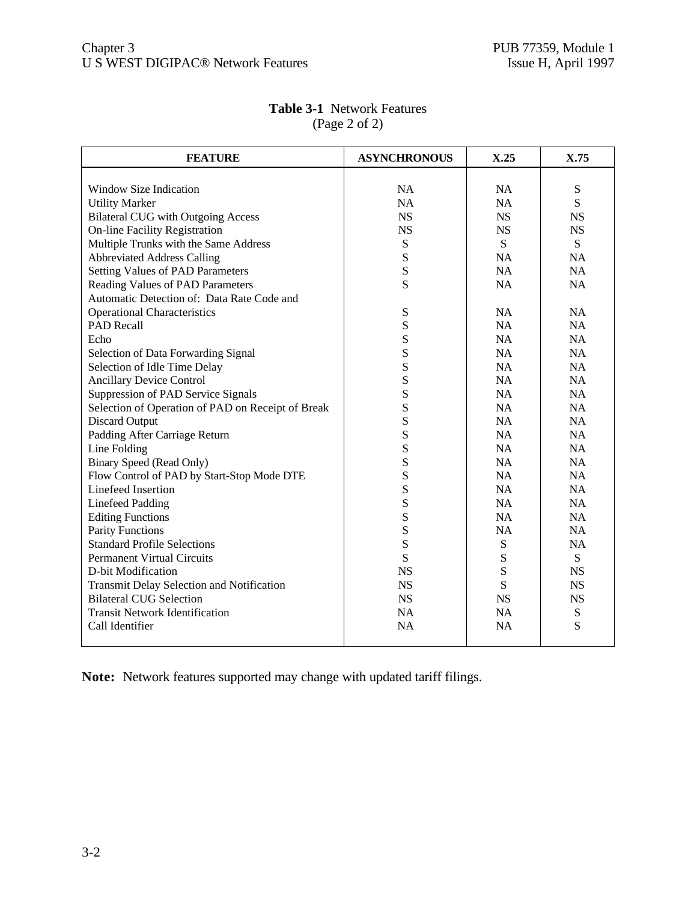**Table 3-1** Network Features
(Page 2 of 2)

| FEATURE | ASYNCHRONOUS | X.25 | X.75 |
|---|---|---|---|
| Window Size Indication | NA | NA | S |
| Utility Marker | NA | NA | S |
| Bilateral CUG with Outgoing Access | NS | NS | NS |
| On-line Facility Registration | NS | NS | NS |
| Multiple Trunks with the Same Address | S | S | S |
| Abbreviated Address Calling | S | NA | NA |
| Setting Values of PAD Parameters | S | NA | NA |
| Reading Values of PAD Parameters | S | NA | NA |
| Automatic Detection of: Data Rate Code and Operational Characteristics | S | NA | NA |
| PAD Recall | S | NA | NA |
| Echo | S | NA | NA |
| Selection of Data Forwarding Signal | S | NA | NA |
| Selection of Idle Time Delay | S | NA | NA |
| Ancillary Device Control | S | NA | NA |
| Suppression of PAD Service Signals | S | NA | NA |
| Selection of Operation of PAD on Receipt of Break | S | NA | NA |
| Discard Output | S | NA | NA |
| Padding After Carriage Return | S | NA | NA |
| Line Folding | S | NA | NA |
| Binary Speed (Read Only) | S | NA | NA |
| Flow Control of PAD by Start-Stop Mode DTE | S | NA | NA |
| Linefeed Insertion | S | NA | NA |
| Linefeed Padding | S | NA | NA |
| Editing Functions | S | NA | NA |
| Parity Functions | S | NA | NA |
| Standard Profile Selections | S | S | NA |
| Permanent Virtual Circuits | S | S | S |
| D-bit Modification | NS | S | NS |
| Transmit Delay Selection and Notification | NS | S | NS |
| Bilateral CUG Selection | NS | NS | NS |
| Transit Network Identification | NA | NA | S |
| Call Identifier | NA | NA | S |

**Note:** Network features supported may change with updated tariff filings.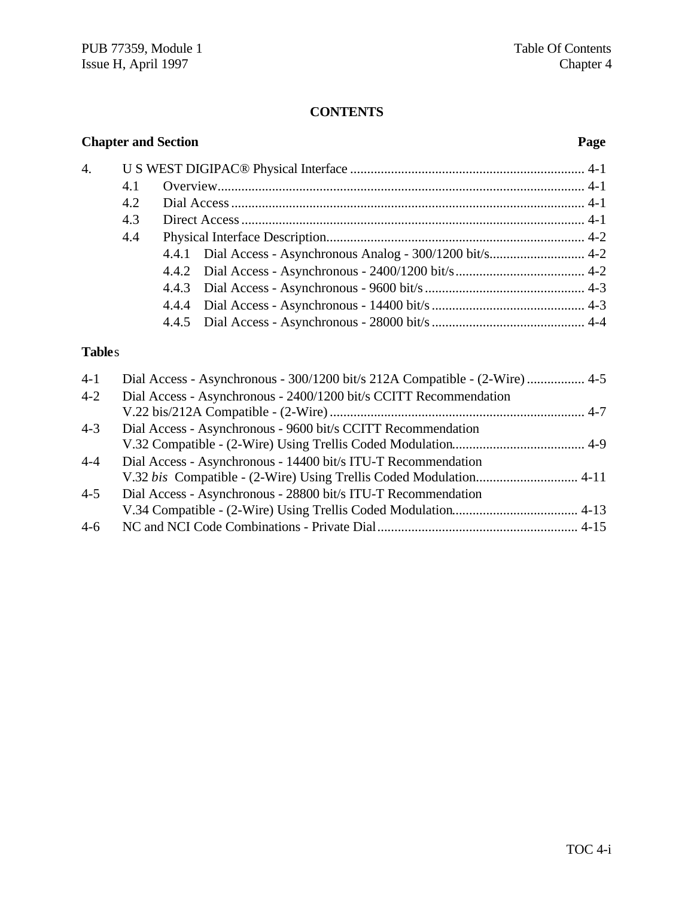# CONTENTS

**Chapter and Section** **Page**

4. U S WEST DIGIPAC® Physical Interface ..................................................................... 4-1
   - 4.1 Overview........................................................................................................ 4-1
   - 4.2 Dial Access ..................................................................................................... 4-1
   - 4.3 Direct Access .................................................................................................. 4-1
   - 4.4 Physical Interface Description......................................................................... 4-2
     - 4.4.1 Dial Access - Asynchronous Analog - 300/1200 bit/s............................ 4-2
     - 4.4.2 Dial Access - Asynchronous - 2400/1200 bit/s...................................... 4-2
     - 4.4.3 Dial Access - Asynchronous - 9600 bit/s ............................................... 4-3
     - 4.4.4 Dial Access - Asynchronous - 14400 bit/s ............................................. 4-3
     - 4.4.5 Dial Access - Asynchronous - 28000 bit/s ............................................. 4-4

**Tables**

- 4-1 Dial Access - Asynchronous - 300/1200 bit/s 212A Compatible - (2-Wire) ................. 4-5
- 4-2 Dial Access - Asynchronous - 2400/1200 bit/s CCITT Recommendation V.22 bis/212A Compatible - (2-Wire) ........................................................................... 4-7
- 4-3 Dial Access - Asynchronous - 9600 bit/s CCITT Recommendation V.32 Compatible - (2-Wire) Using Trellis Coded Modulation....................................... 4-9
- 4-4 Dial Access - Asynchronous - 14400 bit/s ITU-T Recommendation V.32 *bis* Compatible - (2-Wire) Using Trellis Coded Modulation.............................. 4-11
- 4-5 Dial Access - Asynchronous - 28800 bit/s ITU-T Recommendation V.34 Compatible - (2-Wire) Using Trellis Coded Modulation..................................... 4-13
- 4-6 NC and NCI Code Combinations - Private Dial........................................................... 4-15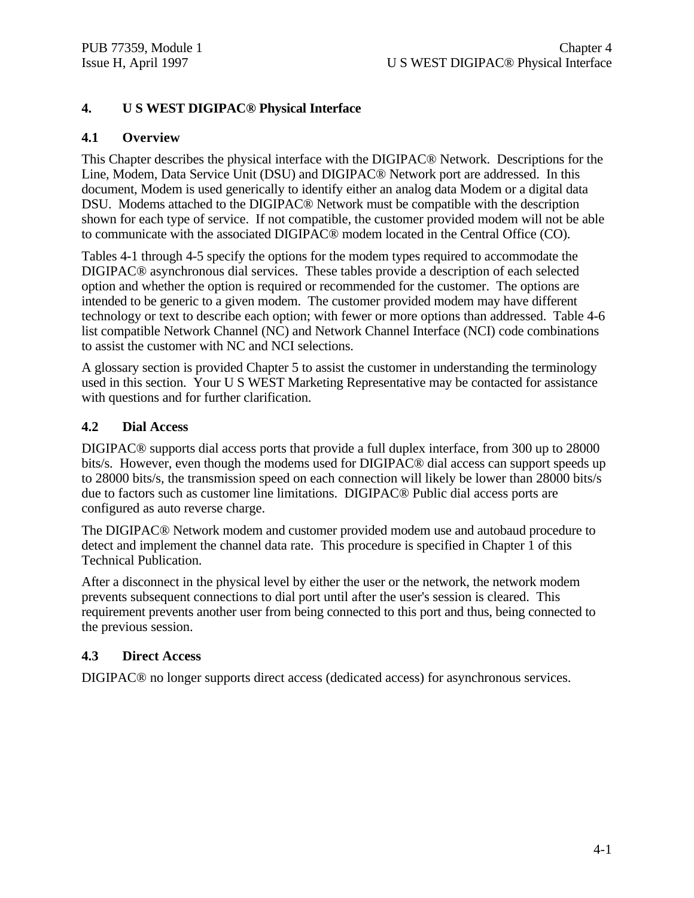# 4. U S WEST DIGIPAC® Physical Interface

## 4.1 Overview

This Chapter describes the physical interface with the DIGIPAC® Network. Descriptions for the Line, Modem, Data Service Unit (DSU) and DIGIPAC® Network port are addressed. In this document, Modem is used generically to identify either an analog data Modem or a digital data DSU. Modems attached to the DIGIPAC® Network must be compatible with the description shown for each type of service. If not compatible, the customer provided modem will not be able to communicate with the associated DIGIPAC® modem located in the Central Office (CO).

Tables 4-1 through 4-5 specify the options for the modem types required to accommodate the DIGIPAC® asynchronous dial services. These tables provide a description of each selected option and whether the option is required or recommended for the customer. The options are intended to be generic to a given modem. The customer provided modem may have different technology or text to describe each option; with fewer or more options than addressed. Table 4-6 list compatible Network Channel (NC) and Network Channel Interface (NCI) code combinations to assist the customer with NC and NCI selections.

A glossary section is provided Chapter 5 to assist the customer in understanding the terminology used in this section. Your U S WEST Marketing Representative may be contacted for assistance with questions and for further clarification.

## 4.2 Dial Access

DIGIPAC® supports dial access ports that provide a full duplex interface, from 300 up to 28000 bits/s. However, even though the modems used for DIGIPAC® dial access can support speeds up to 28000 bits/s, the transmission speed on each connection will likely be lower than 28000 bits/s due to factors such as customer line limitations. DIGIPAC® Public dial access ports are configured as auto reverse charge.

The DIGIPAC® Network modem and customer provided modem use and autobaud procedure to detect and implement the channel data rate. This procedure is specified in Chapter 1 of this Technical Publication.

After a disconnect in the physical level by either the user or the network, the network modem prevents subsequent connections to dial port until after the user's session is cleared. This requirement prevents another user from being connected to this port and thus, being connected to the previous session.

## 4.3 Direct Access

DIGIPAC® no longer supports direct access (dedicated access) for asynchronous services.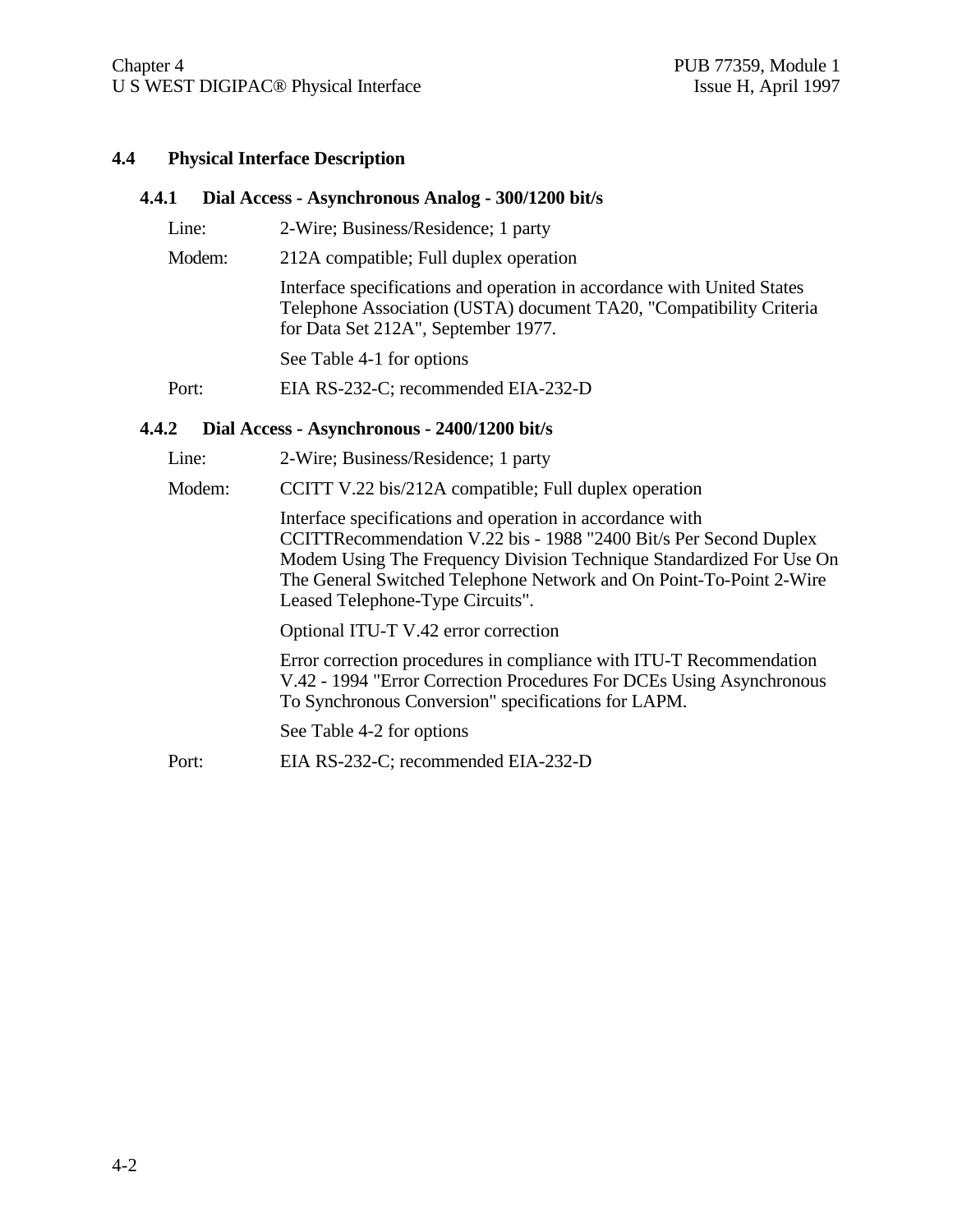## 4.4 Physical Interface Description

### 4.4.1 Dial Access - Asynchronous Analog - 300/1200 bit/s

Line: 2-Wire; Business/Residence; 1 party

Modem: 212A compatible; Full duplex operation

Interface specifications and operation in accordance with United States Telephone Association (USTA) document TA20, "Compatibility Criteria for Data Set 212A", September 1977.

See Table 4-1 for options

Port: EIA RS-232-C; recommended EIA-232-D

### 4.4.2 Dial Access - Asynchronous - 2400/1200 bit/s

Line: 2-Wire; Business/Residence; 1 party

Modem: CCITT V.22 bis/212A compatible; Full duplex operation

Interface specifications and operation in accordance with CCITTRecommendation V.22 bis - 1988 "2400 Bit/s Per Second Duplex Modem Using The Frequency Division Technique Standardized For Use On The General Switched Telephone Network and On Point-To-Point 2-Wire Leased Telephone-Type Circuits".

Optional ITU-T V.42 error correction

Error correction procedures in compliance with ITU-T Recommendation V.42 - 1994 "Error Correction Procedures For DCEs Using Asynchronous To Synchronous Conversion" specifications for LAPM.

See Table 4-2 for options

Port: EIA RS-232-C; recommended EIA-232-D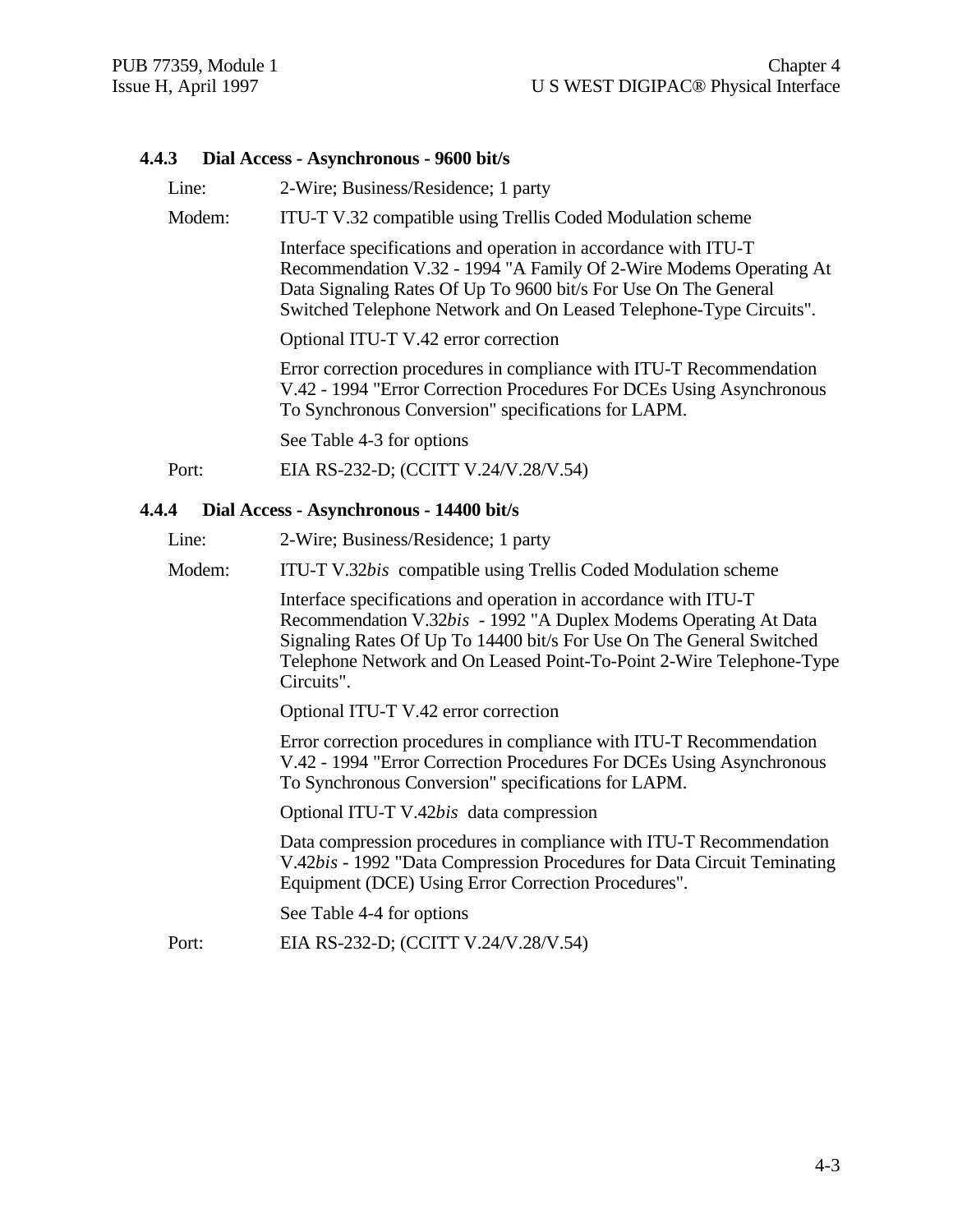### 4.4.3 Dial Access - Asynchronous - 9600 bit/s

Line: 2-Wire; Business/Residence; 1 party

Modem: ITU-T V.32 compatible using Trellis Coded Modulation scheme

Interface specifications and operation in accordance with ITU-T Recommendation V.32 - 1994 "A Family Of 2-Wire Modems Operating At Data Signaling Rates Of Up To 9600 bit/s For Use On The General Switched Telephone Network and On Leased Telephone-Type Circuits".

Optional ITU-T V.42 error correction

Error correction procedures in compliance with ITU-T Recommendation V.42 - 1994 "Error Correction Procedures For DCEs Using Asynchronous To Synchronous Conversion" specifications for LAPM.

See Table 4-3 for options

Port: EIA RS-232-D; (CCITT V.24/V.28/V.54)

### 4.4.4 Dial Access - Asynchronous - 14400 bit/s

Line: 2-Wire; Business/Residence; 1 party

Modem: ITU-T V.32*bis* compatible using Trellis Coded Modulation scheme

Interface specifications and operation in accordance with ITU-T Recommendation V.32*bis* - 1992 "A Duplex Modems Operating At Data Signaling Rates Of Up To 14400 bit/s For Use On The General Switched Telephone Network and On Leased Point-To-Point 2-Wire Telephone-Type Circuits".

Optional ITU-T V.42 error correction

Error correction procedures in compliance with ITU-T Recommendation V.42 - 1994 "Error Correction Procedures For DCEs Using Asynchronous To Synchronous Conversion" specifications for LAPM.

Optional ITU-T V.42*bis* data compression

Data compression procedures in compliance with ITU-T Recommendation V.42*bis* - 1992 "Data Compression Procedures for Data Circuit Teminating Equipment (DCE) Using Error Correction Procedures".

See Table 4-4 for options

Port: EIA RS-232-D; (CCITT V.24/V.28/V.54)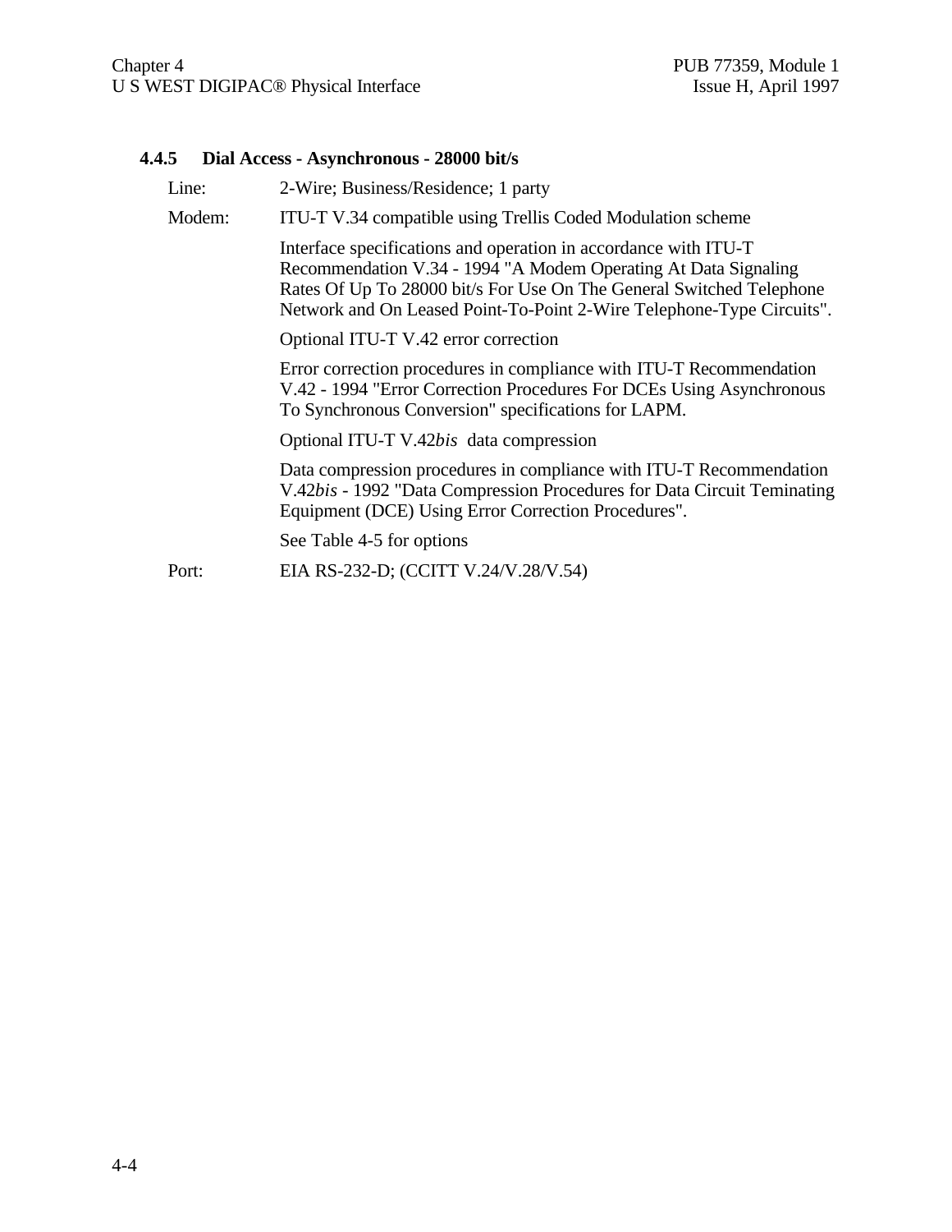### 4.4.5 Dial Access - Asynchronous - 28000 bit/s

Line: 2-Wire; Business/Residence; 1 party

Modem: ITU-T V.34 compatible using Trellis Coded Modulation scheme

Interface specifications and operation in accordance with ITU-T Recommendation V.34 - 1994 "A Modem Operating At Data Signaling Rates Of Up To 28000 bit/s For Use On The General Switched Telephone Network and On Leased Point-To-Point 2-Wire Telephone-Type Circuits".

Optional ITU-T V.42 error correction

Error correction procedures in compliance with ITU-T Recommendation V.42 - 1994 "Error Correction Procedures For DCEs Using Asynchronous To Synchronous Conversion" specifications for LAPM.

Optional ITU-T V.42*bis* data compression

Data compression procedures in compliance with ITU-T Recommendation V.42*bis* - 1992 "Data Compression Procedures for Data Circuit Teminating Equipment (DCE) Using Error Correction Procedures".

See Table 4-5 for options

Port: EIA RS-232-D; (CCITT V.24/V.28/V.54)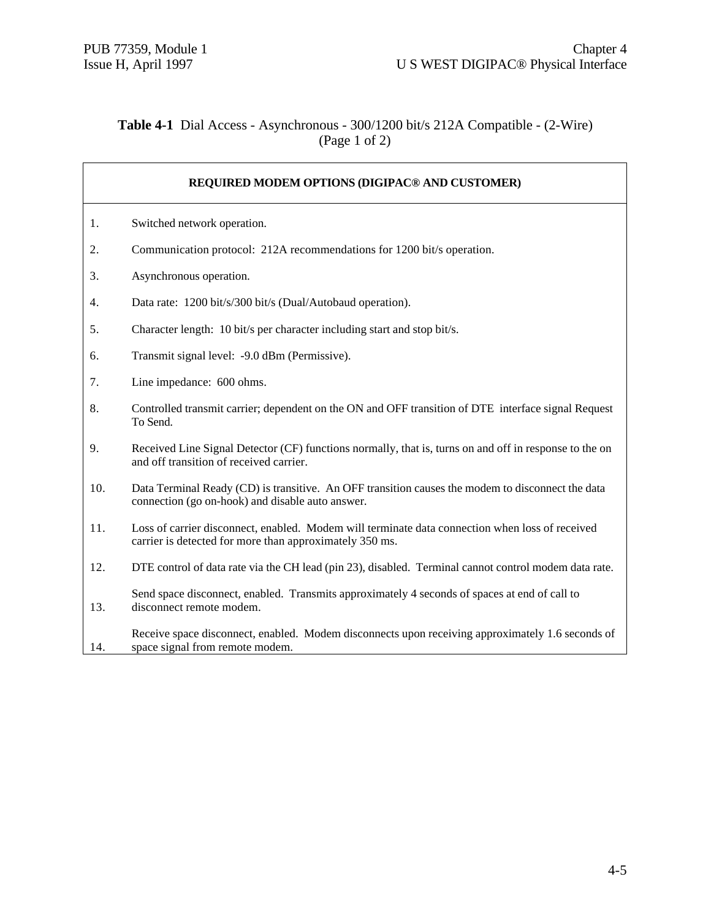**Table 4-1** Dial Access - Asynchronous - 300/1200 bit/s 212A Compatible - (2-Wire) (Page 1 of 2)

| REQUIRED MODEM OPTIONS (DIGIPAC® AND CUSTOMER) | |
|---|---|
| 1. | Switched network operation. |
| 2. | Communication protocol: 212A recommendations for 1200 bit/s operation. |
| 3. | Asynchronous operation. |
| 4. | Data rate: 1200 bit/s/300 bit/s (Dual/Autobaud operation). |
| 5. | Character length: 10 bit/s per character including start and stop bit/s. |
| 6. | Transmit signal level: -9.0 dBm (Permissive). |
| 7. | Line impedance: 600 ohms. |
| 8. | Controlled transmit carrier; dependent on the ON and OFF transition of DTE interface signal Request To Send. |
| 9. | Received Line Signal Detector (CF) functions normally, that is, turns on and off in response to the on and off transition of received carrier. |
| 10. | Data Terminal Ready (CD) is transitive. An OFF transition causes the modem to disconnect the data connection (go on-hook) and disable auto answer. |
| 11. | Loss of carrier disconnect, enabled. Modem will terminate data connection when loss of received carrier is detected for more than approximately 350 ms. |
| 12. | DTE control of data rate via the CH lead (pin 23), disabled. Terminal cannot control modem data rate. |
| 13. | Send space disconnect, enabled. Transmits approximately 4 seconds of spaces at end of call to disconnect remote modem. |
| 14. | Receive space disconnect, enabled. Modem disconnects upon receiving approximately 1.6 seconds of space signal from remote modem. |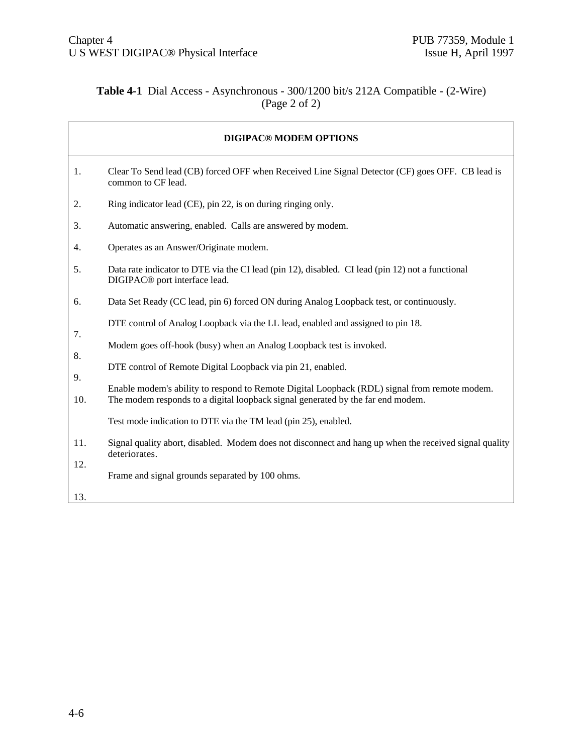**Table 4-1** Dial Access - Asynchronous - 300/1200 bit/s 212A Compatible - (2-Wire) (Page 2 of 2)

| DIGIPAC® MODEM OPTIONS | |
|---|---|
| 1. | Clear To Send lead (CB) forced OFF when Received Line Signal Detector (CF) goes OFF. CB lead is common to CF lead. |
| 2. | Ring indicator lead (CE), pin 22, is on during ringing only. |
| 3. | Automatic answering, enabled. Calls are answered by modem. |
| 4. | Operates as an Answer/Originate modem. |
| 5. | Data rate indicator to DTE via the CI lead (pin 12), disabled. CI lead (pin 12) not a functional DIGIPAC® port interface lead. |
| 6. | Data Set Ready (CC lead, pin 6) forced ON during Analog Loopback test, or continuously. |
| 7. | DTE control of Analog Loopback via the LL lead, enabled and assigned to pin 18. |
| 8. | Modem goes off-hook (busy) when an Analog Loopback test is invoked. |
| 9. | DTE control of Remote Digital Loopback via pin 21, enabled. |
| 10. | Enable modem's ability to respond to Remote Digital Loopback (RDL) signal from remote modem. The modem responds to a digital loopback signal generated by the far end modem. |
| 11. | Test mode indication to DTE via the TM lead (pin 25), enabled. |
| 12. | Signal quality abort, disabled. Modem does not disconnect and hang up when the received signal quality deteriorates. |
| 13. | Frame and signal grounds separated by 100 ohms. |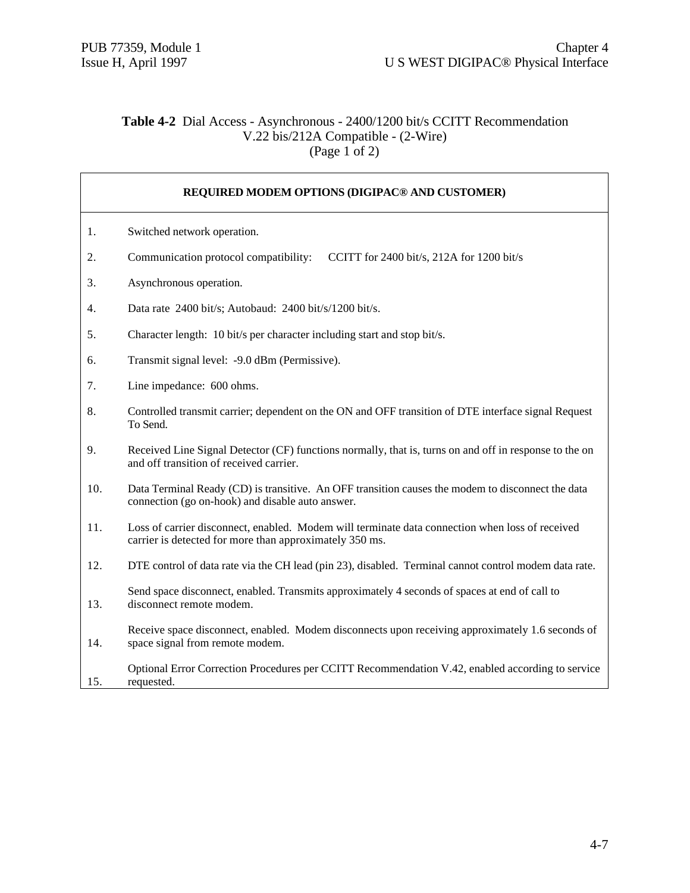**Table 4-2** Dial Access - Asynchronous - 2400/1200 bit/s CCITT Recommendation V.22 bis/212A Compatible - (2-Wire)
(Page 1 of 2)

| REQUIRED MODEM OPTIONS (DIGIPAC® AND CUSTOMER) | |
|---|---|
| 1. | Switched network operation. |
| 2. | Communication protocol compatibility: CCITT for 2400 bit/s, 212A for 1200 bit/s |
| 3. | Asynchronous operation. |
| 4. | Data rate 2400 bit/s; Autobaud: 2400 bit/s/1200 bit/s. |
| 5. | Character length: 10 bit/s per character including start and stop bit/s. |
| 6. | Transmit signal level: -9.0 dBm (Permissive). |
| 7. | Line impedance: 600 ohms. |
| 8. | Controlled transmit carrier; dependent on the ON and OFF transition of DTE interface signal Request To Send. |
| 9. | Received Line Signal Detector (CF) functions normally, that is, turns on and off in response to the on and off transition of received carrier. |
| 10. | Data Terminal Ready (CD) is transitive. An OFF transition causes the modem to disconnect the data connection (go on-hook) and disable auto answer. |
| 11. | Loss of carrier disconnect, enabled. Modem will terminate data connection when loss of received carrier is detected for more than approximately 350 ms. |
| 12. | DTE control of data rate via the CH lead (pin 23), disabled. Terminal cannot control modem data rate. |
| 13. | Send space disconnect, enabled. Transmits approximately 4 seconds of spaces at end of call to disconnect remote modem. |
| 14. | Receive space disconnect, enabled. Modem disconnects upon receiving approximately 1.6 seconds of space signal from remote modem. |
| 15. | Optional Error Correction Procedures per CCITT Recommendation V.42, enabled according to service requested. |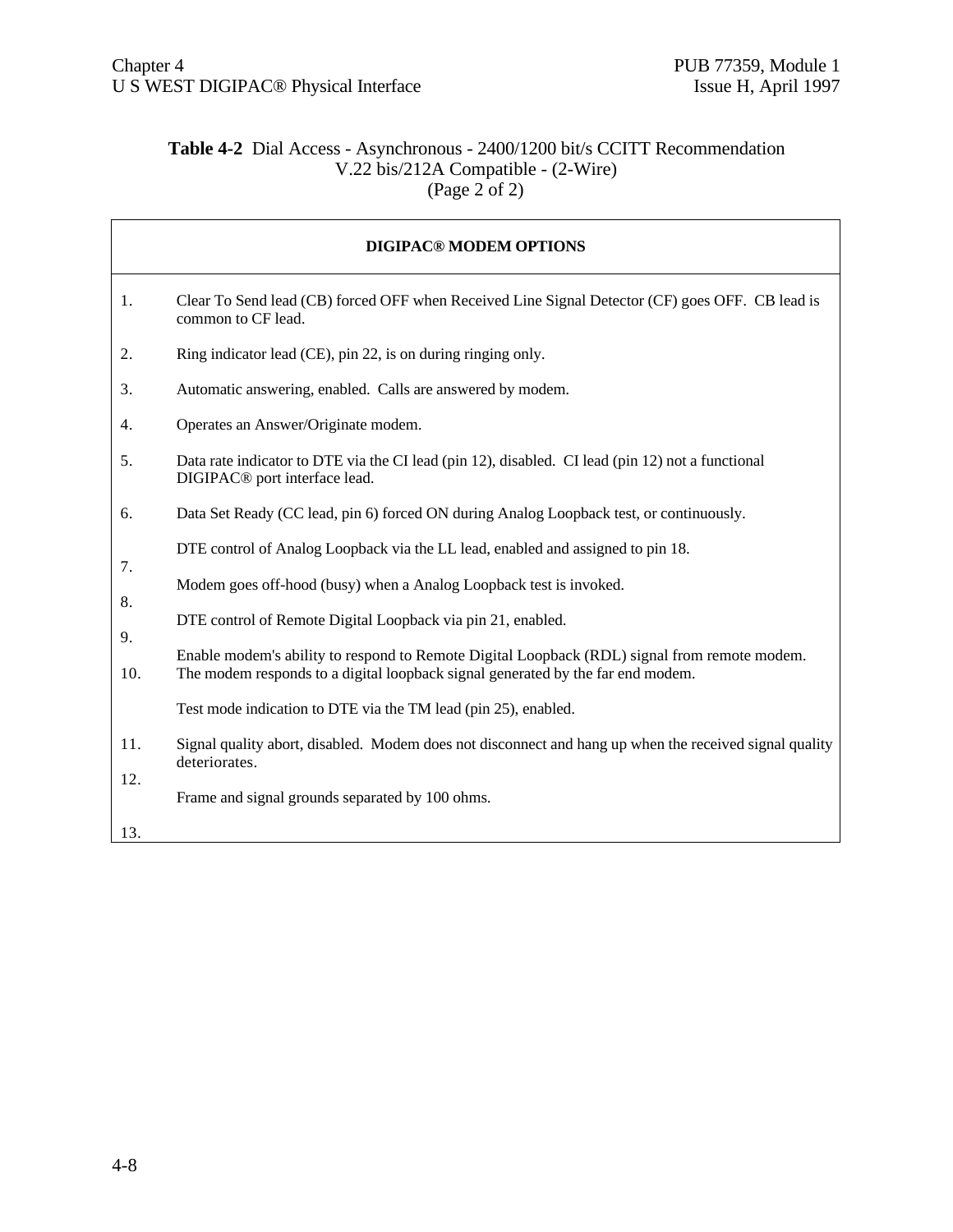**Table 4-2** Dial Access - Asynchronous - 2400/1200 bit/s CCITT Recommendation V.22 bis/212A Compatible - (2-Wire) (Page 2 of 2)

| DIGIPAC® MODEM OPTIONS | |
|---|---|
| 1. | Clear To Send lead (CB) forced OFF when Received Line Signal Detector (CF) goes OFF. CB lead is common to CF lead. |
| 2. | Ring indicator lead (CE), pin 22, is on during ringing only. |
| 3. | Automatic answering, enabled. Calls are answered by modem. |
| 4. | Operates an Answer/Originate modem. |
| 5. | Data rate indicator to DTE via the CI lead (pin 12), disabled. CI lead (pin 12) not a functional DIGIPAC® port interface lead. |
| 6. | Data Set Ready (CC lead, pin 6) forced ON during Analog Loopback test, or continuously. |
| 7. | DTE control of Analog Loopback via the LL lead, enabled and assigned to pin 18. |
| 8. | Modem goes off-hood (busy) when a Analog Loopback test is invoked. |
| 9. | DTE control of Remote Digital Loopback via pin 21, enabled. |
| 10. | Enable modem's ability to respond to Remote Digital Loopback (RDL) signal from remote modem. The modem responds to a digital loopback signal generated by the far end modem. |
| 11. | Test mode indication to DTE via the TM lead (pin 25), enabled. |
| 12. | Signal quality abort, disabled. Modem does not disconnect and hang up when the received signal quality deteriorates. |
| 13. | Frame and signal grounds separated by 100 ohms. |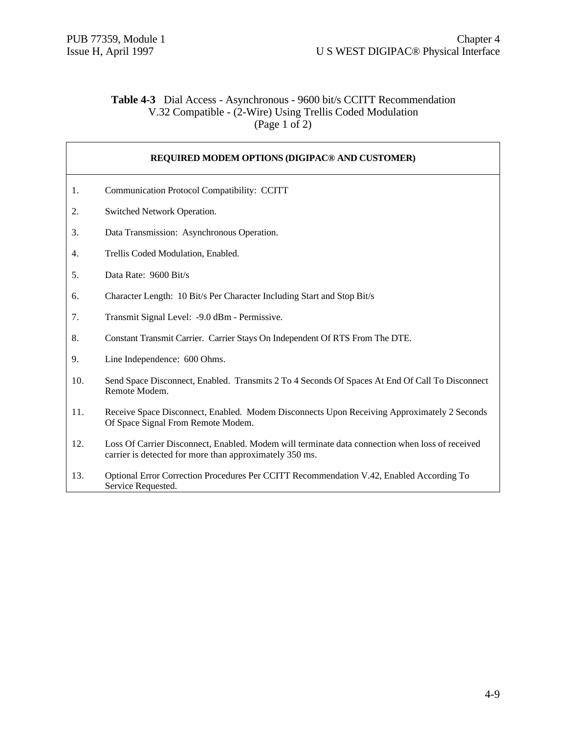**Table 4-3** Dial Access - Asynchronous - 9600 bit/s CCITT Recommendation V.32 Compatible - (2-Wire) Using Trellis Coded Modulation (Page 1 of 2)

| REQUIRED MODEM OPTIONS (DIGIPAC® AND CUSTOMER) | |
|---|---|
| 1. | Communication Protocol Compatibility: CCITT |
| 2. | Switched Network Operation. |
| 3. | Data Transmission: Asynchronous Operation. |
| 4. | Trellis Coded Modulation, Enabled. |
| 5. | Data Rate: 9600 Bit/s |
| 6. | Character Length: 10 Bit/s Per Character Including Start and Stop Bit/s |
| 7. | Transmit Signal Level: -9.0 dBm - Permissive. |
| 8. | Constant Transmit Carrier. Carrier Stays On Independent Of RTS From The DTE. |
| 9. | Line Independence: 600 Ohms. |
| 10. | Send Space Disconnect, Enabled. Transmits 2 To 4 Seconds Of Spaces At End Of Call To Disconnect Remote Modem. |
| 11. | Receive Space Disconnect, Enabled. Modem Disconnects Upon Receiving Approximately 2 Seconds Of Space Signal From Remote Modem. |
| 12. | Loss Of Carrier Disconnect, Enabled. Modem will terminate data connection when loss of received carrier is detected for more than approximately 350 ms. |
| 13. | Optional Error Correction Procedures Per CCITT Recommendation V.42, Enabled According To Service Requested. |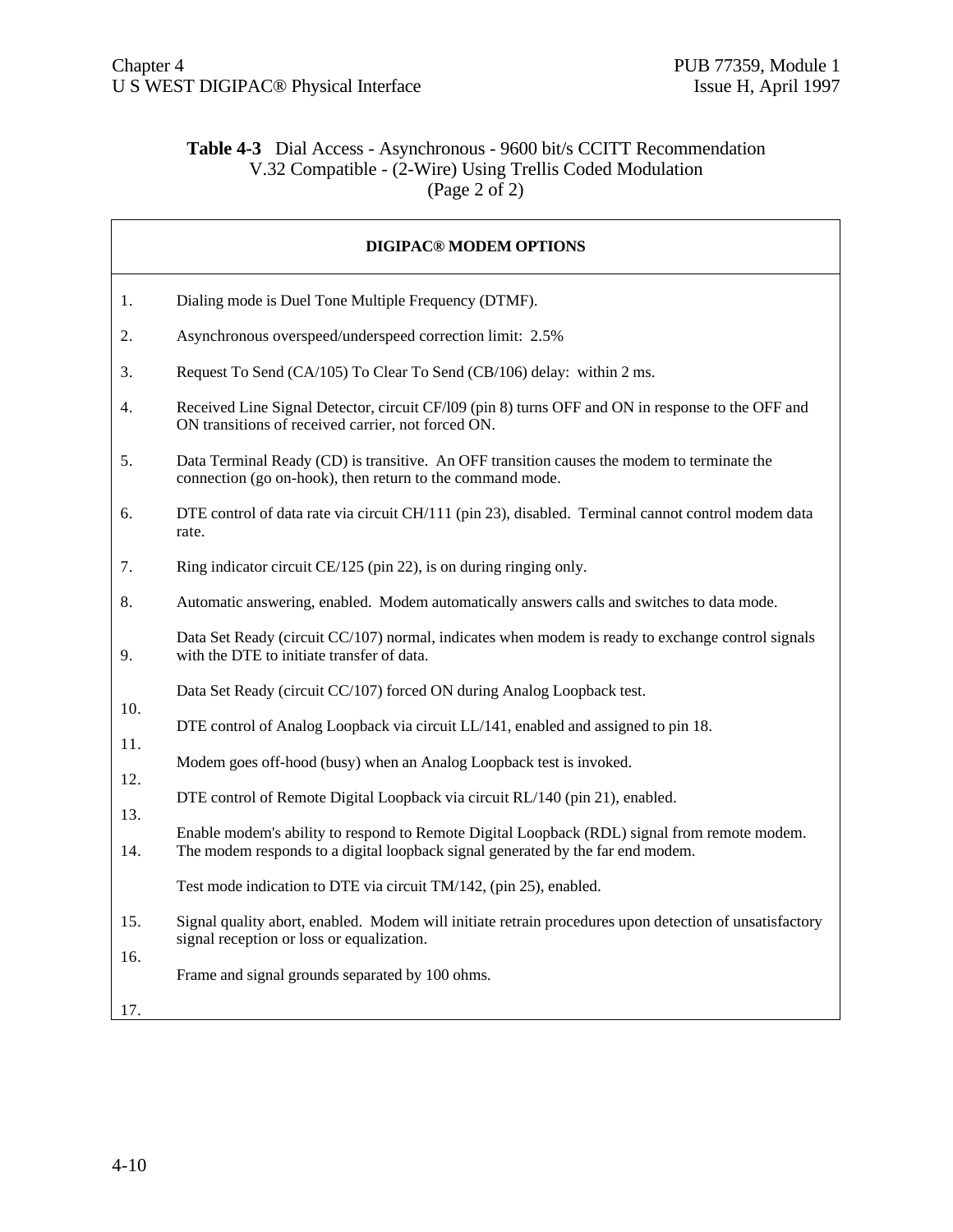**Table 4-3** Dial Access - Asynchronous - 9600 bit/s CCITT Recommendation V.32 Compatible - (2-Wire) Using Trellis Coded Modulation (Page 2 of 2)

| DIGIPAC® MODEM OPTIONS | |
|---|---|
| 1. | Dialing mode is Duel Tone Multiple Frequency (DTMF). |
| 2. | Asynchronous overspeed/underspeed correction limit: 2.5% |
| 3. | Request To Send (CA/105) To Clear To Send (CB/106) delay: within 2 ms. |
| 4. | Received Line Signal Detector, circuit CF/l09 (pin 8) turns OFF and ON in response to the OFF and ON transitions of received carrier, not forced ON. |
| 5. | Data Terminal Ready (CD) is transitive. An OFF transition causes the modem to terminate the connection (go on-hook), then return to the command mode. |
| 6. | DTE control of data rate via circuit CH/111 (pin 23), disabled. Terminal cannot control modem data rate. |
| 7. | Ring indicator circuit CE/125 (pin 22), is on during ringing only. |
| 8. | Automatic answering, enabled. Modem automatically answers calls and switches to data mode. |
| 9. | Data Set Ready (circuit CC/107) normal, indicates when modem is ready to exchange control signals with the DTE to initiate transfer of data. |
| 10. | Data Set Ready (circuit CC/107) forced ON during Analog Loopback test. |
| 11. | DTE control of Analog Loopback via circuit LL/141, enabled and assigned to pin 18. |
| 12. | Modem goes off-hood (busy) when an Analog Loopback test is invoked. |
| 13. | DTE control of Remote Digital Loopback via circuit RL/140 (pin 21), enabled. |
| 14. | Enable modem's ability to respond to Remote Digital Loopback (RDL) signal from remote modem. The modem responds to a digital loopback signal generated by the far end modem. |
| 15. | Test mode indication to DTE via circuit TM/142, (pin 25), enabled. |
| 16. | Signal quality abort, enabled. Modem will initiate retrain procedures upon detection of unsatisfactory signal reception or loss or equalization. |
| 17. | Frame and signal grounds separated by 100 ohms. |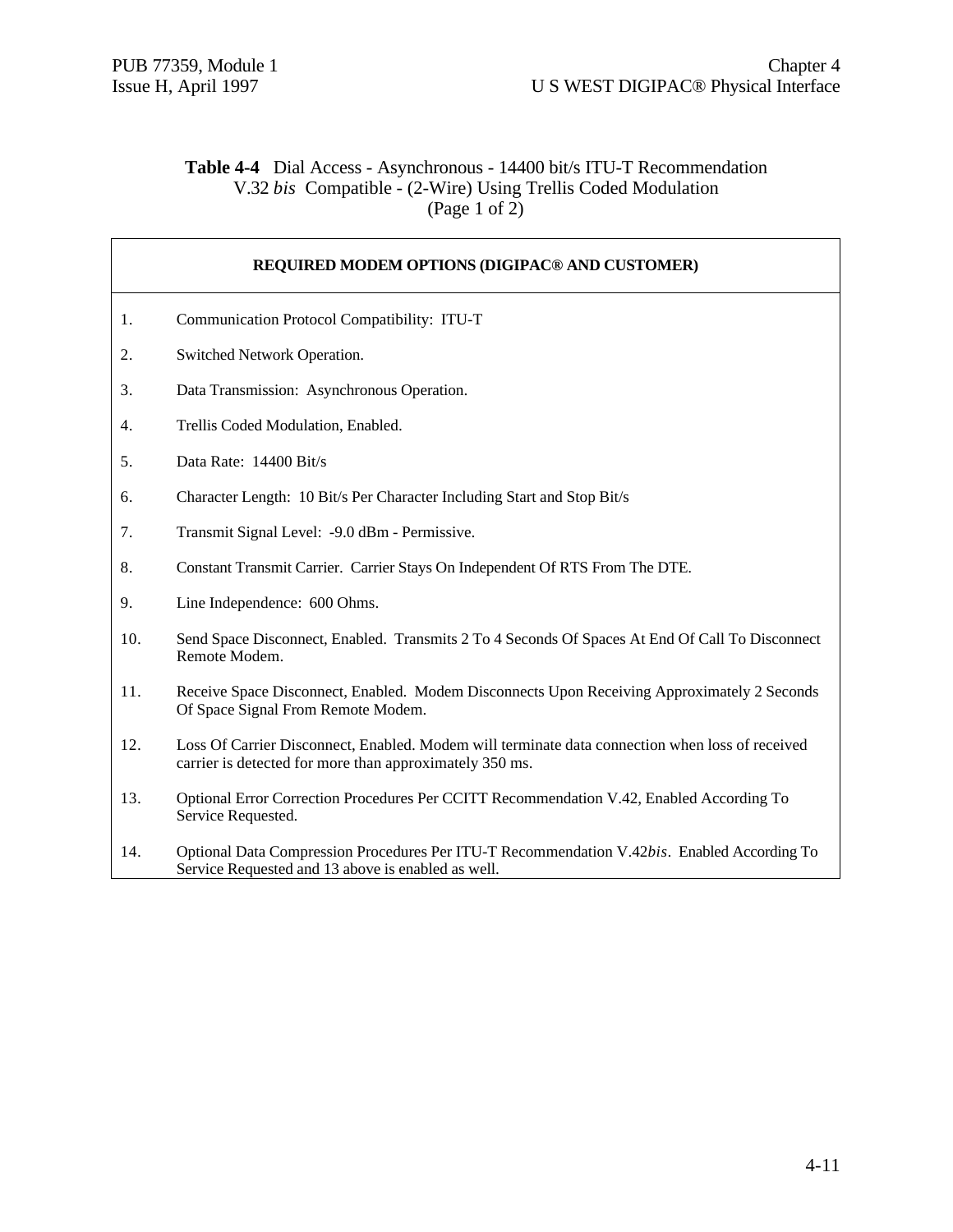**Table 4-4** Dial Access - Asynchronous - 14400 bit/s ITU-T Recommendation V.32 *bis* Compatible - (2-Wire) Using Trellis Coded Modulation (Page 1 of 2)

| REQUIRED MODEM OPTIONS (DIGIPAC® AND CUSTOMER) | |
|---|---|
| 1. | Communication Protocol Compatibility: ITU-T |
| 2. | Switched Network Operation. |
| 3. | Data Transmission: Asynchronous Operation. |
| 4. | Trellis Coded Modulation, Enabled. |
| 5. | Data Rate: 14400 Bit/s |
| 6. | Character Length: 10 Bit/s Per Character Including Start and Stop Bit/s |
| 7. | Transmit Signal Level: -9.0 dBm - Permissive. |
| 8. | Constant Transmit Carrier. Carrier Stays On Independent Of RTS From The DTE. |
| 9. | Line Independence: 600 Ohms. |
| 10. | Send Space Disconnect, Enabled. Transmits 2 To 4 Seconds Of Spaces At End Of Call To Disconnect Remote Modem. |
| 11. | Receive Space Disconnect, Enabled. Modem Disconnects Upon Receiving Approximately 2 Seconds Of Space Signal From Remote Modem. |
| 12. | Loss Of Carrier Disconnect, Enabled. Modem will terminate data connection when loss of received carrier is detected for more than approximately 350 ms. |
| 13. | Optional Error Correction Procedures Per CCITT Recommendation V.42, Enabled According To Service Requested. |
| 14. | Optional Data Compression Procedures Per ITU-T Recommendation V.42*bis*. Enabled According To Service Requested and 13 above is enabled as well. |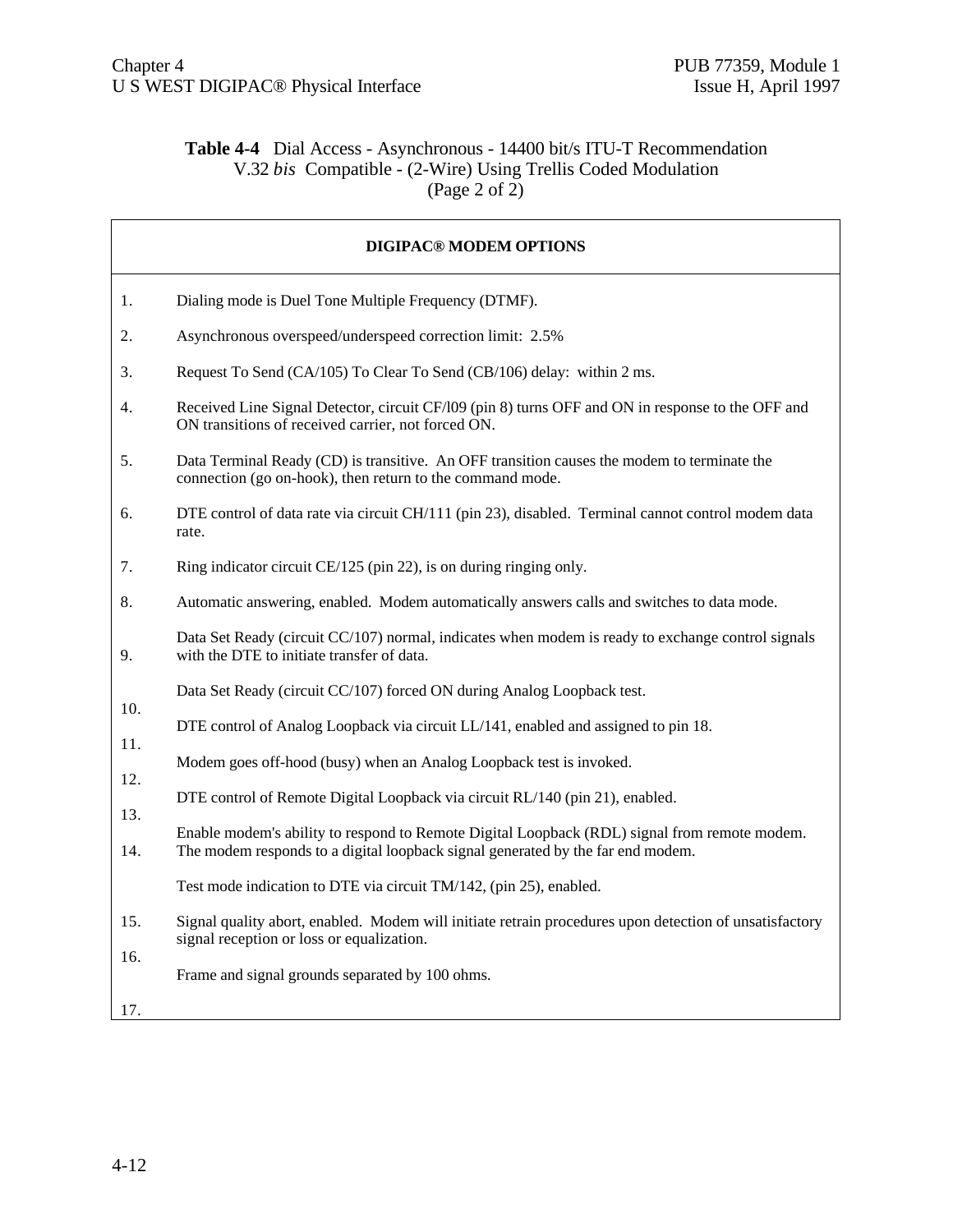**Table 4-4** Dial Access - Asynchronous - 14400 bit/s ITU-T Recommendation V.32 *bis* Compatible - (2-Wire) Using Trellis Coded Modulation (Page 2 of 2)

| DIGIPAC® MODEM OPTIONS | |
|---|---|
| 1. | Dialing mode is Duel Tone Multiple Frequency (DTMF). |
| 2. | Asynchronous overspeed/underspeed correction limit: 2.5% |
| 3. | Request To Send (CA/105) To Clear To Send (CB/106) delay: within 2 ms. |
| 4. | Received Line Signal Detector, circuit CF/l09 (pin 8) turns OFF and ON in response to the OFF and ON transitions of received carrier, not forced ON. |
| 5. | Data Terminal Ready (CD) is transitive. An OFF transition causes the modem to terminate the connection (go on-hook), then return to the command mode. |
| 6. | DTE control of data rate via circuit CH/111 (pin 23), disabled. Terminal cannot control modem data rate. |
| 7. | Ring indicator circuit CE/125 (pin 22), is on during ringing only. |
| 8. | Automatic answering, enabled. Modem automatically answers calls and switches to data mode. |
| 9. | Data Set Ready (circuit CC/107) normal, indicates when modem is ready to exchange control signals with the DTE to initiate transfer of data. |
| 10. | Data Set Ready (circuit CC/107) forced ON during Analog Loopback test. |
| 11. | DTE control of Analog Loopback via circuit LL/141, enabled and assigned to pin 18. |
| 12. | Modem goes off-hood (busy) when an Analog Loopback test is invoked. |
| 13. | DTE control of Remote Digital Loopback via circuit RL/140 (pin 21), enabled. |
| 14. | Enable modem's ability to respond to Remote Digital Loopback (RDL) signal from remote modem. The modem responds to a digital loopback signal generated by the far end modem. |
| 15. | Test mode indication to DTE via circuit TM/142, (pin 25), enabled. |
| 16. | Signal quality abort, enabled. Modem will initiate retrain procedures upon detection of unsatisfactory signal reception or loss or equalization. |
| 17. | Frame and signal grounds separated by 100 ohms. |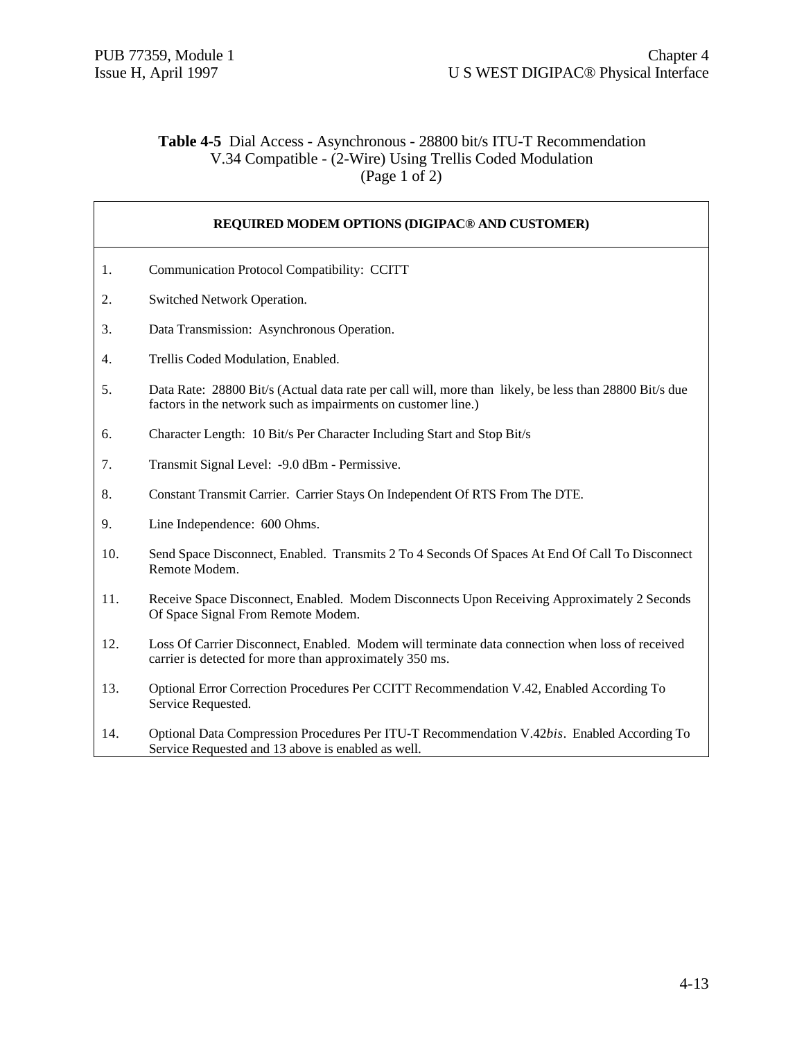**Table 4-5** Dial Access - Asynchronous - 28800 bit/s ITU-T Recommendation V.34 Compatible - (2-Wire) Using Trellis Coded Modulation (Page 1 of 2)

| REQUIRED MODEM OPTIONS (DIGIPAC® AND CUSTOMER) | |
|---|---|
| 1. | Communication Protocol Compatibility: CCITT |
| 2. | Switched Network Operation. |
| 3. | Data Transmission: Asynchronous Operation. |
| 4. | Trellis Coded Modulation, Enabled. |
| 5. | Data Rate: 28800 Bit/s (Actual data rate per call will, more than likely, be less than 28800 Bit/s due factors in the network such as impairments on customer line.) |
| 6. | Character Length: 10 Bit/s Per Character Including Start and Stop Bit/s |
| 7. | Transmit Signal Level: -9.0 dBm - Permissive. |
| 8. | Constant Transmit Carrier. Carrier Stays On Independent Of RTS From The DTE. |
| 9. | Line Independence: 600 Ohms. |
| 10. | Send Space Disconnect, Enabled. Transmits 2 To 4 Seconds Of Spaces At End Of Call To Disconnect Remote Modem. |
| 11. | Receive Space Disconnect, Enabled. Modem Disconnects Upon Receiving Approximately 2 Seconds Of Space Signal From Remote Modem. |
| 12. | Loss Of Carrier Disconnect, Enabled. Modem will terminate data connection when loss of received carrier is detected for more than approximately 350 ms. |
| 13. | Optional Error Correction Procedures Per CCITT Recommendation V.42, Enabled According To Service Requested. |
| 14. | Optional Data Compression Procedures Per ITU-T Recommendation V.42*bis*. Enabled According To Service Requested and 13 above is enabled as well. |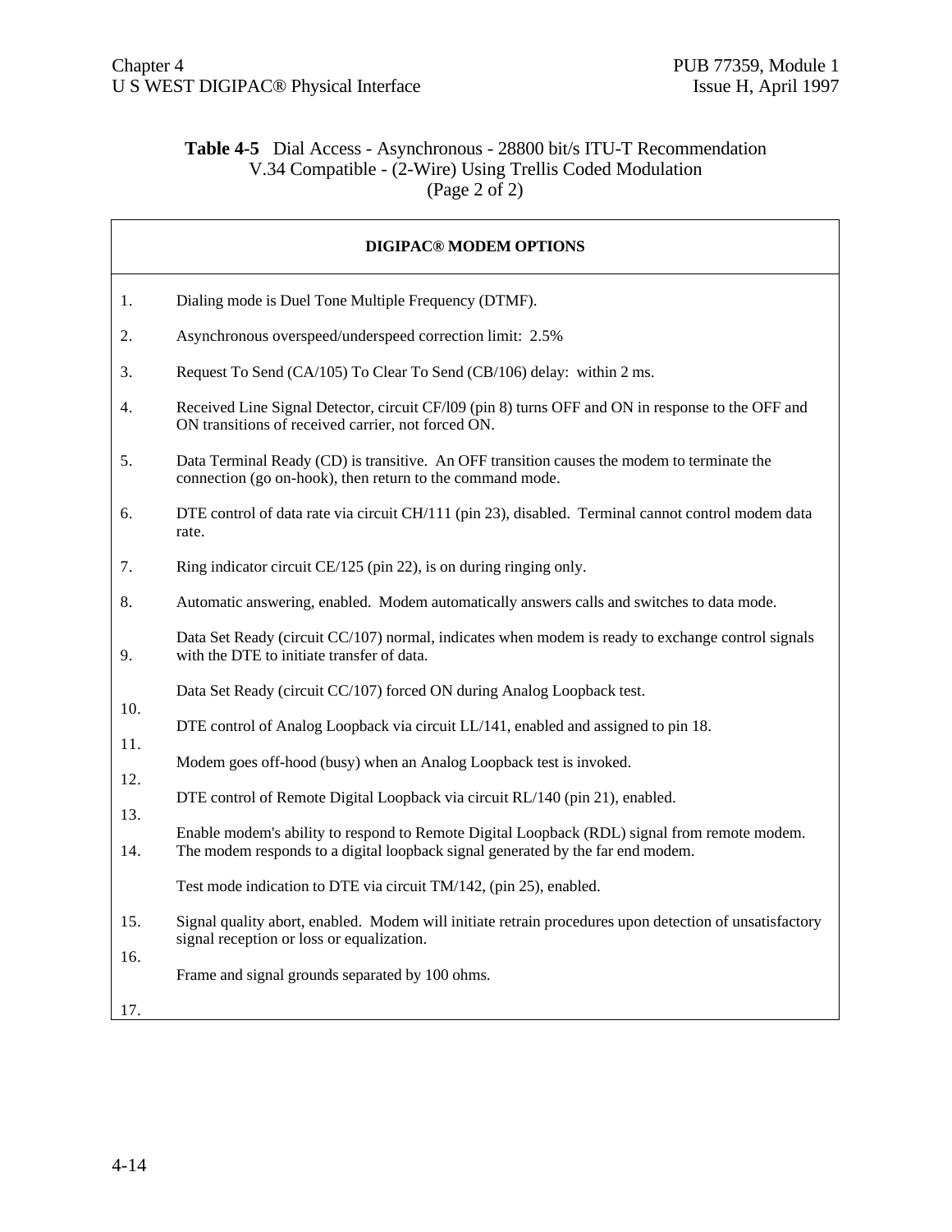**Table 4-5** Dial Access - Asynchronous - 28800 bit/s ITU-T Recommendation V.34 Compatible - (2-Wire) Using Trellis Coded Modulation (Page 2 of 2)

| **DIGIPAC® MODEM OPTIONS** | |
|---|---|
| 1. | Dialing mode is Duel Tone Multiple Frequency (DTMF). |
| 2. | Asynchronous overspeed/underspeed correction limit: 2.5% |
| 3. | Request To Send (CA/105) To Clear To Send (CB/106) delay: within 2 ms. |
| 4. | Received Line Signal Detector, circuit CF/l09 (pin 8) turns OFF and ON in response to the OFF and ON transitions of received carrier, not forced ON. |
| 5. | Data Terminal Ready (CD) is transitive. An OFF transition causes the modem to terminate the connection (go on-hook), then return to the command mode. |
| 6. | DTE control of data rate via circuit CH/111 (pin 23), disabled. Terminal cannot control modem data rate. |
| 7. | Ring indicator circuit CE/125 (pin 22), is on during ringing only. |
| 8. | Automatic answering, enabled. Modem automatically answers calls and switches to data mode. |
| 9. | Data Set Ready (circuit CC/107) normal, indicates when modem is ready to exchange control signals with the DTE to initiate transfer of data. |
| 10. | Data Set Ready (circuit CC/107) forced ON during Analog Loopback test. |
| 11. | DTE control of Analog Loopback via circuit LL/141, enabled and assigned to pin 18. |
| 12. | Modem goes off-hood (busy) when an Analog Loopback test is invoked. |
| 13. | DTE control of Remote Digital Loopback via circuit RL/140 (pin 21), enabled. |
| 14. | Enable modem's ability to respond to Remote Digital Loopback (RDL) signal from remote modem. The modem responds to a digital loopback signal generated by the far end modem. |
| 15. | Test mode indication to DTE via circuit TM/142, (pin 25), enabled. |
| 16. | Signal quality abort, enabled. Modem will initiate retrain procedures upon detection of unsatisfactory signal reception or loss or equalization. |
| 17. | Frame and signal grounds separated by 100 ohms. |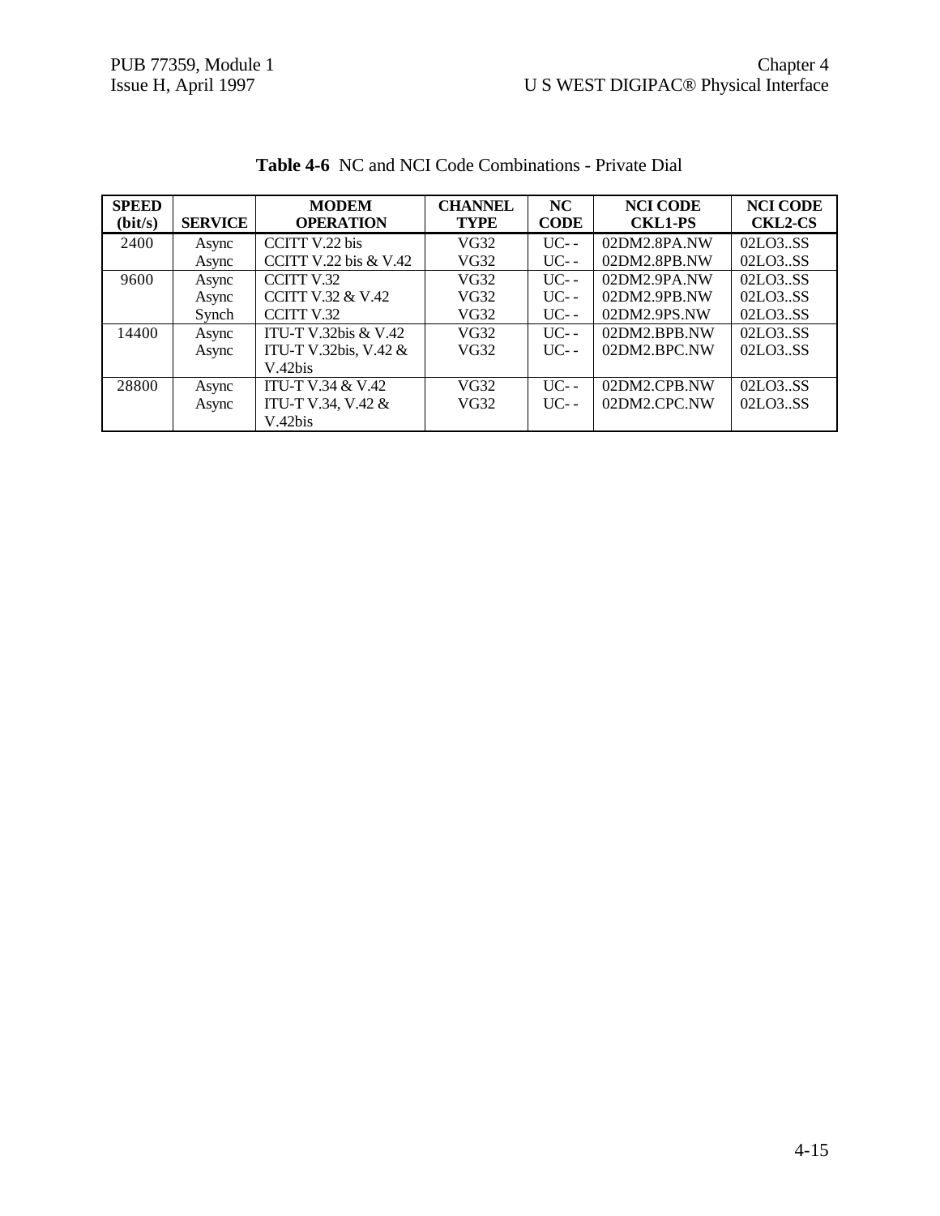**Table 4-6** NC and NCI Code Combinations - Private Dial

| SPEED (bit/s) | SERVICE | MODEM OPERATION | CHANNEL TYPE | NC CODE | NCI CODE CKL1-PS | NCI CODE CKL2-CS |
|---|---|---|---|---|---|---|
| 2400 | Async | CCITT V.22 bis | VG32 | UC- - | 02DM2.8PA.NW | 02LO3..SS |
| | Async | CCITT V.22 bis & V.42 | VG32 | UC- - | 02DM2.8PB.NW | 02LO3..SS |
| 9600 | Async | CCITT V.32 | VG32 | UC- - | 02DM2.9PA.NW | 02LO3..SS |
| | Async | CCITT V.32 & V.42 | VG32 | UC- - | 02DM2.9PB.NW | 02LO3..SS |
| | Synch | CCITT V.32 | VG32 | UC- - | 02DM2.9PS.NW | 02LO3..SS |
| 14400 | Async | ITU-T V.32bis & V.42 | VG32 | UC- - | 02DM2.BPB.NW | 02LO3..SS |
| | Async | ITU-T V.32bis, V.42 & V.42bis | VG32 | UC- - | 02DM2.BPC.NW | 02LO3..SS |
| 28800 | Async | ITU-T V.34 & V.42 | VG32 | UC- - | 02DM2.CPB.NW | 02LO3..SS |
| | Async | ITU-T V.34, V.42 & V.42bis | VG32 | UC- - | 02DM2.CPC.NW | 02LO3..SS |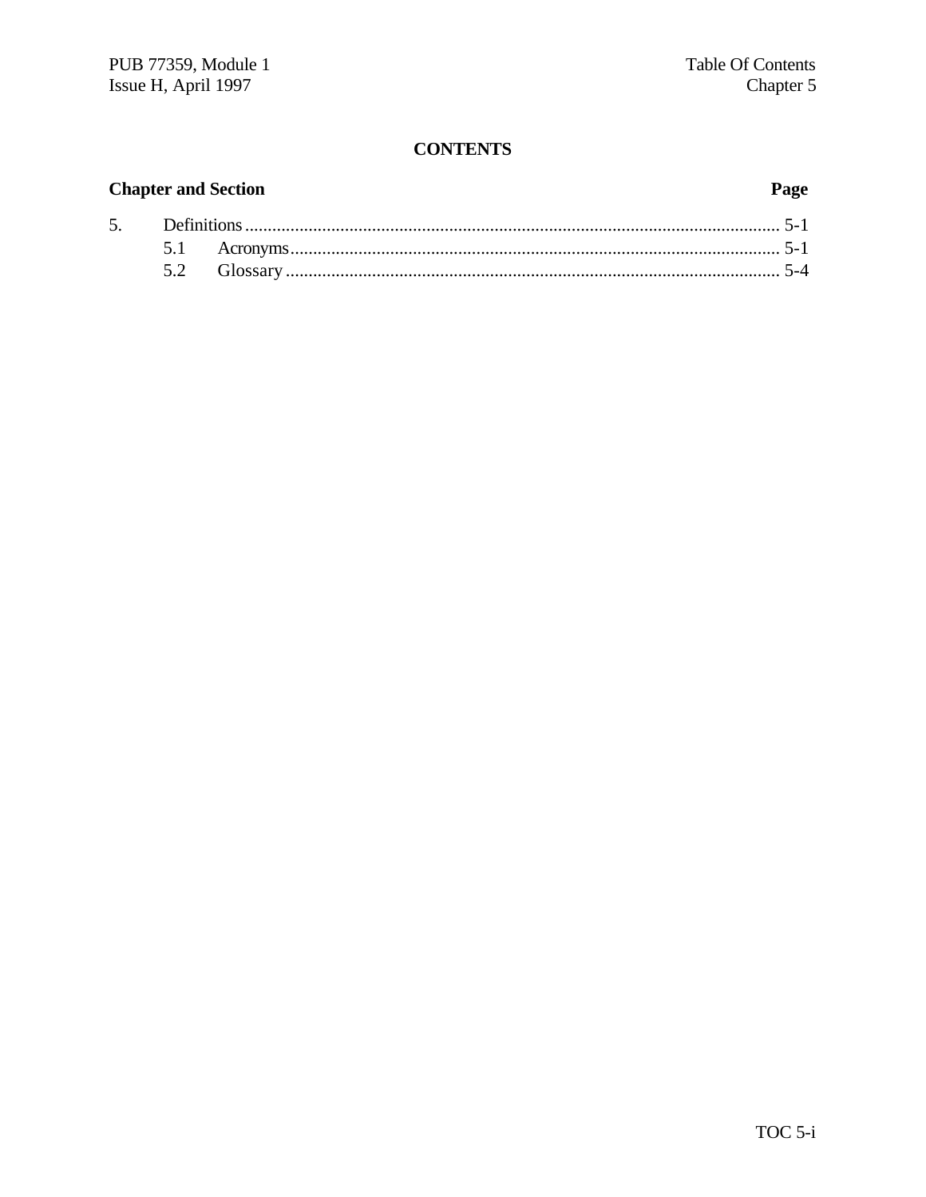**CONTENTS**

| Chapter and Section | | Page |
|---|---|---|
| 5. | Definitions | 5-1 |
| | 5.1 Acronyms | 5-1 |
| | 5.2 Glossary | 5-4 |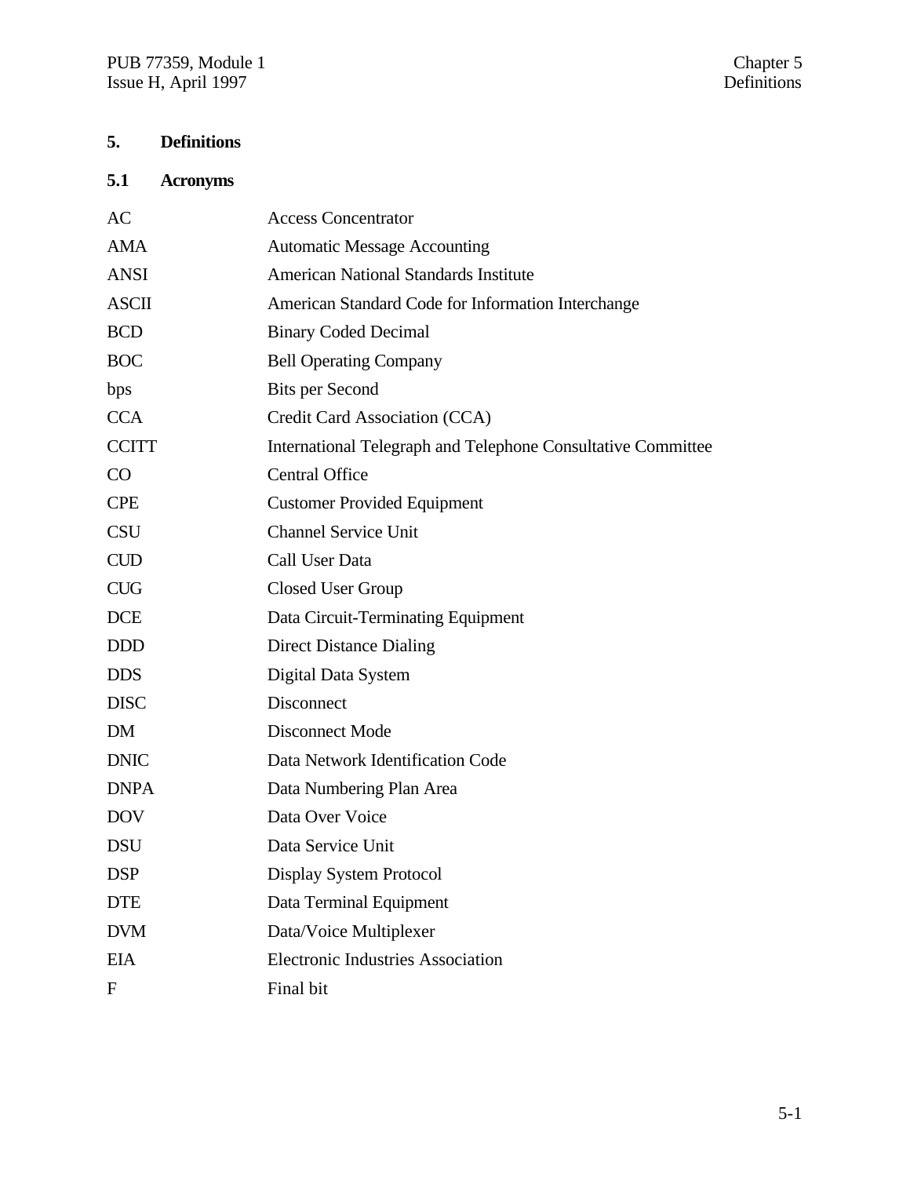# 5. Definitions

## 5.1 Acronyms

| | |
|---|---|
| AC | Access Concentrator |
| AMA | Automatic Message Accounting |
| ANSI | American National Standards Institute |
| ASCII | American Standard Code for Information Interchange |
| BCD | Binary Coded Decimal |
| BOC | Bell Operating Company |
| bps | Bits per Second |
| CCA | Credit Card Association (CCA) |
| CCITT | International Telegraph and Telephone Consultative Committee |
| CO | Central Office |
| CPE | Customer Provided Equipment |
| CSU | Channel Service Unit |
| CUD | Call User Data |
| CUG | Closed User Group |
| DCE | Data Circuit-Terminating Equipment |
| DDD | Direct Distance Dialing |
| DDS | Digital Data System |
| DISC | Disconnect |
| DM | Disconnect Mode |
| DNIC | Data Network Identification Code |
| DNPA | Data Numbering Plan Area |
| DOV | Data Over Voice |
| DSU | Data Service Unit |
| DSP | Display System Protocol |
| DTE | Data Terminal Equipment |
| DVM | Data/Voice Multiplexer |
| EIA | Electronic Industries Association |
| F | Final bit |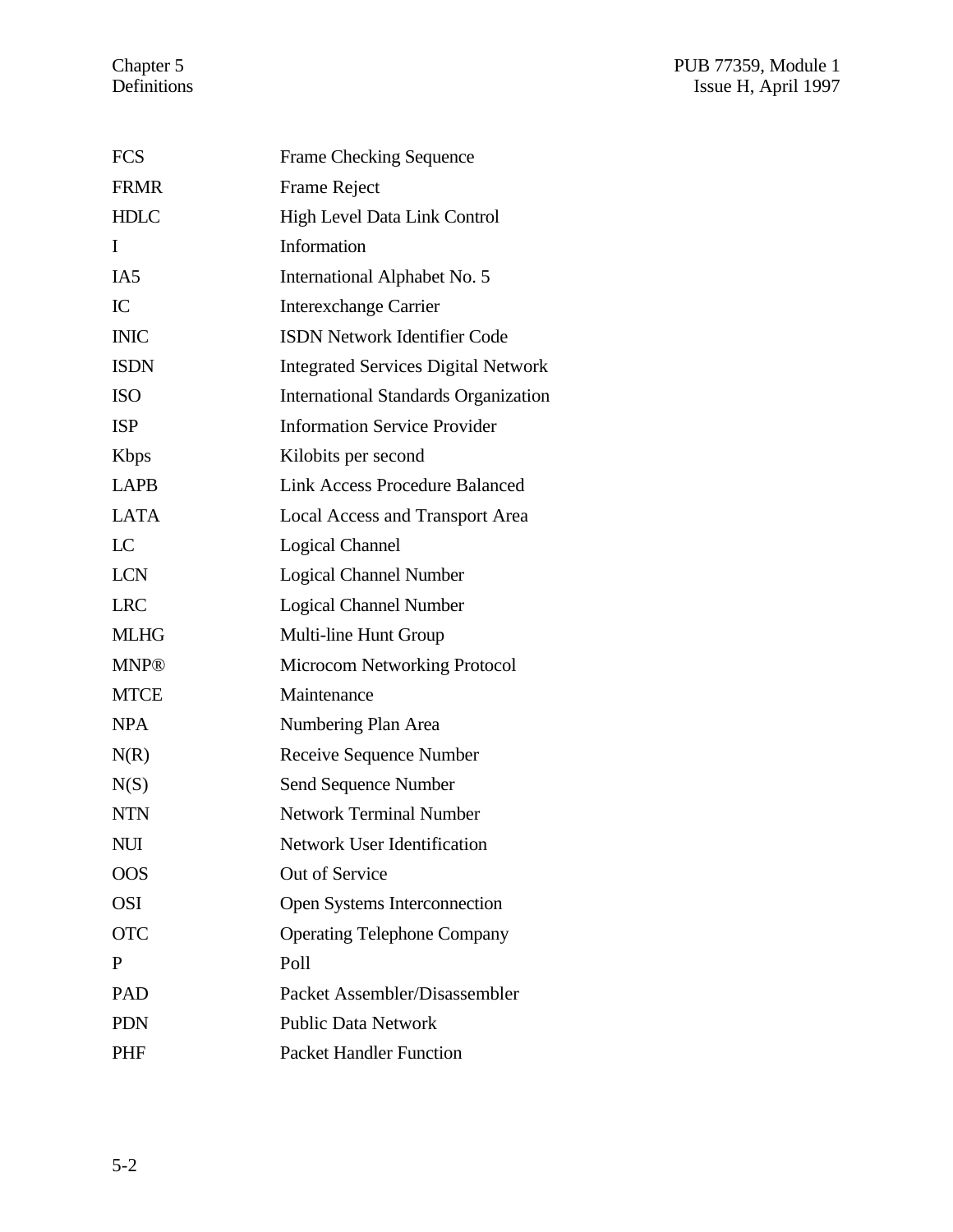| | |
|---|---|
| FCS | Frame Checking Sequence |
| FRMR | Frame Reject |
| HDLC | High Level Data Link Control |
| I | Information |
| IA5 | International Alphabet No. 5 |
| IC | Interexchange Carrier |
| INIC | ISDN Network Identifier Code |
| ISDN | Integrated Services Digital Network |
| ISO | International Standards Organization |
| ISP | Information Service Provider |
| Kbps | Kilobits per second |
| LAPB | Link Access Procedure Balanced |
| LATA | Local Access and Transport Area |
| LC | Logical Channel |
| LCN | Logical Channel Number |
| LRC | Logical Channel Number |
| MLHG | Multi-line Hunt Group |
| MNP® | Microcom Networking Protocol |
| MTCE | Maintenance |
| NPA | Numbering Plan Area |
| N(R) | Receive Sequence Number |
| N(S) | Send Sequence Number |
| NTN | Network Terminal Number |
| NUI | Network User Identification |
| OOS | Out of Service |
| OSI | Open Systems Interconnection |
| OTC | Operating Telephone Company |
| P | Poll |
| PAD | Packet Assembler/Disassembler |
| PDN | Public Data Network |
| PHF | Packet Handler Function |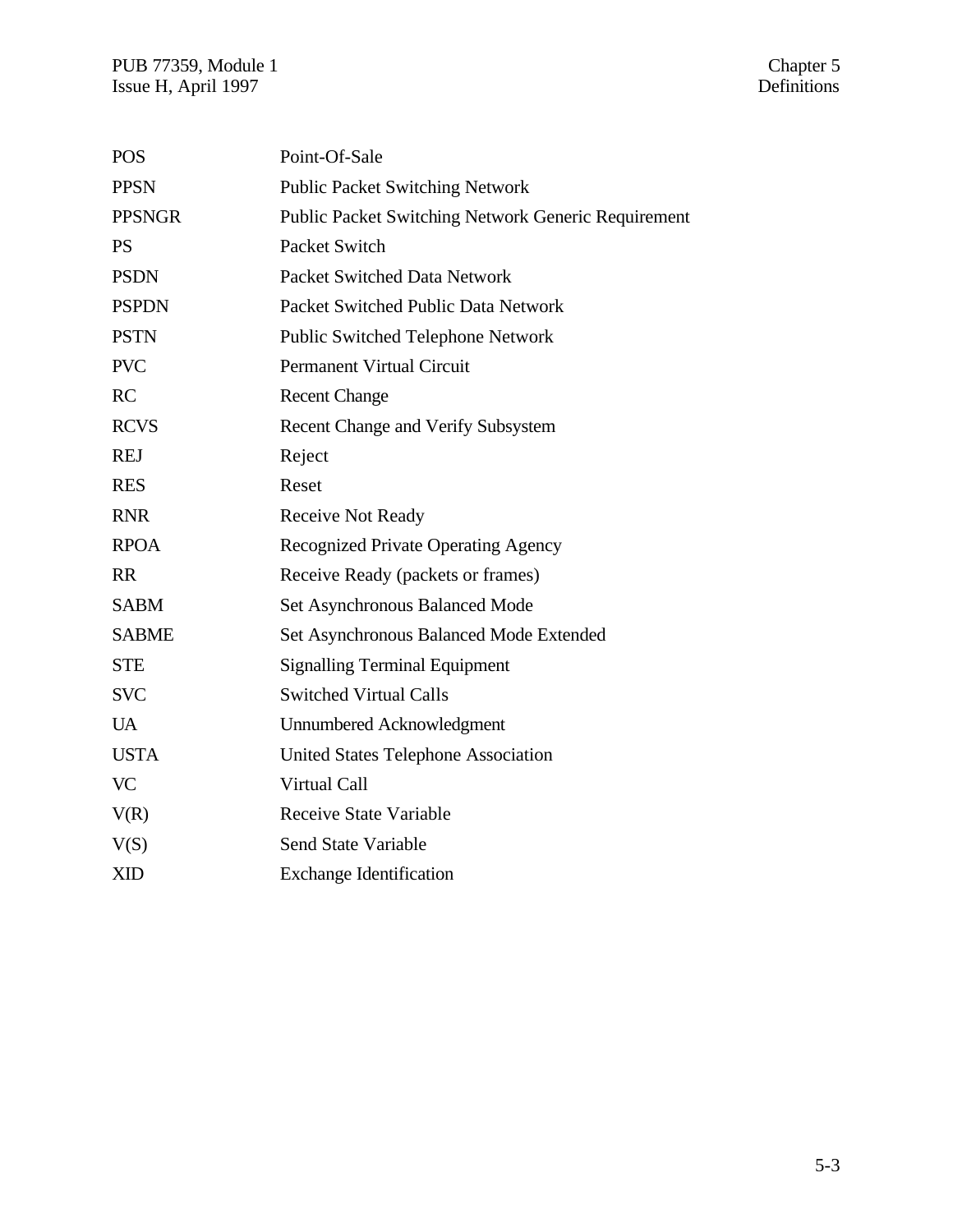| | |
|---|---|
| POS | Point-Of-Sale |
| PPSN | Public Packet Switching Network |
| PPSNGR | Public Packet Switching Network Generic Requirement |
| PS | Packet Switch |
| PSDN | Packet Switched Data Network |
| PSPDN | Packet Switched Public Data Network |
| PSTN | Public Switched Telephone Network |
| PVC | Permanent Virtual Circuit |
| RC | Recent Change |
| RCVS | Recent Change and Verify Subsystem |
| REJ | Reject |
| RES | Reset |
| RNR | Receive Not Ready |
| RPOA | Recognized Private Operating Agency |
| RR | Receive Ready (packets or frames) |
| SABM | Set Asynchronous Balanced Mode |
| SABME | Set Asynchronous Balanced Mode Extended |
| STE | Signalling Terminal Equipment |
| SVC | Switched Virtual Calls |
| UA | Unnumbered Acknowledgment |
| USTA | United States Telephone Association |
| VC | Virtual Call |
| V(R) | Receive State Variable |
| V(S) | Send State Variable |
| XID | Exchange Identification |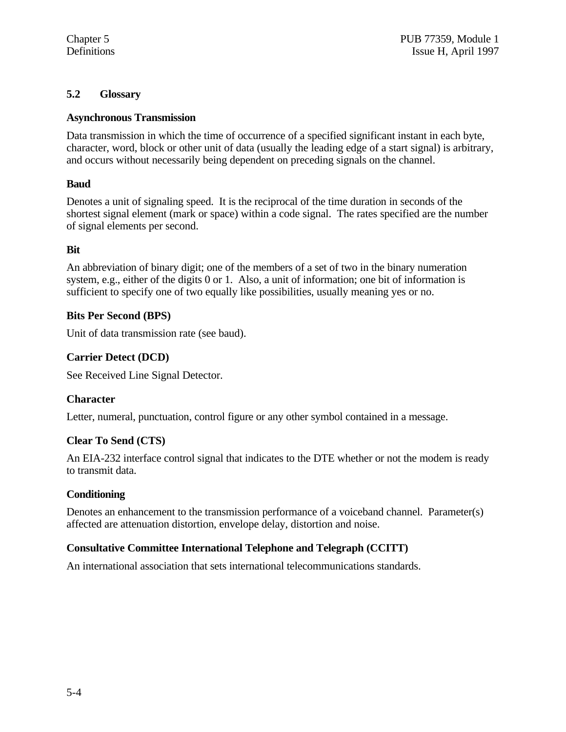## 5.2 Glossary

### Asynchronous Transmission

Data transmission in which the time of occurrence of a specified significant instant in each byte, character, word, block or other unit of data (usually the leading edge of a start signal) is arbitrary, and occurs without necessarily being dependent on preceding signals on the channel.

### Baud

Denotes a unit of signaling speed. It is the reciprocal of the time duration in seconds of the shortest signal element (mark or space) within a code signal. The rates specified are the number of signal elements per second.

### Bit

An abbreviation of binary digit; one of the members of a set of two in the binary numeration system, e.g., either of the digits 0 or 1. Also, a unit of information; one bit of information is sufficient to specify one of two equally like possibilities, usually meaning yes or no.

### Bits Per Second (BPS)

Unit of data transmission rate (see baud).

### Carrier Detect (DCD)

See Received Line Signal Detector.

### Character

Letter, numeral, punctuation, control figure or any other symbol contained in a message.

### Clear To Send (CTS)

An EIA-232 interface control signal that indicates to the DTE whether or not the modem is ready to transmit data.

### Conditioning

Denotes an enhancement to the transmission performance of a voiceband channel. Parameter(s) affected are attenuation distortion, envelope delay, distortion and noise.

### Consultative Committee International Telephone and Telegraph (CCITT)

An international association that sets international telecommunications standards.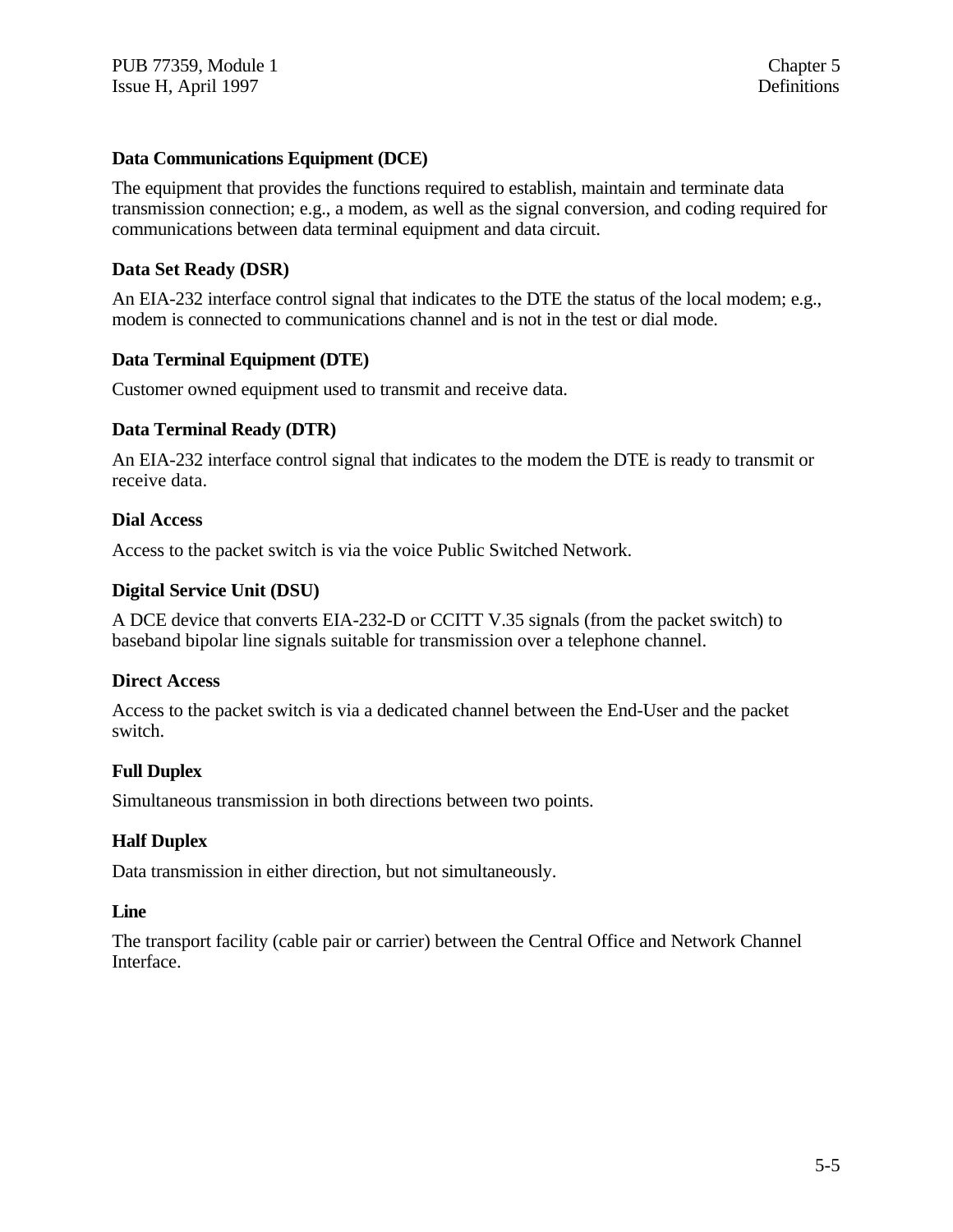**Data Communications Equipment (DCE)**

The equipment that provides the functions required to establish, maintain and terminate data transmission connection; e.g., a modem, as well as the signal conversion, and coding required for communications between data terminal equipment and data circuit.

**Data Set Ready (DSR)**

An EIA-232 interface control signal that indicates to the DTE the status of the local modem; e.g., modem is connected to communications channel and is not in the test or dial mode.

**Data Terminal Equipment (DTE)**

Customer owned equipment used to transmit and receive data.

**Data Terminal Ready (DTR)**

An EIA-232 interface control signal that indicates to the modem the DTE is ready to transmit or receive data.

**Dial Access**

Access to the packet switch is via the voice Public Switched Network.

**Digital Service Unit (DSU)**

A DCE device that converts EIA-232-D or CCITT V.35 signals (from the packet switch) to baseband bipolar line signals suitable for transmission over a telephone channel.

**Direct Access**

Access to the packet switch is via a dedicated channel between the End-User and the packet switch.

**Full Duplex**

Simultaneous transmission in both directions between two points.

**Half Duplex**

Data transmission in either direction, but not simultaneously.

**Line**

The transport facility (cable pair or carrier) between the Central Office and Network Channel Interface.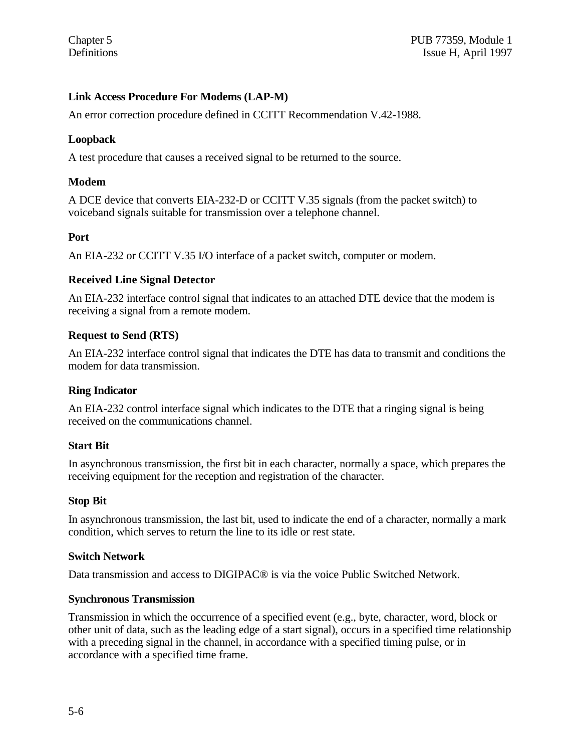**Link Access Procedure For Modems (LAP-M)**

An error correction procedure defined in CCITT Recommendation V.42-1988.

**Loopback**

A test procedure that causes a received signal to be returned to the source.

**Modem**

A DCE device that converts EIA-232-D or CCITT V.35 signals (from the packet switch) to voiceband signals suitable for transmission over a telephone channel.

**Port**

An EIA-232 or CCITT V.35 I/O interface of a packet switch, computer or modem.

**Received Line Signal Detector**

An EIA-232 interface control signal that indicates to an attached DTE device that the modem is receiving a signal from a remote modem.

**Request to Send (RTS)**

An EIA-232 interface control signal that indicates the DTE has data to transmit and conditions the modem for data transmission.

**Ring Indicator**

An EIA-232 control interface signal which indicates to the DTE that a ringing signal is being received on the communications channel.

**Start Bit**

In asynchronous transmission, the first bit in each character, normally a space, which prepares the receiving equipment for the reception and registration of the character.

**Stop Bit**

In asynchronous transmission, the last bit, used to indicate the end of a character, normally a mark condition, which serves to return the line to its idle or rest state.

**Switch Network**

Data transmission and access to DIGIPAC® is via the voice Public Switched Network.

**Synchronous Transmission**

Transmission in which the occurrence of a specified event (e.g., byte, character, word, block or other unit of data, such as the leading edge of a start signal), occurs in a specified time relationship with a preceding signal in the channel, in accordance with a specified timing pulse, or in accordance with a specified time frame.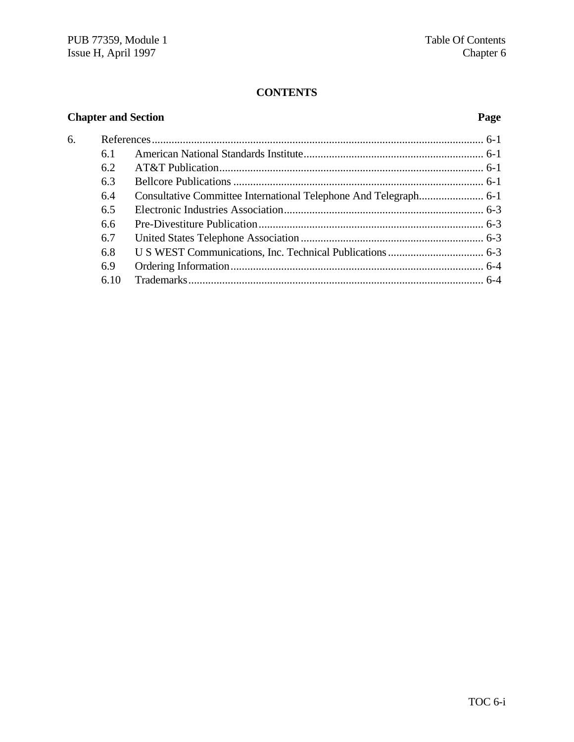# CONTENTS

| Chapter and Section | | Page |
|---|---|---|
| 6. | References | 6-1 |
| 6.1 | American National Standards Institute | 6-1 |
| 6.2 | AT&T Publication | 6-1 |
| 6.3 | Bellcore Publications | 6-1 |
| 6.4 | Consultative Committee International Telephone And Telegraph | 6-1 |
| 6.5 | Electronic Industries Association | 6-3 |
| 6.6 | Pre-Divestiture Publication | 6-3 |
| 6.7 | United States Telephone Association | 6-3 |
| 6.8 | U S WEST Communications, Inc. Technical Publications | 6-3 |
| 6.9 | Ordering Information | 6-4 |
| 6.10 | Trademarks | 6-4 |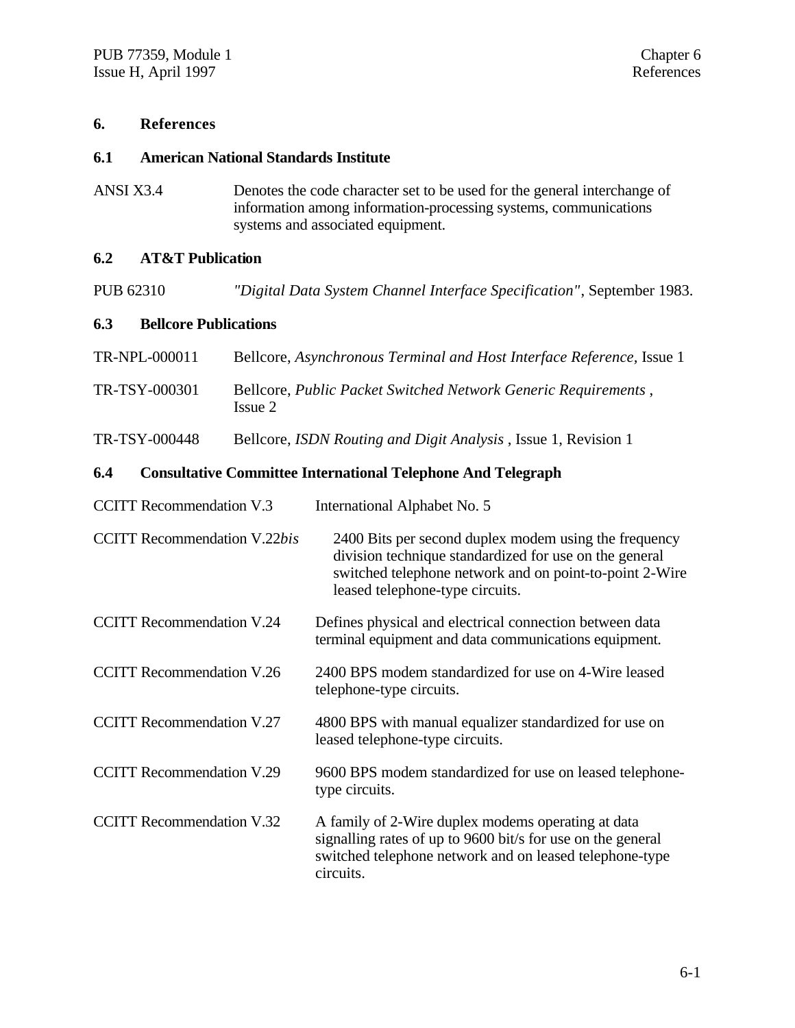# 6. References

## 6.1 American National Standards Institute

ANSI X3.4 — Denotes the code character set to be used for the general interchange of information among information-processing systems, communications systems and associated equipment.

## 6.2 AT&T Publication

PUB 62310 — *"Digital Data System Channel Interface Specification"*, September 1983.

## 6.3 Bellcore Publications

TR-NPL-000011 — Bellcore, *Asynchronous Terminal and Host Interface Reference,* Issue 1

TR-TSY-000301 — Bellcore, *Public Packet Switched Network Generic Requirements* , Issue 2

TR-TSY-000448 — Bellcore, *ISDN Routing and Digit Analysis* , Issue 1, Revision 1

## 6.4 Consultative Committee International Telephone And Telegraph

CCITT Recommendation V.3 — International Alphabet No. 5

CCITT Recommendation V.22*bis* — 2400 Bits per second duplex modem using the frequency division technique standardized for use on the general switched telephone network and on point-to-point 2-Wire leased telephone-type circuits.

CCITT Recommendation V.24 — Defines physical and electrical connection between data terminal equipment and data communications equipment.

CCITT Recommendation V.26 — 2400 BPS modem standardized for use on 4-Wire leased telephone-type circuits.

CCITT Recommendation V.27 — 4800 BPS with manual equalizer standardized for use on leased telephone-type circuits.

CCITT Recommendation V.29 — 9600 BPS modem standardized for use on leased telephone-type circuits.

CCITT Recommendation V.32 — A family of 2-Wire duplex modems operating at data signalling rates of up to 9600 bit/s for use on the general switched telephone network and on leased telephone-type circuits.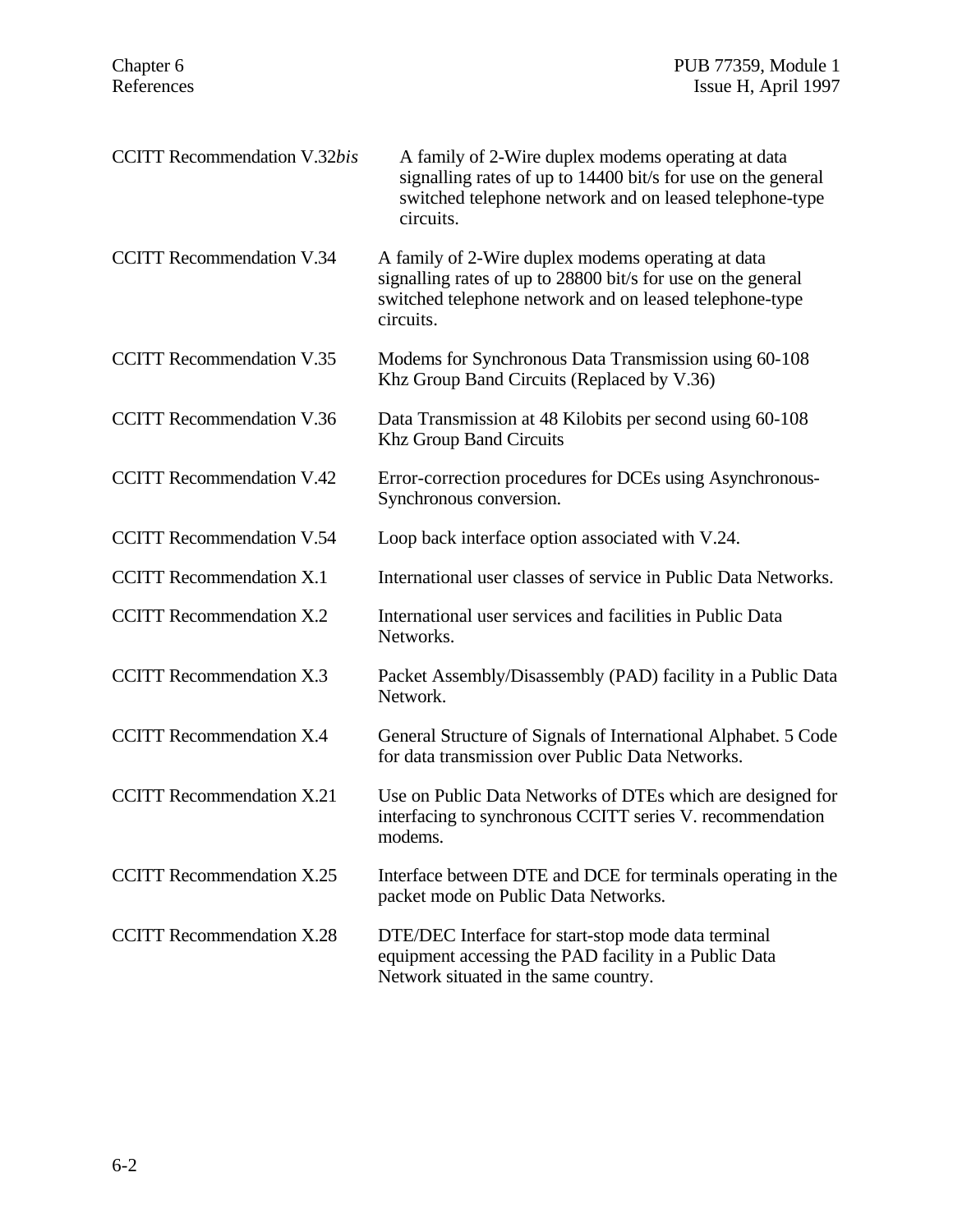| | |
|---|---|
| CCITT Recommendation V.32*bis* | A family of 2-Wire duplex modems operating at data signalling rates of up to 14400 bit/s for use on the general switched telephone network and on leased telephone-type circuits. |
| CCITT Recommendation V.34 | A family of 2-Wire duplex modems operating at data signalling rates of up to 28800 bit/s for use on the general switched telephone network and on leased telephone-type circuits. |
| CCITT Recommendation V.35 | Modems for Synchronous Data Transmission using 60-108 Khz Group Band Circuits (Replaced by V.36) |
| CCITT Recommendation V.36 | Data Transmission at 48 Kilobits per second using 60-108 Khz Group Band Circuits |
| CCITT Recommendation V.42 | Error-correction procedures for DCEs using Asynchronous-Synchronous conversion. |
| CCITT Recommendation V.54 | Loop back interface option associated with V.24. |
| CCITT Recommendation X.1 | International user classes of service in Public Data Networks. |
| CCITT Recommendation X.2 | International user services and facilities in Public Data Networks. |
| CCITT Recommendation X.3 | Packet Assembly/Disassembly (PAD) facility in a Public Data Network. |
| CCITT Recommendation X.4 | General Structure of Signals of International Alphabet. 5 Code for data transmission over Public Data Networks. |
| CCITT Recommendation X.21 | Use on Public Data Networks of DTEs which are designed for interfacing to synchronous CCITT series V. recommendation modems. |
| CCITT Recommendation X.25 | Interface between DTE and DCE for terminals operating in the packet mode on Public Data Networks. |
| CCITT Recommendation X.28 | DTE/DEC Interface for start-stop mode data terminal equipment accessing the PAD facility in a Public Data Network situated in the same country. |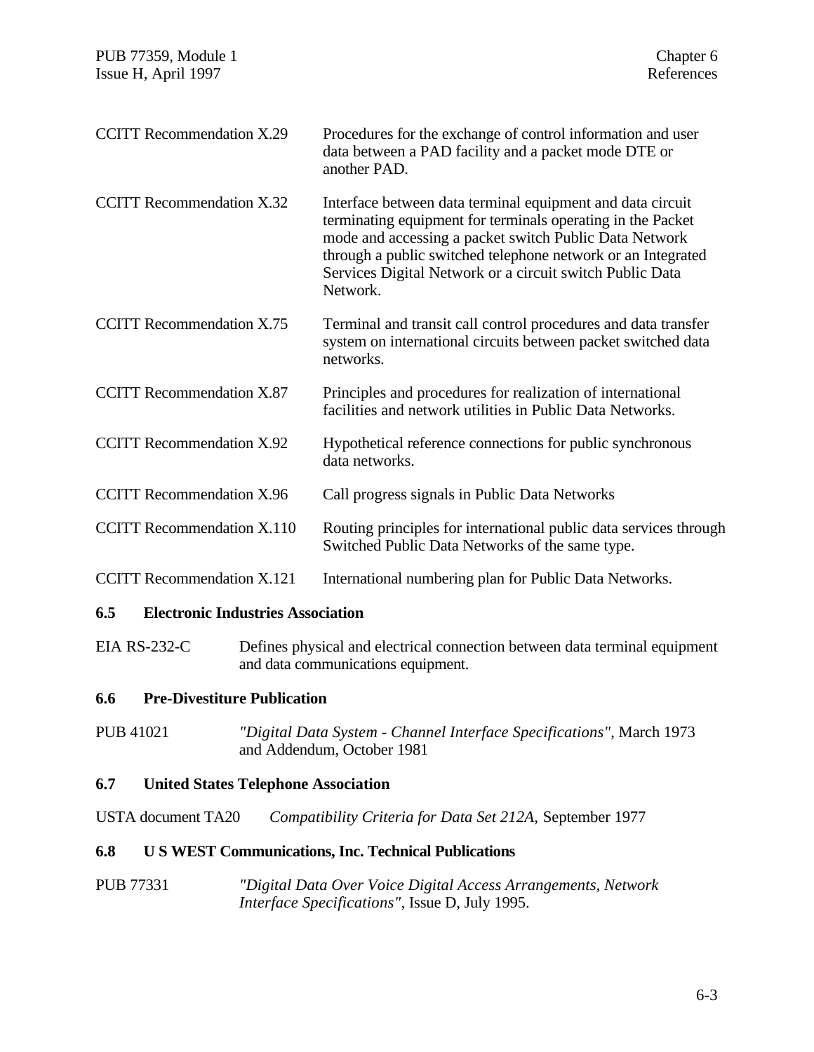| | |
|---|---|
| CCITT Recommendation X.29 | Procedures for the exchange of control information and user data between a PAD facility and a packet mode DTE or another PAD. |
| CCITT Recommendation X.32 | Interface between data terminal equipment and data circuit terminating equipment for terminals operating in the Packet mode and accessing a packet switch Public Data Network through a public switched telephone network or an Integrated Services Digital Network or a circuit switch Public Data Network. |
| CCITT Recommendation X.75 | Terminal and transit call control procedures and data transfer system on international circuits between packet switched data networks. |
| CCITT Recommendation X.87 | Principles and procedures for realization of international facilities and network utilities in Public Data Networks. |
| CCITT Recommendation X.92 | Hypothetical reference connections for public synchronous data networks. |
| CCITT Recommendation X.96 | Call progress signals in Public Data Networks |
| CCITT Recommendation X.110 | Routing principles for international public data services through Switched Public Data Networks of the same type. |
| CCITT Recommendation X.121 | International numbering plan for Public Data Networks. |

## 6.5 Electronic Industries Association

| | |
|---|---|
| EIA RS-232-C | Defines physical and electrical connection between data terminal equipment and data communications equipment. |

## 6.6 Pre-Divestiture Publication

| | |
|---|---|
| PUB 41021 | *"Digital Data System - Channel Interface Specifications"*, March 1973 and Addendum, October 1981 |

## 6.7 United States Telephone Association

| | |
|---|---|
| USTA document TA20 | *Compatibility Criteria for Data Set 212A,* September 1977 |

## 6.8 U S WEST Communications, Inc. Technical Publications

| | |
|---|---|
| PUB 77331 | *"Digital Data Over Voice Digital Access Arrangements, Network Interface Specifications"*, Issue D, July 1995. |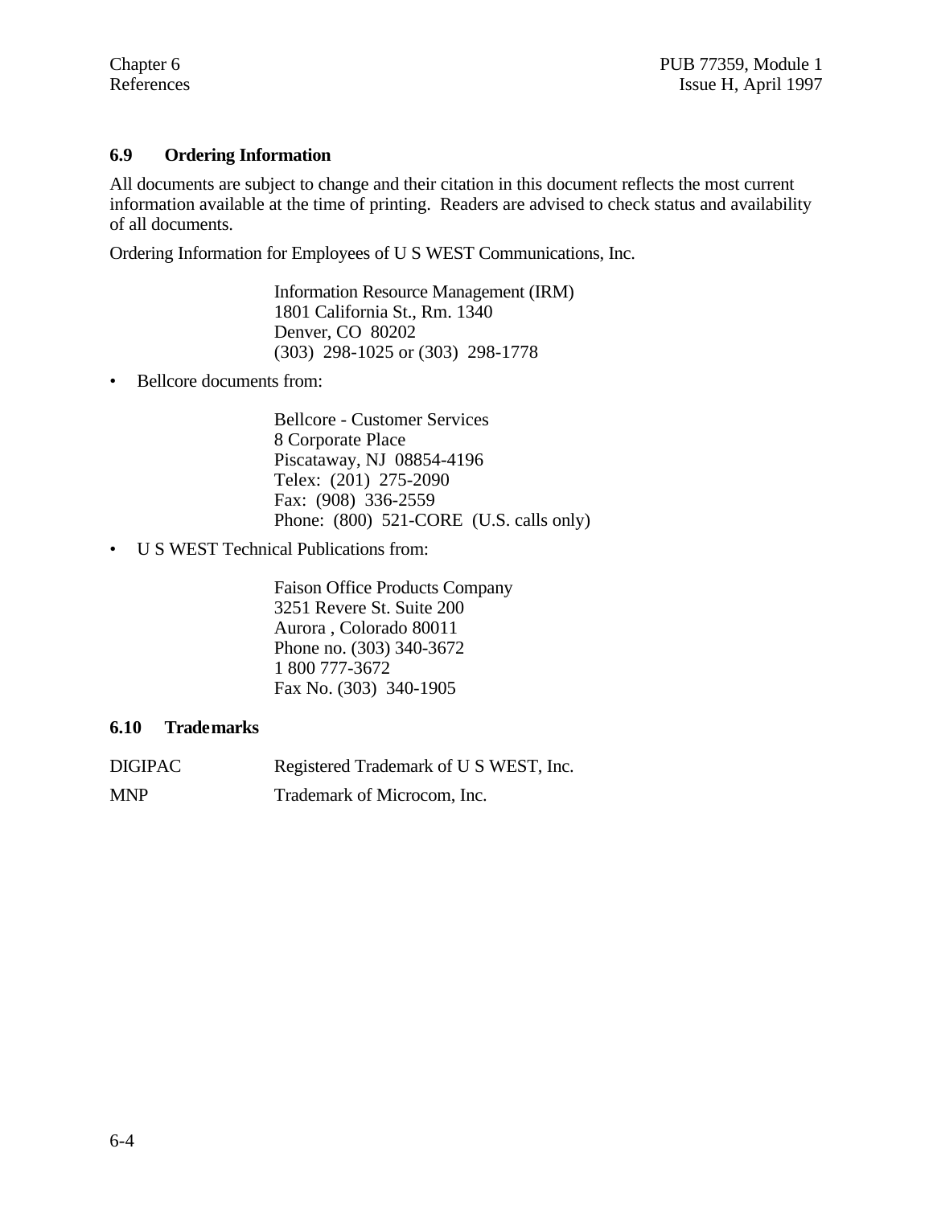### 6.9 Ordering Information

All documents are subject to change and their citation in this document reflects the most current information available at the time of printing. Readers are advised to check status and availability of all documents.

Ordering Information for Employees of U S WEST Communications, Inc.

> Information Resource Management (IRM)
> 1801 California St., Rm. 1340
> Denver, CO 80202
> (303) 298-1025 or (303) 298-1778

- Bellcore documents from:

> Bellcore - Customer Services
> 8 Corporate Place
> Piscataway, NJ 08854-4196
> Telex: (201) 275-2090
> Fax: (908) 336-2559
> Phone: (800) 521-CORE (U.S. calls only)

- U S WEST Technical Publications from:

> Faison Office Products Company
> 3251 Revere St. Suite 200
> Aurora , Colorado 80011
> Phone no. (303) 340-3672
> 1 800 777-3672
> Fax No. (303) 340-1905

### 6.10 Trademarks

| | |
|---|---|
| DIGIPAC | Registered Trademark of U S WEST, Inc. |
| MNP | Trademark of Microcom, Inc. |